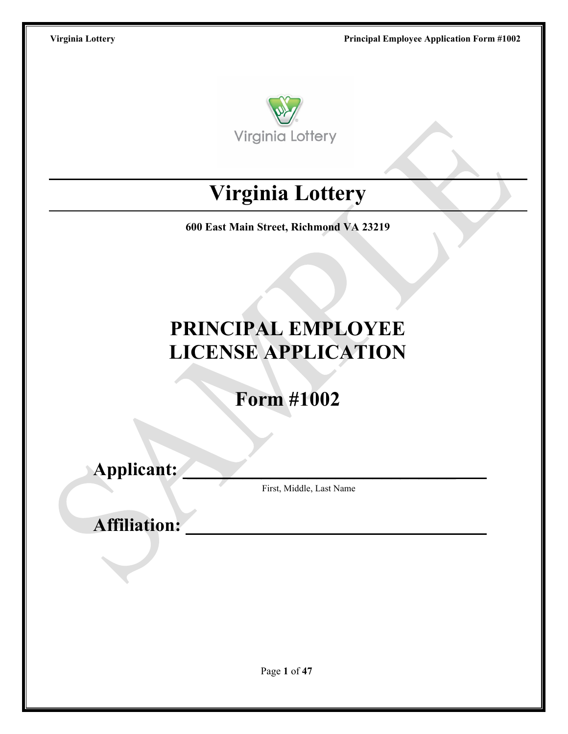# Virginia Lottery

**600 East Main Street, Richmond VA 23219**

# PRINCIPAL EMPLOYEE LICENSE APPLICATION

# Form #1002

**Applicant:** ________________________________

First, Middle, Last Name

**Affiliation:** ________________________________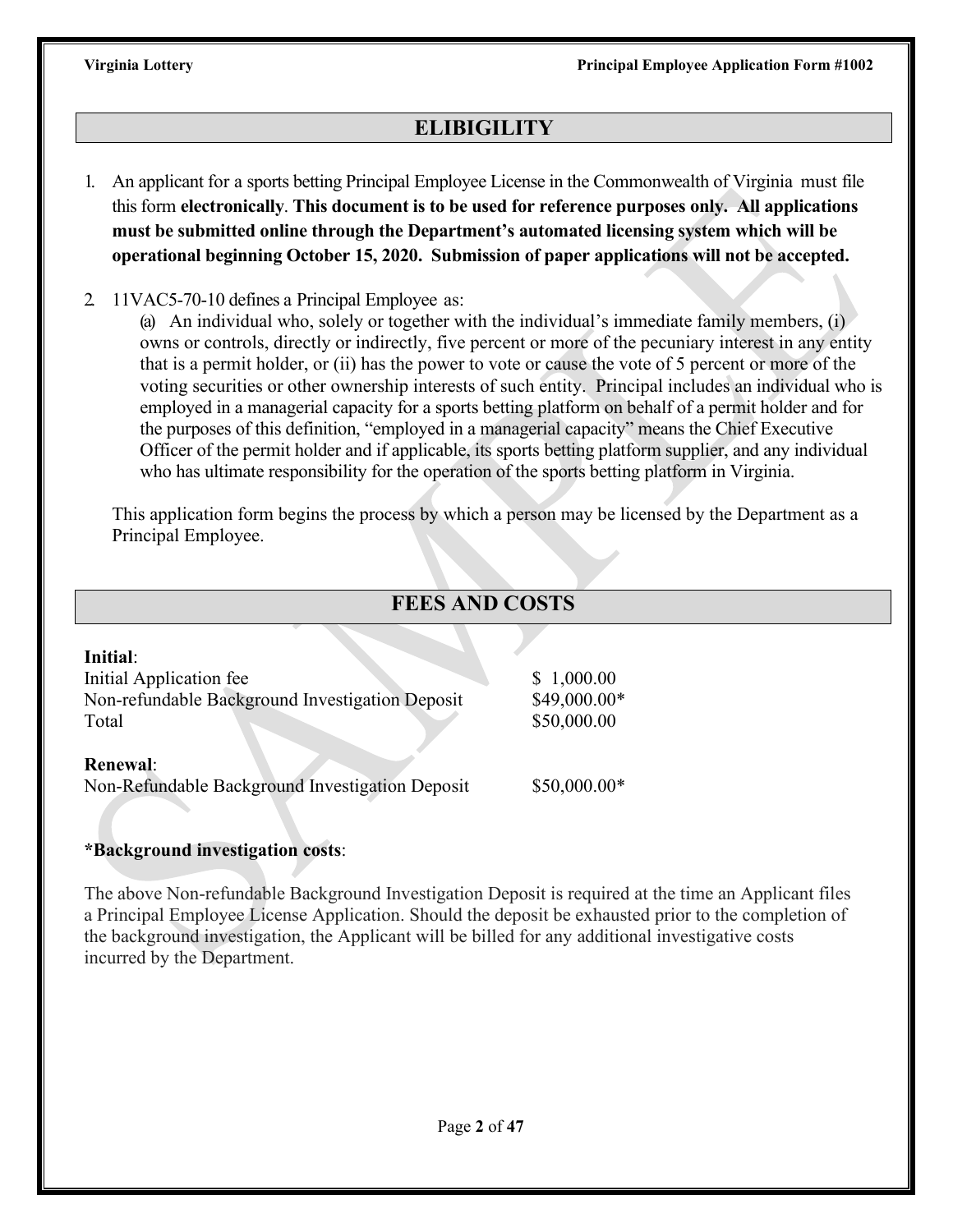## ELIBIGILITY

1. An applicant for a sports betting Principal Employee License in the Commonwealth of Virginia must file this form **electronically**. **This document is to be used for reference purposes only. All applications must be submitted online through the Department's automated licensing system which will be operational beginning October 15, 2020. Submission of paper applications will not be accepted.**

2. 11VAC5-70-10 defines a Principal Employee as:

   (a) An individual who, solely or together with the individual's immediate family members, (i) owns or controls, directly or indirectly, five percent or more of the pecuniary interest in any entity that is a permit holder, or (ii) has the power to vote or cause the vote of 5 percent or more of the voting securities or other ownership interests of such entity. Principal includes an individual who is employed in a managerial capacity for a sports betting platform on behalf of a permit holder and for the purposes of this definition, "employed in a managerial capacity" means the Chief Executive Officer of the permit holder and if applicable, its sports betting platform supplier, and any individual who has ultimate responsibility for the operation of the sports betting platform in Virginia.

   This application form begins the process by which a person may be licensed by the Department as a Principal Employee.

## FEES AND COSTS

**Initial**:

| | |
|---|---|
| Initial Application fee | $ 1,000.00 |
| Non-refundable Background Investigation Deposit | $49,000.00* |
| Total | $50,000.00 |

**Renewal**:

| | |
|---|---|
| Non-Refundable Background Investigation Deposit | $50,000.00* |

**\*Background investigation costs**:

The above Non-refundable Background Investigation Deposit is required at the time an Applicant files a Principal Employee License Application. Should the deposit be exhausted prior to the completion of the background investigation, the Applicant will be billed for any additional investigative costs incurred by the Department.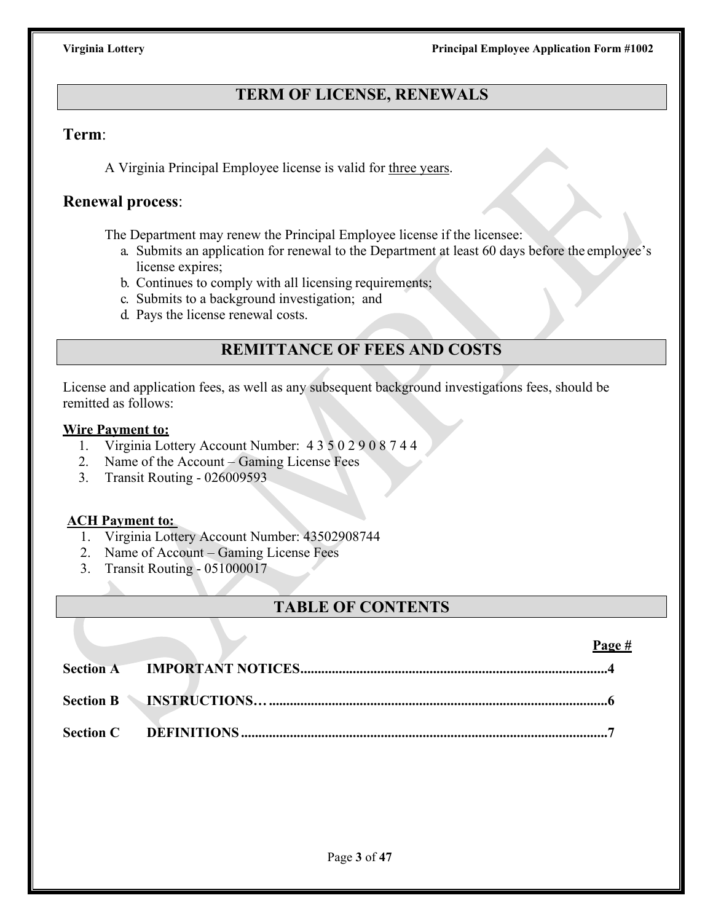## TERM OF LICENSE, RENEWALS

### Term:

A Virginia Principal Employee license is valid for <u>three years</u>.

### Renewal process:

The Department may renew the Principal Employee license if the licensee:

a. Submits an application for renewal to the Department at least 60 days before the employee's license expires;
b. Continues to comply with all licensing requirements;
c. Submits to a background investigation; and
d. Pays the license renewal costs.

## REMITTANCE OF FEES AND COSTS

License and application fees, as well as any subsequent background investigations fees, should be remitted as follows:

**<u>Wire Payment to:</u>**

1. Virginia Lottery Account Number: 4 3 5 0 2 9 0 8 7 4 4
2. Name of the Account – Gaming License Fees
3. Transit Routing - 026009593

**<u>ACH Payment to:</u>**

1. Virginia Lottery Account Number: 43502908744
2. Name of Account – Gaming License Fees
3. Transit Routing - 051000017

## TABLE OF CONTENTS

| | | Page # |
|---|---|---|
| **Section A** | **IMPORTANT NOTICES** | **4** |
| **Section B** | **INSTRUCTIONS…** | **6** |
| **Section C** | **DEFINITIONS** | **7** |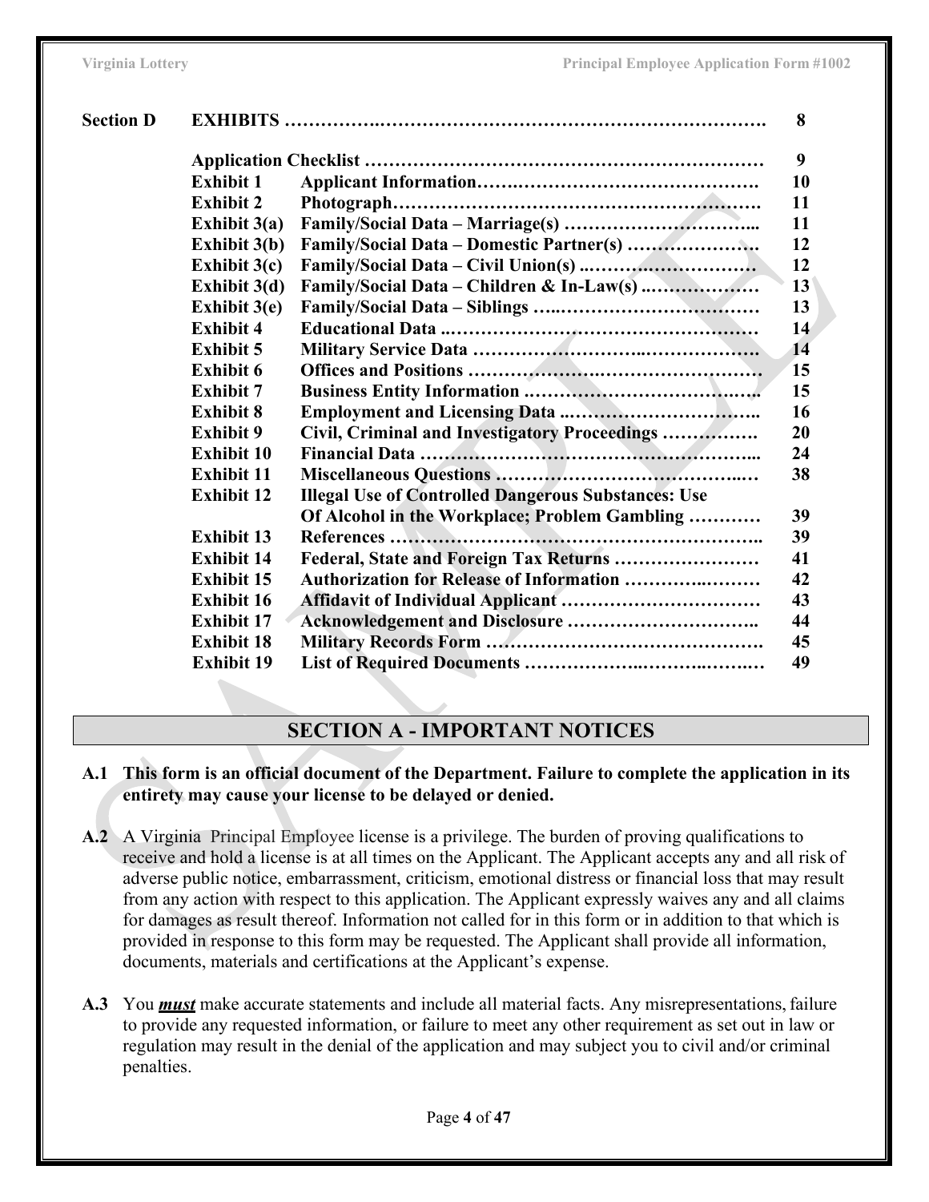| | | |
|---|---|---|
| **Section D** | **EXHIBITS** | **8** |
| | **Application Checklist** | **9** |
| **Exhibit 1** | **Applicant Information** | **10** |
| **Exhibit 2** | **Photograph** | **11** |
| **Exhibit 3(a)** | **Family/Social Data – Marriage(s)** | **11** |
| **Exhibit 3(b)** | **Family/Social Data – Domestic Partner(s)** | **12** |
| **Exhibit 3(c)** | **Family/Social Data – Civil Union(s)** | **12** |
| **Exhibit 3(d)** | **Family/Social Data – Children & In-Law(s)** | **13** |
| **Exhibit 3(e)** | **Family/Social Data – Siblings** | **13** |
| **Exhibit 4** | **Educational Data** | **14** |
| **Exhibit 5** | **Military Service Data** | **14** |
| **Exhibit 6** | **Offices and Positions** | **15** |
| **Exhibit 7** | **Business Entity Information** | **15** |
| **Exhibit 8** | **Employment and Licensing Data** | **16** |
| **Exhibit 9** | **Civil, Criminal and Investigatory Proceedings** | **20** |
| **Exhibit 10** | **Financial Data** | **24** |
| **Exhibit 11** | **Miscellaneous Questions** | **38** |
| **Exhibit 12** | **Illegal Use of Controlled Dangerous Substances: Use Of Alcohol in the Workplace; Problem Gambling** | **39** |
| **Exhibit 13** | **References** | **39** |
| **Exhibit 14** | **Federal, State and Foreign Tax Returns** | **41** |
| **Exhibit 15** | **Authorization for Release of Information** | **42** |
| **Exhibit 16** | **Affidavit of Individual Applicant** | **43** |
| **Exhibit 17** | **Acknowledgement and Disclosure** | **44** |
| **Exhibit 18** | **Military Records Form** | **45** |
| **Exhibit 19** | **List of Required Documents** | **49** |

## SECTION A - IMPORTANT NOTICES

**A.1 This form is an official document of the Department. Failure to complete the application in its entirety may cause your license to be delayed or denied.**

**A.2** A Virginia Principal Employee license is a privilege. The burden of proving qualifications to receive and hold a license is at all times on the Applicant. The Applicant accepts any and all risk of adverse public notice, embarrassment, criticism, emotional distress or financial loss that may result from any action with respect to this application. The Applicant expressly waives any and all claims for damages as result thereof. Information not called for in this form or in addition to that which is provided in response to this form may be requested. The Applicant shall provide all information, documents, materials and certifications at the Applicant's expense.

**A.3** You ***must*** make accurate statements and include all material facts. Any misrepresentations, failure to provide any requested information, or failure to meet any other requirement as set out in law or regulation may result in the denial of the application and may subject you to civil and/or criminal penalties.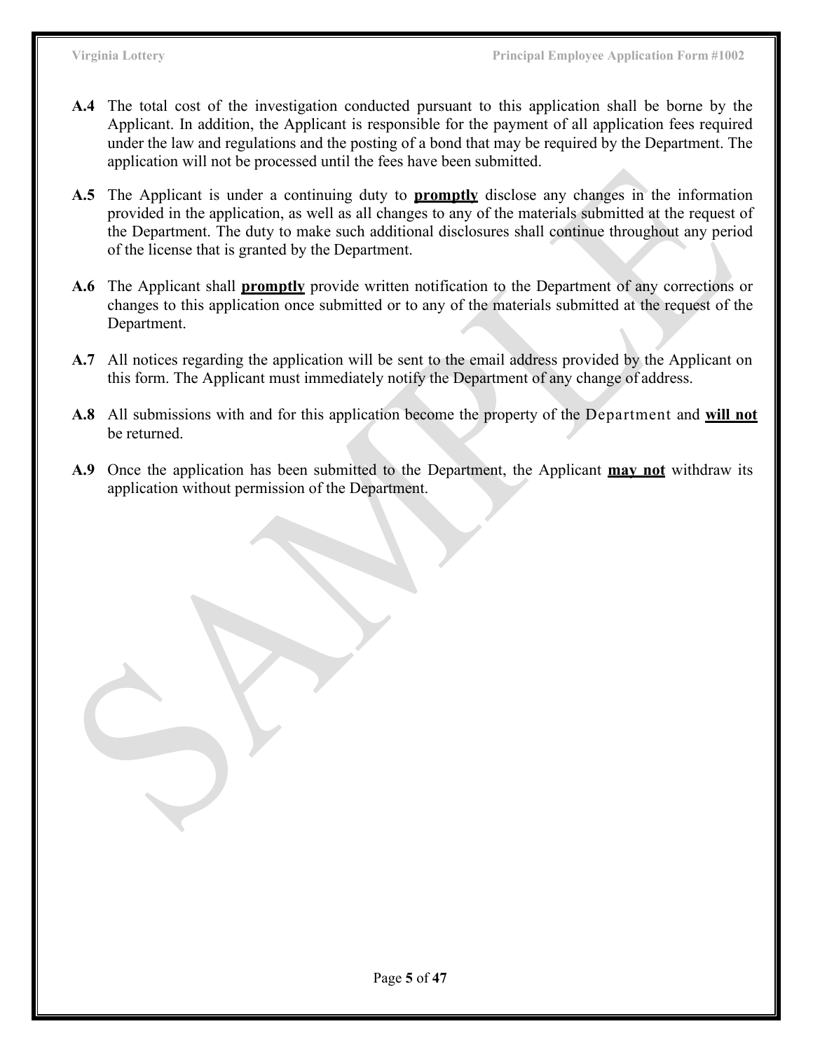**A.4** The total cost of the investigation conducted pursuant to this application shall be borne by the Applicant. In addition, the Applicant is responsible for the payment of all application fees required under the law and regulations and the posting of a bond that may be required by the Department. The application will not be processed until the fees have been submitted.

**A.5** The Applicant is under a continuing duty to **promptly** disclose any changes in the information provided in the application, as well as all changes to any of the materials submitted at the request of the Department. The duty to make such additional disclosures shall continue throughout any period of the license that is granted by the Department.

**A.6** The Applicant shall **promptly** provide written notification to the Department of any corrections or changes to this application once submitted or to any of the materials submitted at the request of the Department.

**A.7** All notices regarding the application will be sent to the email address provided by the Applicant on this form. The Applicant must immediately notify the Department of any change of address.

**A.8** All submissions with and for this application become the property of the Department and **will not** be returned.

**A.9** Once the application has been submitted to the Department, the Applicant **may not** withdraw its application without permission of the Department.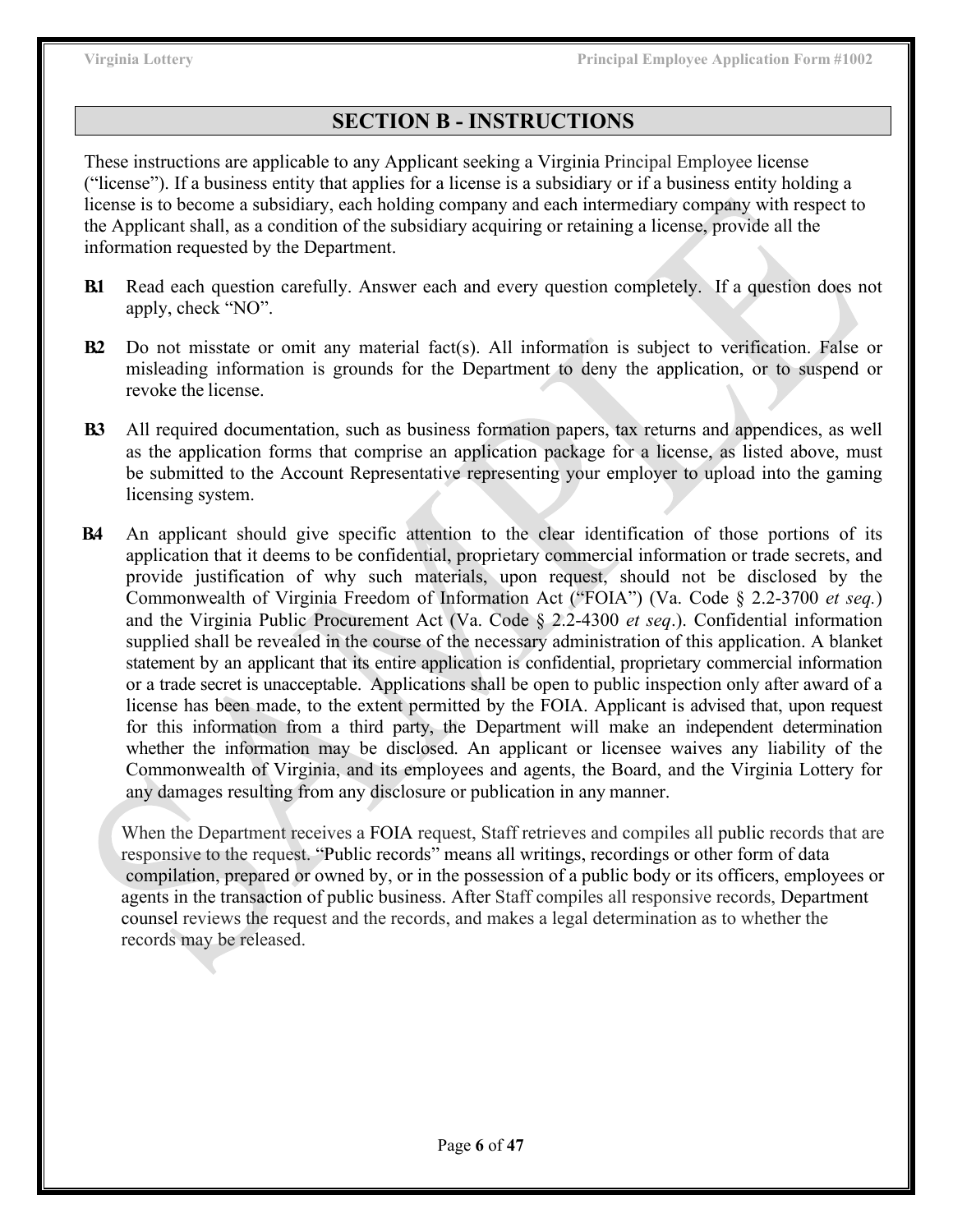## SECTION B - INSTRUCTIONS

These instructions are applicable to any Applicant seeking a Virginia Principal Employee license ("license"). If a business entity that applies for a license is a subsidiary or if a business entity holding a license is to become a subsidiary, each holding company and each intermediary company with respect to the Applicant shall, as a condition of the subsidiary acquiring or retaining a license, provide all the information requested by the Department.

**B.1** Read each question carefully. Answer each and every question completely. If a question does not apply, check "NO".

**B.2** Do not misstate or omit any material fact(s). All information is subject to verification. False or misleading information is grounds for the Department to deny the application, or to suspend or revoke the license.

**B.3** All required documentation, such as business formation papers, tax returns and appendices, as well as the application forms that comprise an application package for a license, as listed above, must be submitted to the Account Representative representing your employer to upload into the gaming licensing system.

**B.4** An applicant should give specific attention to the clear identification of those portions of its application that it deems to be confidential, proprietary commercial information or trade secrets, and provide justification of why such materials, upon request, should not be disclosed by the Commonwealth of Virginia Freedom of Information Act ("FOIA") (Va. Code § 2.2-3700 *et seq.*) and the Virginia Public Procurement Act (Va. Code § 2.2-4300 *et seq*.). Confidential information supplied shall be revealed in the course of the necessary administration of this application. A blanket statement by an applicant that its entire application is confidential, proprietary commercial information or a trade secret is unacceptable. Applications shall be open to public inspection only after award of a license has been made, to the extent permitted by the FOIA. Applicant is advised that, upon request for this information from a third party, the Department will make an independent determination whether the information may be disclosed. An applicant or licensee waives any liability of the Commonwealth of Virginia, and its employees and agents, the Board, and the Virginia Lottery for any damages resulting from any disclosure or publication in any manner.

When the Department receives a FOIA request, Staff retrieves and compiles all public records that are responsive to the request. "Public records" means all writings, recordings or other form of data compilation, prepared or owned by, or in the possession of a public body or its officers, employees or agents in the transaction of public business. After Staff compiles all responsive records, Department counsel reviews the request and the records, and makes a legal determination as to whether the records may be released.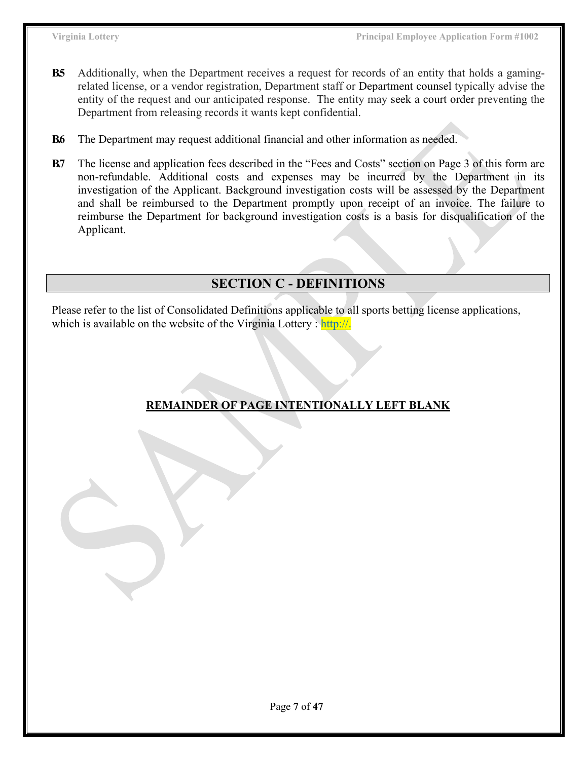**B5** Additionally, when the Department receives a request for records of an entity that holds a gaming-related license, or a vendor registration, Department staff or Department counsel typically advise the entity of the request and our anticipated response. The entity may seek a court order preventing the Department from releasing records it wants kept confidential.

**B6** The Department may request additional financial and other information as needed.

**B7** The license and application fees described in the "Fees and Costs" section on Page 3 of this form are non-refundable. Additional costs and expenses may be incurred by the Department in its investigation of the Applicant. Background investigation costs will be assessed by the Department and shall be reimbursed to the Department promptly upon receipt of an invoice. The failure to reimburse the Department for background investigation costs is a basis for disqualification of the Applicant.

## SECTION C - DEFINITIONS

Please refer to the list of Consolidated Definitions applicable to all sports betting license applications, which is available on the website of the Virginia Lottery : http://.

**REMAINDER OF PAGE INTENTIONALLY LEFT BLANK**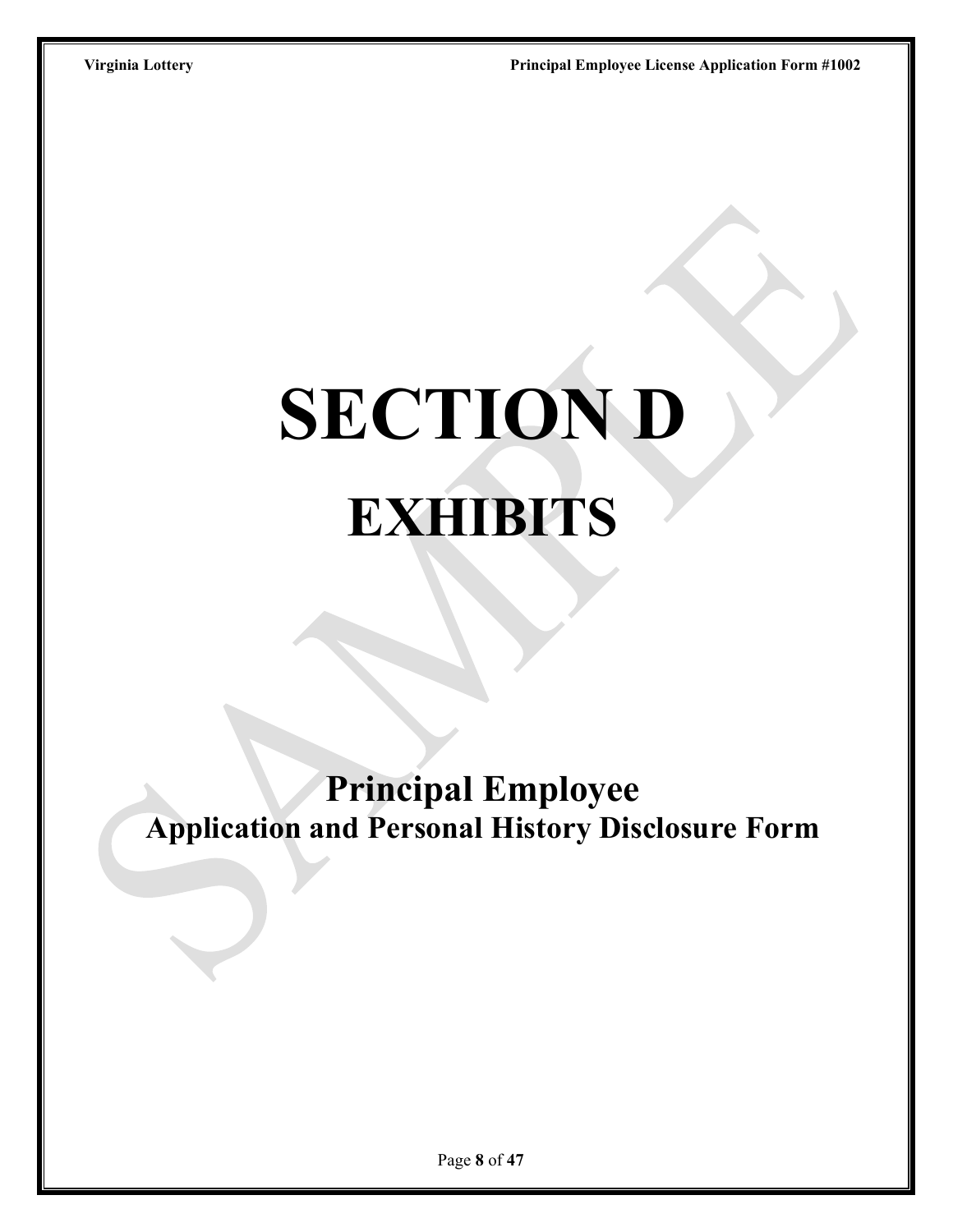# SECTION D

## EXHIBITS

### Principal Employee

### Application and Personal History Disclosure Form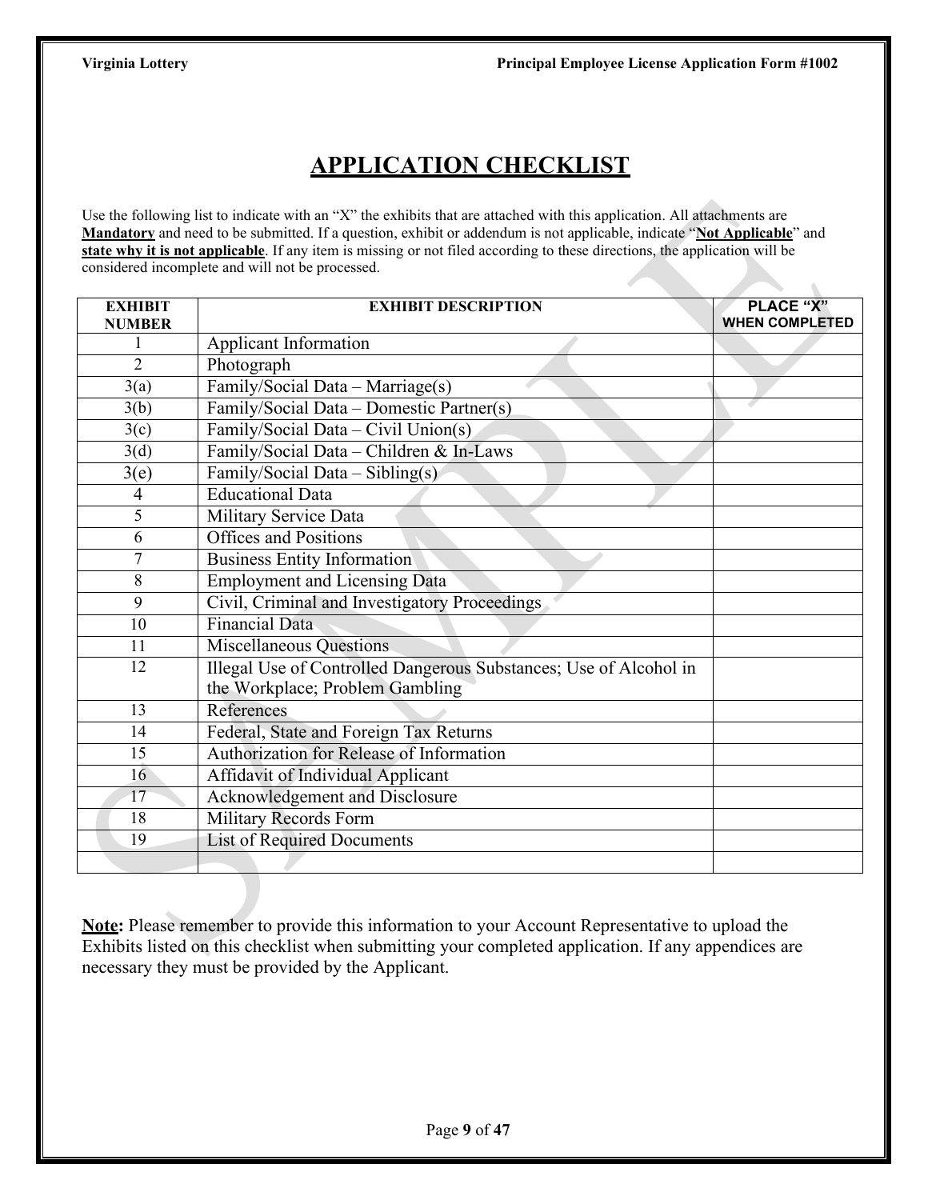# APPLICATION CHECKLIST

Use the following list to indicate with an "X" the exhibits that are attached with this application. All attachments are **Mandatory** and need to be submitted. If a question, exhibit or addendum is not applicable, indicate "**Not Applicable**" and **state why it is not applicable**. If any item is missing or not filed according to these directions, the application will be considered incomplete and will not be processed.

| EXHIBIT NUMBER | EXHIBIT DESCRIPTION | PLACE "X" WHEN COMPLETED |
|---|---|---|
| 1 | Applicant Information | |
| 2 | Photograph | |
| 3(a) | Family/Social Data – Marriage(s) | |
| 3(b) | Family/Social Data – Domestic Partner(s) | |
| 3(c) | Family/Social Data – Civil Union(s) | |
| 3(d) | Family/Social Data – Children & In-Laws | |
| 3(e) | Family/Social Data – Sibling(s) | |
| 4 | Educational Data | |
| 5 | Military Service Data | |
| 6 | Offices and Positions | |
| 7 | Business Entity Information | |
| 8 | Employment and Licensing Data | |
| 9 | Civil, Criminal and Investigatory Proceedings | |
| 10 | Financial Data | |
| 11 | Miscellaneous Questions | |
| 12 | Illegal Use of Controlled Dangerous Substances; Use of Alcohol in the Workplace; Problem Gambling | |
| 13 | References | |
| 14 | Federal, State and Foreign Tax Returns | |
| 15 | Authorization for Release of Information | |
| 16 | Affidavit of Individual Applicant | |
| 17 | Acknowledgement and Disclosure | |
| 18 | Military Records Form | |
| 19 | List of Required Documents | |
| | | |

**Note:** Please remember to provide this information to your Account Representative to upload the Exhibits listed on this checklist when submitting your completed application. If any appendices are necessary they must be provided by the Applicant.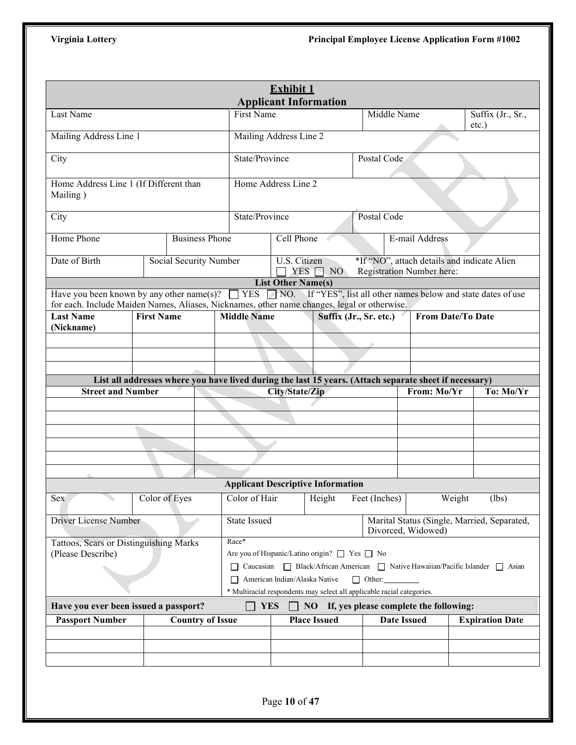## Exhibit 1
## Applicant Information

| Last Name | First Name | Middle Name | Suffix (Jr., Sr., etc.) |
|---|---|---|---|
| Mailing Address Line 1 | Mailing Address Line 2 | | |
| City | State/Province | Postal Code | |
| Home Address Line 1 (If Different than Mailing ) | Home Address Line 2 | | |
| City | State/Province | Postal Code | |

| Home Phone | Business Phone | Cell Phone | E-mail Address |
|---|---|---|---|

| Date of Birth | Social Security Number | U.S. Citizen ☐ YES ☐ NO | *If "NO", attach details and indicate Alien Registration Number here: |
|---|---|---|---|

### List Other Name(s)

Have you been known by any other name(s)? ☐ YES ☐ NO. If "YES", list all other names below and state dates of use for each. Include Maiden Names, Aliases, Nicknames, other name changes, legal or otherwise.

| Last Name (Nickname) | First Name | Middle Name | Suffix (Jr., Sr. etc.) | From Date/To Date |
|---|---|---|---|---|
| | | | | |
| | | | | |
| | | | | |

**List all addresses where you have lived during the last 15 years. (Attach separate sheet if necessary)**

| Street and Number | City/State/Zip | From: Mo/Yr | To: Mo/Yr |
|---|---|---|---|
| | | | |
| | | | |
| | | | |
| | | | |
| | | | |
| | | | |

### Applicant Descriptive Information

| Sex | Color of Eyes | Color of Hair | Height Feet (Inches) | Weight (lbs) |
|---|---|---|---|---|

| Driver License Number | State Issued | Marital Status (Single, Married, Separated, Divorced, Widowed) |
|---|---|---|

| Tattoos, Scars or Distinguishing Marks (Please Describe) | Race* |
|---|---|
| | Are you of Hispanic/Latino origin? ☐ Yes ☐ No |
| | ☐ Caucasian ☐ Black/African American ☐ Native Hawaiian/Pacific Islander ☐ Asian |
| | ☐ American Indian/Alaska Native ☐ Other:________ |
| | * Multiracial respondents may select all applicable racial categories. |

**Have you ever been issued a passport? ☐ YES ☐ NO If, yes please complete the following:**

| Passport Number | Country of Issue | Place Issued | Date Issued | Expiration Date |
|---|---|---|---|---|
| | | | | |
| | | | | |
| | | | | |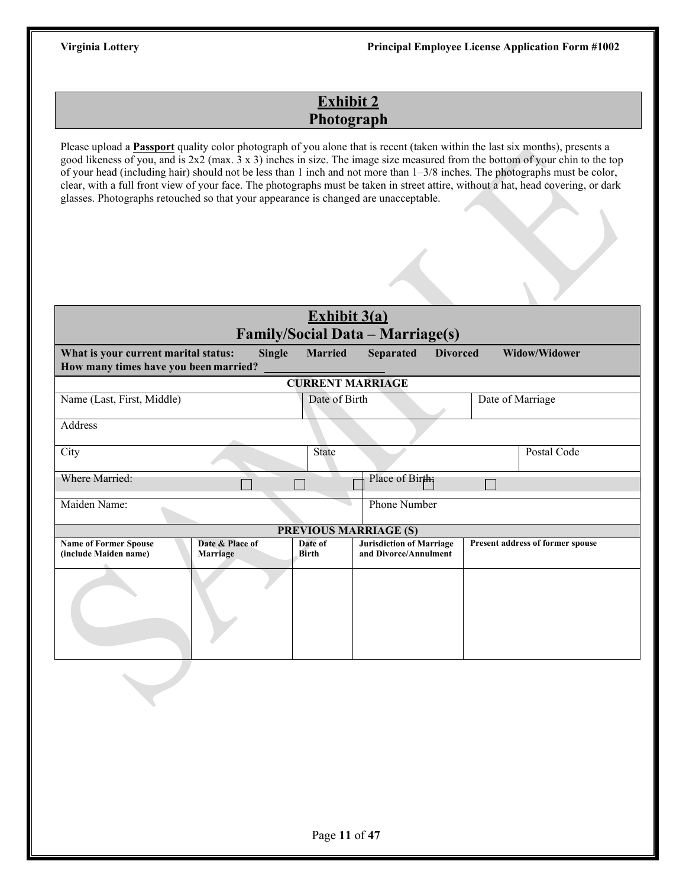## Exhibit 2
## Photograph

Please upload a **Passport** quality color photograph of you alone that is recent (taken within the last six months), presents a good likeness of you, and is 2x2 (max. 3 x 3) inches in size. The image size measured from the bottom of your chin to the top of your head (including hair) should not be less than 1 inch and not more than 1–3/8 inches. The photographs must be color, clear, with a full front view of your face. The photographs must be taken in street attire, without a hat, head covering, or dark glasses. Photographs retouched so that your appearance is changed are unacceptable.

## Exhibit 3(a)
## Family/Social Data – Marriage(s)

**What is your current marital status:** **Single** **Married** **Separated** **Divorced** **Widow/Widower**

**How many times have you been married?** ____________________

**CURRENT MARRIAGE**

| Name (Last, First, Middle) | Date of Birth | Date of Marriage |
|---|---|---|
| | | |

| Address |
|---|
| |

| City | State | Postal Code |
|---|---|---|
| | | |

| Where Married: | Place of Birth: |
|---|---|
| | |

| Maiden Name: | Phone Number |
|---|---|
| | |

**PREVIOUS MARRIAGE (S)**

| Name of Former Spouse (include Maiden name) | Date & Place of Marriage | Date of Birth | Jurisdiction of Marriage and Divorce/Annulment | Present address of former spouse |
|---|---|---|---|---|
| | | | | |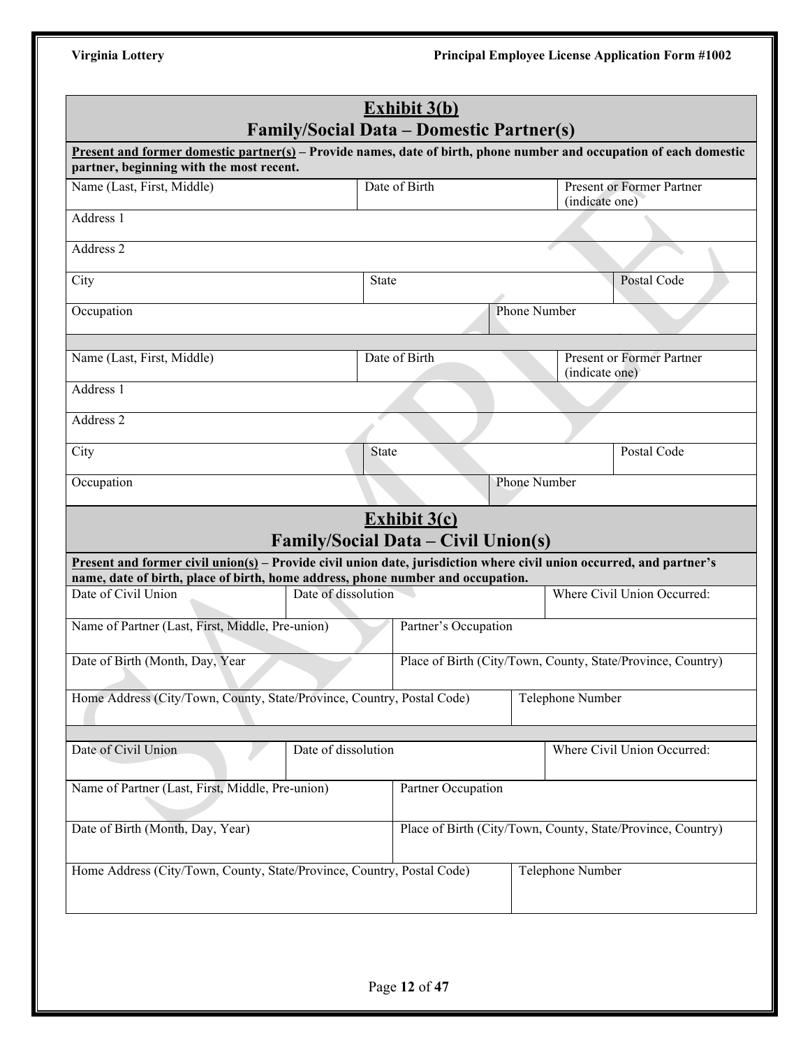## Exhibit 3(b)
## Family/Social Data – Domestic Partner(s)

**Present and former domestic partner(s) – Provide names, date of birth, phone number and occupation of each domestic partner, beginning with the most recent.**

| Name (Last, First, Middle) | Date of Birth | Present or Former Partner (indicate one) |
|---|---|---|
| Address 1 | | |
| Address 2 | | |
| City | State | Postal Code |
| Occupation | Phone Number | |

| Name (Last, First, Middle) | Date of Birth | Present or Former Partner (indicate one) |
|---|---|---|
| Address 1 | | |
| Address 2 | | |
| City | State | Postal Code |
| Occupation | Phone Number | |

## Exhibit 3(c)
## Family/Social Data – Civil Union(s)

**Present and former civil union(s) – Provide civil union date, jurisdiction where civil union occurred, and partner's name, date of birth, place of birth, home address, phone number and occupation.**

| Date of Civil Union | Date of dissolution | Where Civil Union Occurred: |
|---|---|---|
| Name of Partner (Last, First, Middle, Pre-union) | Partner's Occupation | |
| Date of Birth (Month, Day, Year | Place of Birth (City/Town, County, State/Province, Country) | |
| Home Address (City/Town, County, State/Province, Country, Postal Code) | Telephone Number | |

| Date of Civil Union | Date of dissolution | Where Civil Union Occurred: |
|---|---|---|
| Name of Partner (Last, First, Middle, Pre-union) | Partner Occupation | |
| Date of Birth (Month, Day, Year) | Place of Birth (City/Town, County, State/Province, Country) | |
| Home Address (City/Town, County, State/Province, Country, Postal Code) | Telephone Number | |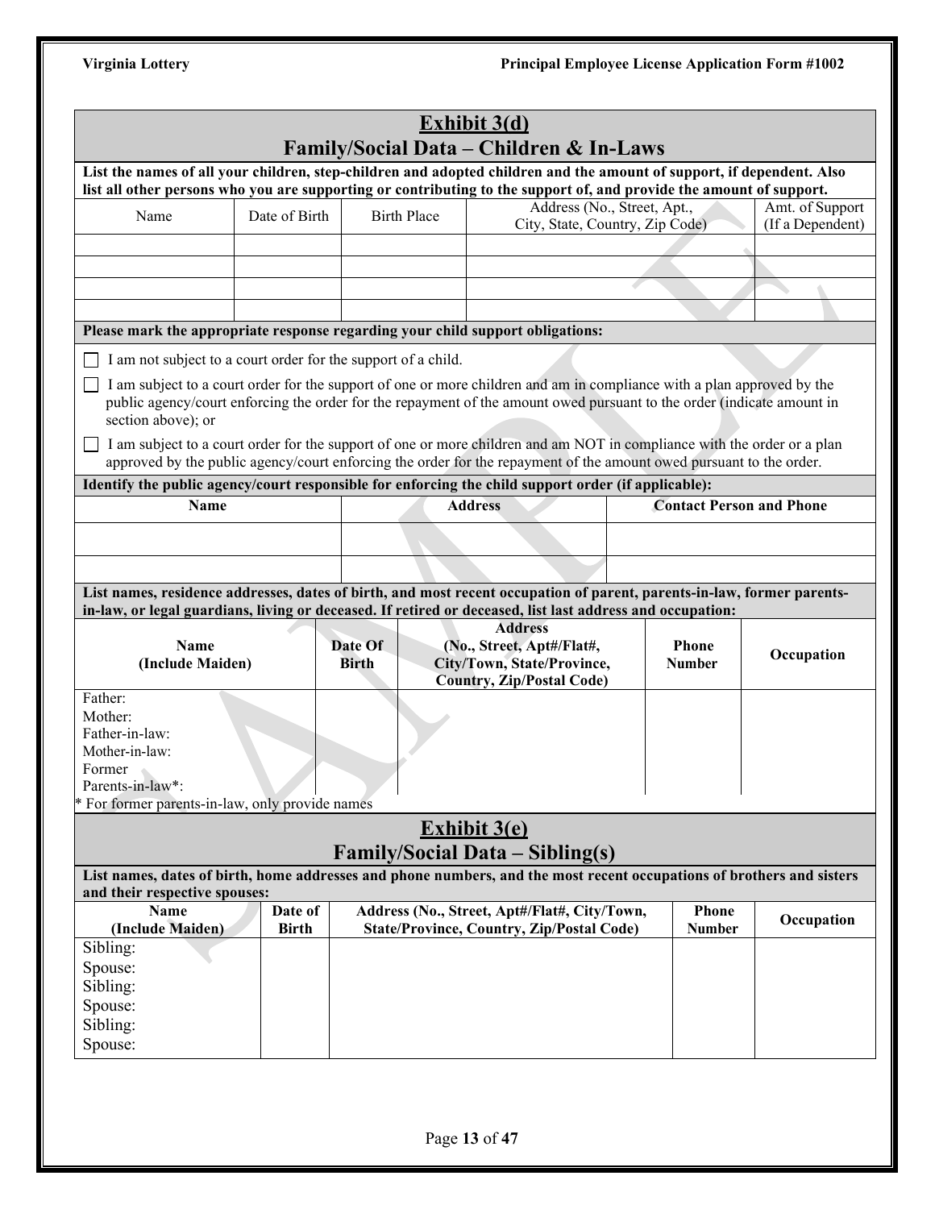## Exhibit 3(d)
## Family/Social Data – Children & In-Laws

**List the names of all your children, step-children and adopted children and the amount of support, if dependent. Also list all other persons who you are supporting or contributing to the support of, and provide the amount of support.**

| Name | Date of Birth | Birth Place | Address (No., Street, Apt., City, State, Country, Zip Code) | Amt. of Support (If a Dependent) |
|---|---|---|---|---|
| | | | | |
| | | | | |
| | | | | |
| | | | | |

**Please mark the appropriate response regarding your child support obligations:**

- ☐ I am not subject to a court order for the support of a child.
- ☐ I am subject to a court order for the support of one or more children and am in compliance with a plan approved by the public agency/court enforcing the order for the repayment of the amount owed pursuant to the order (indicate amount in section above); or
- ☐ I am subject to a court order for the support of one or more children and am NOT in compliance with the order or a plan approved by the public agency/court enforcing the order for the repayment of the amount owed pursuant to the order.

**Identify the public agency/court responsible for enforcing the child support order (if applicable):**

| Name | Address | Contact Person and Phone |
|---|---|---|
| | | |
| | | |

**List names, residence addresses, dates of birth, and most recent occupation of parent, parents-in-law, former parents-in-law, or legal guardians, living or deceased. If retired or deceased, list last address and occupation:**

| Name (Include Maiden) | Date Of Birth | Address (No., Street, Apt#/Flat#, City/Town, State/Province, Country, Zip/Postal Code) | Phone Number | Occupation |
|---|---|---|---|---|
| Father: | | | | |
| Mother: | | | | |
| Father-in-law: | | | | |
| Mother-in-law: | | | | |
| Former Parents-in-law*: | | | | |

\* For former parents-in-law, only provide names

## Exhibit 3(e)
## Family/Social Data – Sibling(s)

**List names, dates of birth, home addresses and phone numbers, and the most recent occupations of brothers and sisters and their respective spouses:**

| Name (Include Maiden) | Date of Birth | Address (No., Street, Apt#/Flat#, City/Town, State/Province, Country, Zip/Postal Code) | Phone Number | Occupation |
|---|---|---|---|---|
| Sibling: | | | | |
| Spouse: | | | | |
| Sibling: | | | | |
| Spouse: | | | | |
| Sibling: | | | | |
| Spouse: | | | | |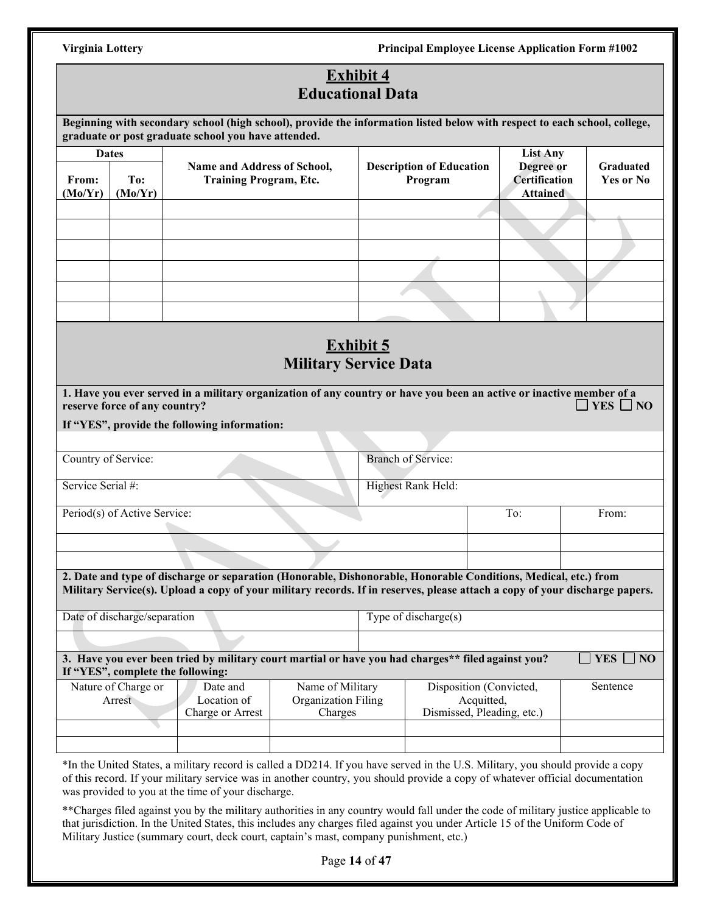## Exhibit 4
## Educational Data

**Beginning with secondary school (high school), provide the information listed below with respect to each school, college, graduate or post graduate school you have attended.**

| Dates | | Name and Address of School, Training Program, Etc. | Description of Education Program | List Any Degree or Certification Attained | Graduated Yes or No |
|---|---|---|---|---|---|
| From: (Mo/Yr) | To: (Mo/Yr) | | | | |
| | | | | | |
| | | | | | |
| | | | | | |
| | | | | | |
| | | | | | |
| | | | | | |

## Exhibit 5
## Military Service Data

**1. Have you ever served in a military organization of any country or have you been an active or inactive member of a reserve force of any country?** ☐ YES ☐ NO

**If "YES", provide the following information:**

| | |
|---|---|
| Country of Service: | Branch of Service: |
| Service Serial #: | Highest Rank Held: |

| Period(s) of Active Service: | To: | From: |
|---|---|---|
| | | |
| | | |

**2. Date and type of discharge or separation (Honorable, Dishonorable, Honorable Conditions, Medical, etc.) from Military Service(s). Upload a copy of your military records. If in reserves, please attach a copy of your discharge papers.**

| Date of discharge/separation | Type of discharge(s) |
|---|---|
| | |

**3. Have you ever been tried by military court martial or have you had charges\*\* filed against you?** ☐ YES ☐ NO
**If "YES", complete the following:**

| Nature of Charge or Arrest | Date and Location of Charge or Arrest | Name of Military Organization Filing Charges | Disposition (Convicted, Acquitted, Dismissed, Pleading, etc.) | Sentence |
|---|---|---|---|---|
| | | | | |
| | | | | |

*In the United States, a military record is called a DD214. If you have served in the U.S. Military, you should provide a copy of this record. If your military service was in another country, you should provide a copy of whatever official documentation was provided to you at the time of your discharge.

**Charges filed against you by the military authorities in any country would fall under the code of military justice applicable to that jurisdiction. In the United States, this includes any charges filed against you under Article 15 of the Uniform Code of Military Justice (summary court, deck court, captain's mast, company punishment, etc.)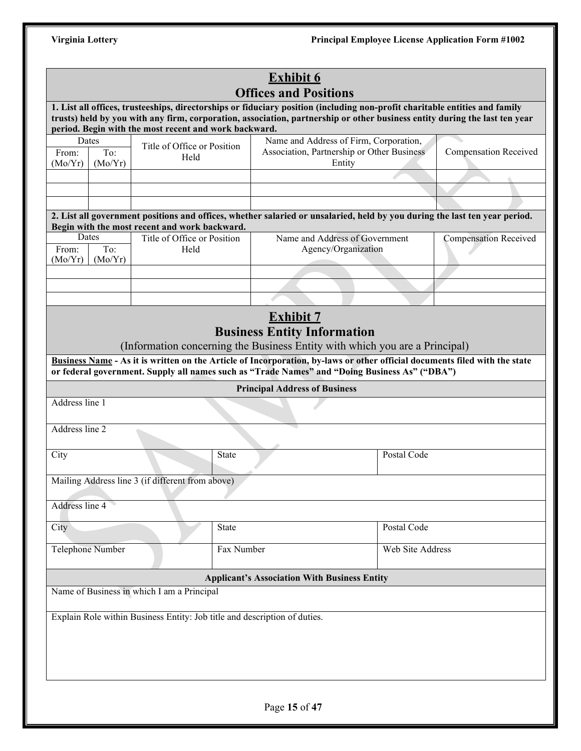## Exhibit 6
## Offices and Positions

**1. List all offices, trusteeships, directorships or fiduciary position (including non-profit charitable entities and family trusts) held by you with any firm, corporation, association, partnership or other business entity during the last ten year period. Begin with the most recent and work backward.**

| Dates | | Title of Office or Position Held | Name and Address of Firm, Corporation, Association, Partnership or Other Business Entity | Compensation Received |
|---|---|---|---|---|
| From: (Mo/Yr) | To: (Mo/Yr) | | | |
| | | | | |
| | | | | |
| | | | | |

**2. List all government positions and offices, whether salaried or unsalaried, held by you during the last ten year period. Begin with the most recent and work backward.**

| Dates | | Title of Office or Position Held | Name and Address of Government Agency/Organization | Compensation Received |
|---|---|---|---|---|
| From: (Mo/Yr) | To: (Mo/Yr) | | | |
| | | | | |
| | | | | |
| | | | | |

## Exhibit 7
## Business Entity Information

(Information concerning the Business Entity with which you are a Principal)

**Business Name - As it is written on the Article of Incorporation, by-laws or other official documents filed with the state or federal government. Supply all names such as "Trade Names" and "Doing Business As" ("DBA")**

**Principal Address of Business**

| | | |
|---|---|---|
| Address line 1 | | |
| Address line 2 | | |
| City | State | Postal Code |
| Mailing Address line 3 (if different from above) | | |
| Address line 4 | | |
| City | State | Postal Code |
| Telephone Number | Fax Number | Web Site Address |

**Applicant's Association With Business Entity**

Name of Business in which I am a Principal

Explain Role within Business Entity: Job title and description of duties.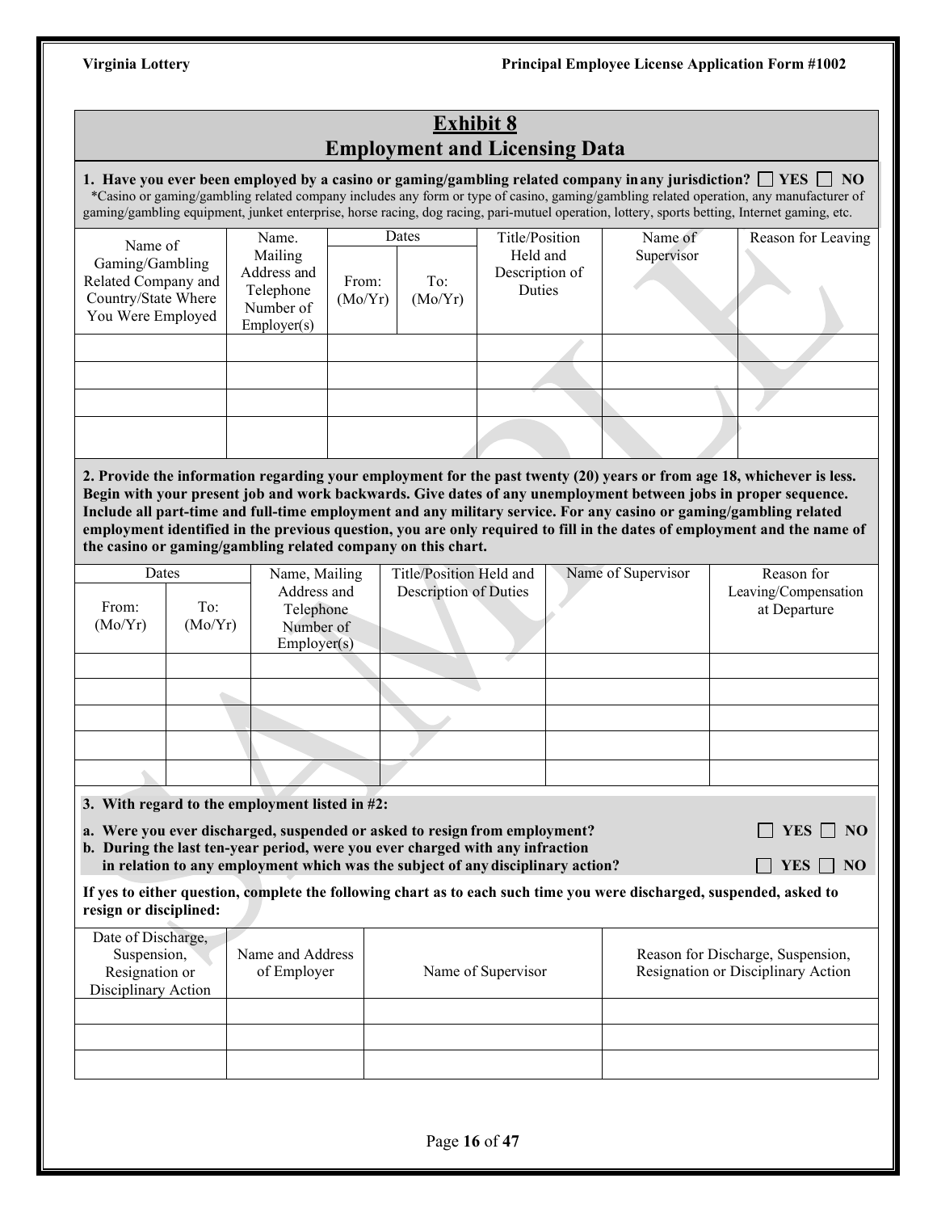## Exhibit 8
## Employment and Licensing Data

**1. Have you ever been employed by a casino or gaming/gambling related company in any jurisdiction?** ☐ **YES** ☐ **NO**

*Casino or gaming/gambling related company includes any form or type of casino, gaming/gambling related operation, any manufacturer of gaming/gambling equipment, junket enterprise, horse racing, dog racing, pari-mutuel operation, lottery, sports betting, Internet gaming, etc.

| Name of Gaming/Gambling Related Company and Country/State Where You Were Employed | Name. Mailing Address and Telephone Number of Employer(s) | Dates | | Title/Position Held and Description of Duties | Name of Supervisor | Reason for Leaving |
|---|---|---|---|---|---|---|
| | | From: (Mo/Yr) | To: (Mo/Yr) | | | |
| | | | | | | |
| | | | | | | |
| | | | | | | |
| | | | | | | |

**2. Provide the information regarding your employment for the past twenty (20) years or from age 18, whichever is less. Begin with your present job and work backwards. Give dates of any unemployment between jobs in proper sequence. Include all part-time and full-time employment and any military service. For any casino or gaming/gambling related employment identified in the previous question, you are only required to fill in the dates of employment and the name of the casino or gaming/gambling related company on this chart.**

| Dates | | Name, Mailing Address and Telephone Number of Employer(s) | Title/Position Held and Description of Duties | Name of Supervisor | Reason for Leaving/Compensation at Departure |
|---|---|---|---|---|---|
| From: (Mo/Yr) | To: (Mo/Yr) | | | | |
| | | | | | |
| | | | | | |
| | | | | | |
| | | | | | |
| | | | | | |

**3. With regard to the employment listed in #2:**

**a. Were you ever discharged, suspended or asked to resign from employment?** ☐ **YES** ☐ **NO**

**b. During the last ten-year period, were you ever charged with any infraction in relation to any employment which was the subject of any disciplinary action?** ☐ **YES** ☐ **NO**

**If yes to either question, complete the following chart as to each such time you were discharged, suspended, asked to resign or disciplined:**

| Date of Discharge, Suspension, Resignation or Disciplinary Action | Name and Address of Employer | Name of Supervisor | Reason for Discharge, Suspension, Resignation or Disciplinary Action |
|---|---|---|---|
| | | | |
| | | | |
| | | | |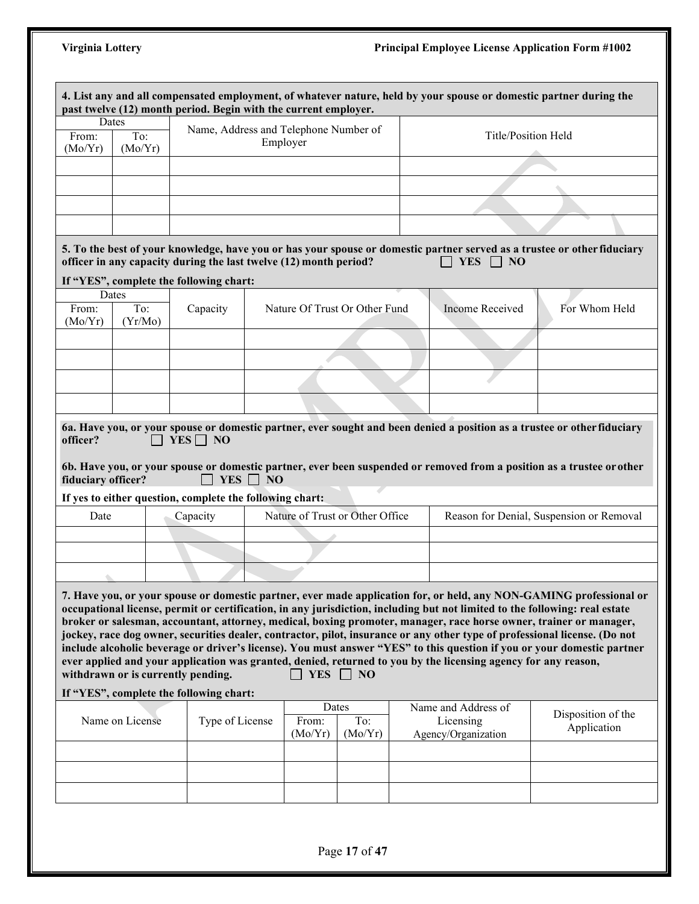**4. List any and all compensated employment, of whatever nature, held by your spouse or domestic partner during the past twelve (12) month period. Begin with the current employer.**

| Dates | | Name, Address and Telephone Number of Employer | Title/Position Held |
|---|---|---|---|
| From: (Mo/Yr) | To: (Mo/Yr) | | |
| | | | |
| | | | |
| | | | |
| | | | |

**5. To the best of your knowledge, have you or has your spouse or domestic partner served as a trustee or other fiduciary officer in any capacity during the last twelve (12) month period?** ☐ **YES** ☐ **NO**

**If "YES", complete the following chart:**

| Dates | | Capacity | Nature Of Trust Or Other Fund | Income Received | For Whom Held |
|---|---|---|---|---|---|
| From: (Mo/Yr) | To: (Yr/Mo) | | | | |
| | | | | | |
| | | | | | |
| | | | | | |
| | | | | | |

**6a. Have you, or your spouse or domestic partner, ever sought and been denied a position as a trustee or other fiduciary officer?** ☐ **YES** ☐ **NO**

**6b. Have you, or your spouse or domestic partner, ever been suspended or removed from a position as a trustee or other fiduciary officer?** ☐ **YES** ☐ **NO**

**If yes to either question, complete the following chart:**

| Date | Capacity | Nature of Trust or Other Office | Reason for Denial, Suspension or Removal |
|---|---|---|---|
| | | | |
| | | | |
| | | | |

**7. Have you, or your spouse or domestic partner, ever made application for, or held, any NON-GAMING professional or occupational license, permit or certification, in any jurisdiction, including but not limited to the following: real estate broker or salesman, accountant, attorney, medical, boxing promoter, manager, race horse owner, trainer or manager, jockey, race dog owner, securities dealer, contractor, pilot, insurance or any other type of professional license. (Do not include alcoholic beverage or driver's license). You must answer "YES" to this question if you or your domestic partner ever applied and your application was granted, denied, returned to you by the licensing agency for any reason, withdrawn or is currently pending.** ☐ **YES** ☐ **NO**

**If "YES", complete the following chart:**

| Name on License | Type of License | Dates | | Name and Address of Licensing Agency/Organization | Disposition of the Application |
|---|---|---|---|---|---|
| | | From: (Mo/Yr) | To: (Mo/Yr) | | |
| | | | | | |
| | | | | | |
| | | | | | |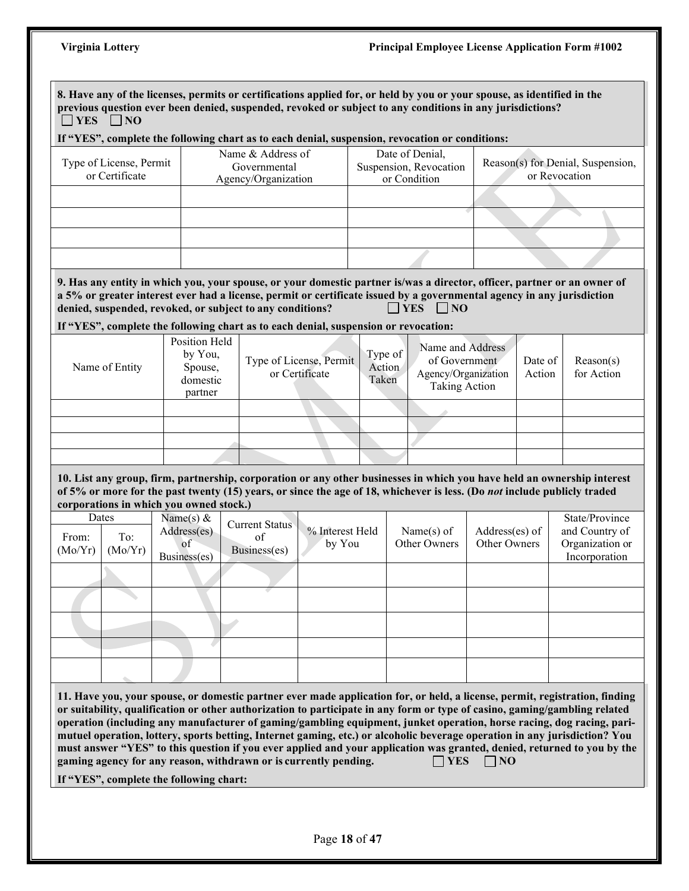**8. Have any of the licenses, permits or certifications applied for, or held by you or your spouse, as identified in the previous question ever been denied, suspended, revoked or subject to any conditions in any jurisdictions?**
☐ **YES** ☐ **NO**

**If "YES", complete the following chart as to each denial, suspension, revocation or conditions:**

| Type of License, Permit or Certificate | Name & Address of Governmental Agency/Organization | Date of Denial, Suspension, Revocation or Condition | Reason(s) for Denial, Suspension, or Revocation |
|---|---|---|---|
| | | | |
| | | | |
| | | | |
| | | | |

**9. Has any entity in which you, your spouse, or your domestic partner is/was a director, officer, partner or an owner of a 5% or greater interest ever had a license, permit or certificate issued by a governmental agency in any jurisdiction denied, suspended, revoked, or subject to any conditions?** ☐ **YES** ☐ **NO**

**If "YES", complete the following chart as to each denial, suspension or revocation:**

| Name of Entity | Position Held by You, Spouse, domestic partner | Type of License, Permit or Certificate | Type of Action Taken | Name and Address of Government Agency/Organization Taking Action | Date of Action | Reason(s) for Action |
|---|---|---|---|---|---|---|
| | | | | | | |
| | | | | | | |
| | | | | | | |
| | | | | | | |

**10. List any group, firm, partnership, corporation or any other businesses in which you have held an ownership interest of 5% or more for the past twenty (15) years, or since the age of 18, whichever is less. (Do *not* include publicly traded corporations in which you owned stock.)**

| Dates | | Name(s) & Address(es) of Business(es) | Current Status of Business(es) | % Interest Held by You | Name(s) of Other Owners | Address(es) of Other Owners | State/Province and Country of Organization or Incorporation |
|---|---|---|---|---|---|---|---|
| From: (Mo/Yr) | To: (Mo/Yr) | | | | | | |
| | | | | | | | |
| | | | | | | | |
| | | | | | | | |
| | | | | | | | |
| | | | | | | | |

**11. Have you, your spouse, or domestic partner ever made application for, or held, a license, permit, registration, finding or suitability, qualification or other authorization to participate in any form or type of casino, gaming/gambling related operation (including any manufacturer of gaming/gambling equipment, junket operation, horse racing, dog racing, pari-mutuel operation, lottery, sports betting, Internet gaming, etc.) or alcoholic beverage operation in any jurisdiction? You must answer "YES" to this question if you ever applied and your application was granted, denied, returned to you by the gaming agency for any reason, withdrawn or is currently pending.** ☐ **YES** ☐ **NO**

**If "YES", complete the following chart:**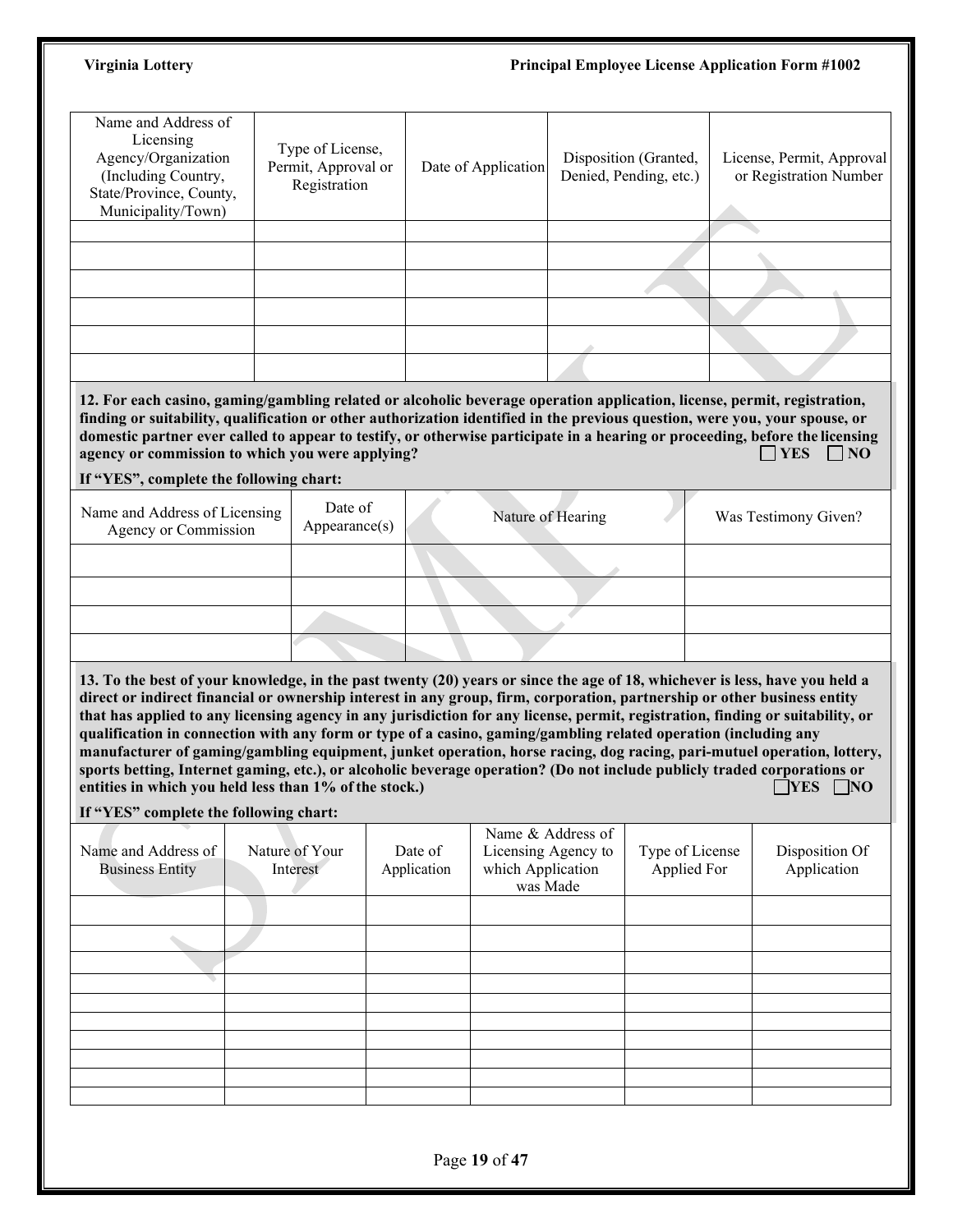| Name and Address of Licensing Agency/Organization (Including Country, State/Province, County, Municipality/Town) | Type of License, Permit, Approval or Registration | Date of Application | Disposition (Granted, Denied, Pending, etc.) | License, Permit, Approval or Registration Number |
|---|---|---|---|---|
| | | | | |
| | | | | |
| | | | | |
| | | | | |
| | | | | |
| | | | | |

**12. For each casino, gaming/gambling related or alcoholic beverage operation application, license, permit, registration, finding or suitability, qualification or other authorization identified in the previous question, were you, your spouse, or domestic partner ever called to appear to testify, or otherwise participate in a hearing or proceeding, before the licensing agency or commission to which you were applying?** ☐ **YES** ☐ **NO**

**If "YES", complete the following chart:**

| Name and Address of Licensing Agency or Commission | Date of Appearance(s) | Nature of Hearing | Was Testimony Given? |
|---|---|---|---|
| | | | |
| | | | |
| | | | |
| | | | |

**13. To the best of your knowledge, in the past twenty (20) years or since the age of 18, whichever is less, have you held a direct or indirect financial or ownership interest in any group, firm, corporation, partnership or other business entity that has applied to any licensing agency in any jurisdiction for any license, permit, registration, finding or suitability, or qualification in connection with any form or type of a casino, gaming/gambling related operation (including any manufacturer of gaming/gambling equipment, junket operation, horse racing, dog racing, pari-mutuel operation, lottery, sports betting, Internet gaming, etc.), or alcoholic beverage operation? (Do not include publicly traded corporations or entities in which you held less than 1% of the stock.)** ☐ **YES** ☐ **NO**

**If "YES" complete the following chart:**

| Name and Address of Business Entity | Nature of Your Interest | Date of Application | Name & Address of Licensing Agency to which Application was Made | Type of License Applied For | Disposition Of Application |
|---|---|---|---|---|---|
| | | | | | |
| | | | | | |
| | | | | | |
| | | | | | |
| | | | | | |
| | | | | | |
| | | | | | |
| | | | | | |
| | | | | | |
| | | | | | |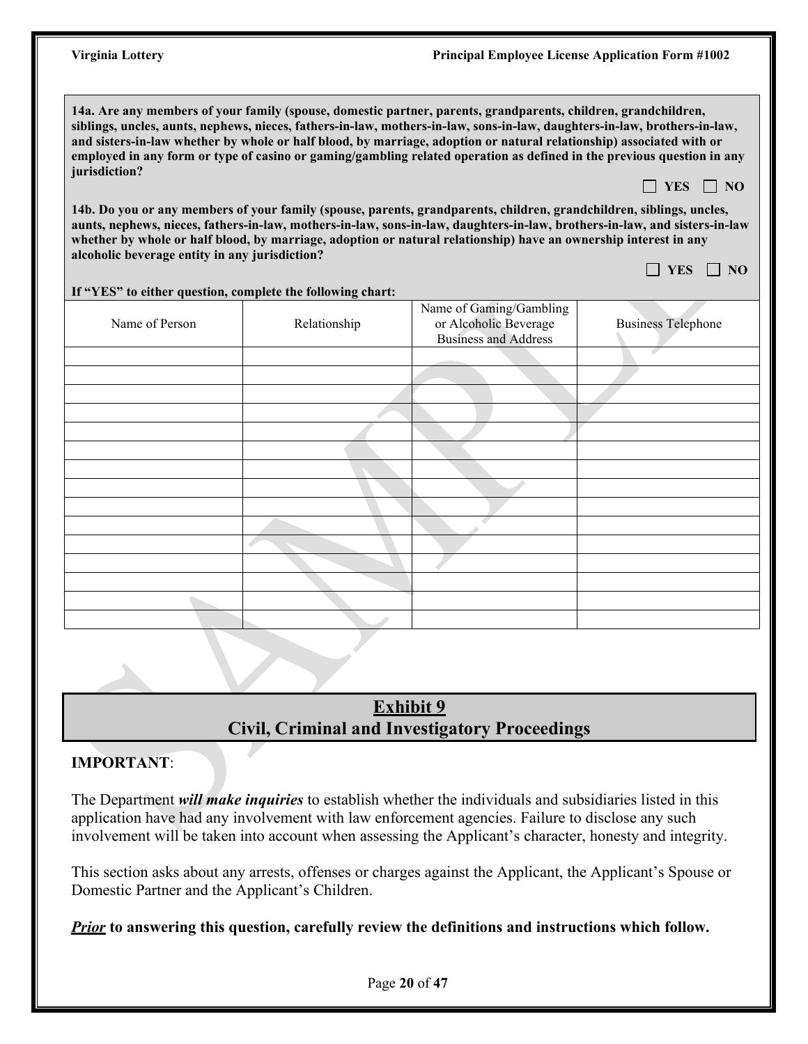**14a. Are any members of your family (spouse, domestic partner, parents, grandparents, children, grandchildren, siblings, uncles, aunts, nephews, nieces, fathers-in-law, mothers-in-law, sons-in-law, daughters-in-law, brothers-in-law, and sisters-in-law whether by whole or half blood, by marriage, adoption or natural relationship) associated with or employed in any form or type of casino or gaming/gambling related operation as defined in the previous question in any jurisdiction?**

☐ **YES** ☐ **NO**

**14b. Do you or any members of your family (spouse, parents, grandparents, children, grandchildren, siblings, uncles, aunts, nephews, nieces, fathers-in-law, mothers-in-law, sons-in-law, daughters-in-law, brothers-in-law, and sisters-in-law whether by whole or half blood, by marriage, adoption or natural relationship) have an ownership interest in any alcoholic beverage entity in any jurisdiction?**

☐ **YES** ☐ **NO**

**If "YES" to either question, complete the following chart:**

| Name of Person | Relationship | Name of Gaming/Gambling or Alcoholic Beverage Business and Address | Business Telephone |
|---|---|---|---|
| | | | |
| | | | |
| | | | |
| | | | |
| | | | |
| | | | |
| | | | |
| | | | |
| | | | |
| | | | |
| | | | |
| | | | |
| | | | |
| | | | |
| | | | |

## Exhibit 9
## Civil, Criminal and Investigatory Proceedings

**IMPORTANT**:

The Department ***will make inquiries*** to establish whether the individuals and subsidiaries listed in this application have had any involvement with law enforcement agencies. Failure to disclose any such involvement will be taken into account when assessing the Applicant's character, honesty and integrity.

This section asks about any arrests, offenses or charges against the Applicant, the Applicant's Spouse or Domestic Partner and the Applicant's Children.

***Prior*** **to answering this question, carefully review the definitions and instructions which follow.**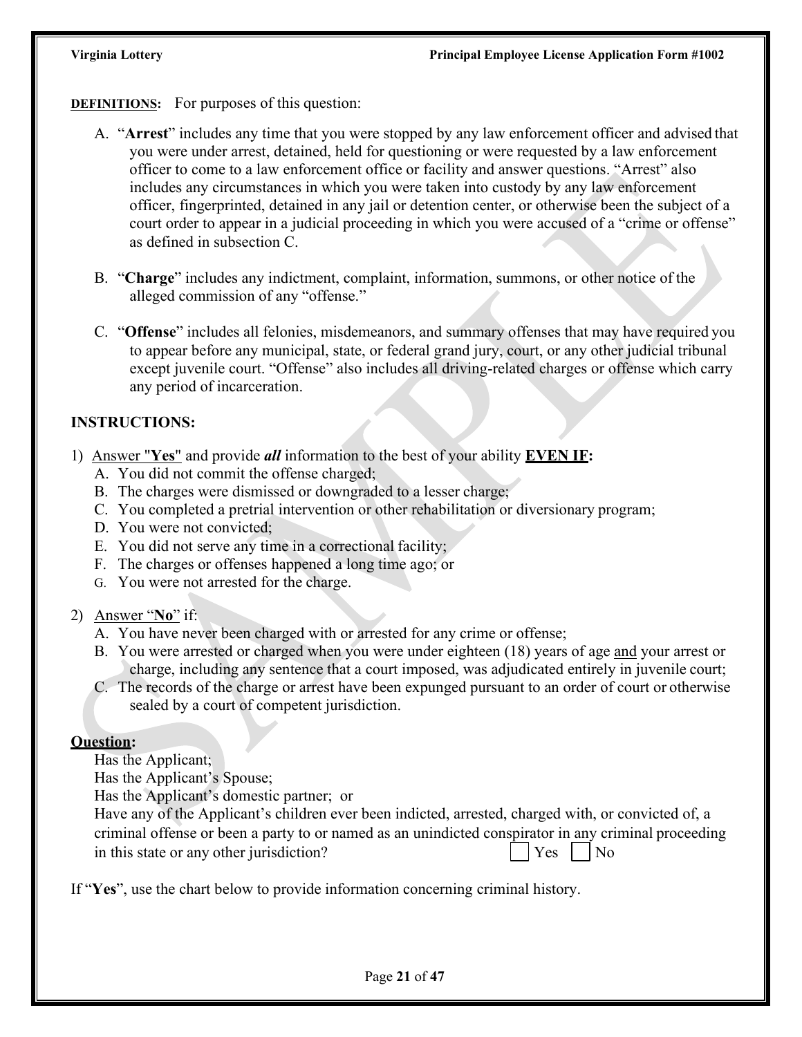**DEFINITIONS:** For purposes of this question:

A. "**Arrest**" includes any time that you were stopped by any law enforcement officer and advised that you were under arrest, detained, held for questioning or were requested by a law enforcement officer to come to a law enforcement office or facility and answer questions. "Arrest" also includes any circumstances in which you were taken into custody by any law enforcement officer, fingerprinted, detained in any jail or detention center, or otherwise been the subject of a court order to appear in a judicial proceeding in which you were accused of a "crime or offense" as defined in subsection C.

B. "**Charge**" includes any indictment, complaint, information, summons, or other notice of the alleged commission of any "offense."

C. "**Offense**" includes all felonies, misdemeanors, and summary offenses that may have required you to appear before any municipal, state, or federal grand jury, court, or any other judicial tribunal except juvenile court. "Offense" also includes all driving-related charges or offense which carry any period of incarceration.

**INSTRUCTIONS:**

1) Answer "**Yes**" and provide ***all*** information to the best of your ability **EVEN IF:**
   A. You did not commit the offense charged;
   B. The charges were dismissed or downgraded to a lesser charge;
   C. You completed a pretrial intervention or other rehabilitation or diversionary program;
   D. You were not convicted;
   E. You did not serve any time in a correctional facility;
   F. The charges or offenses happened a long time ago; or
   G. You were not arrested for the charge.

2) Answer "**No**" if:
   A. You have never been charged with or arrested for any crime or offense;
   B. You were arrested or charged when you were under eighteen (18) years of age and your arrest or charge, including any sentence that a court imposed, was adjudicated entirely in juvenile court;
   C. The records of the charge or arrest have been expunged pursuant to an order of court or otherwise sealed by a court of competent jurisdiction.

**Question:**

Has the Applicant;
Has the Applicant's Spouse;
Has the Applicant's domestic partner; or
Have any of the Applicant's children ever been indicted, arrested, charged with, or convicted of, a criminal offense or been a party to or named as an unindicted conspirator in any criminal proceeding in this state or any other jurisdiction? ☐ Yes ☐ No

If "**Yes**", use the chart below to provide information concerning criminal history.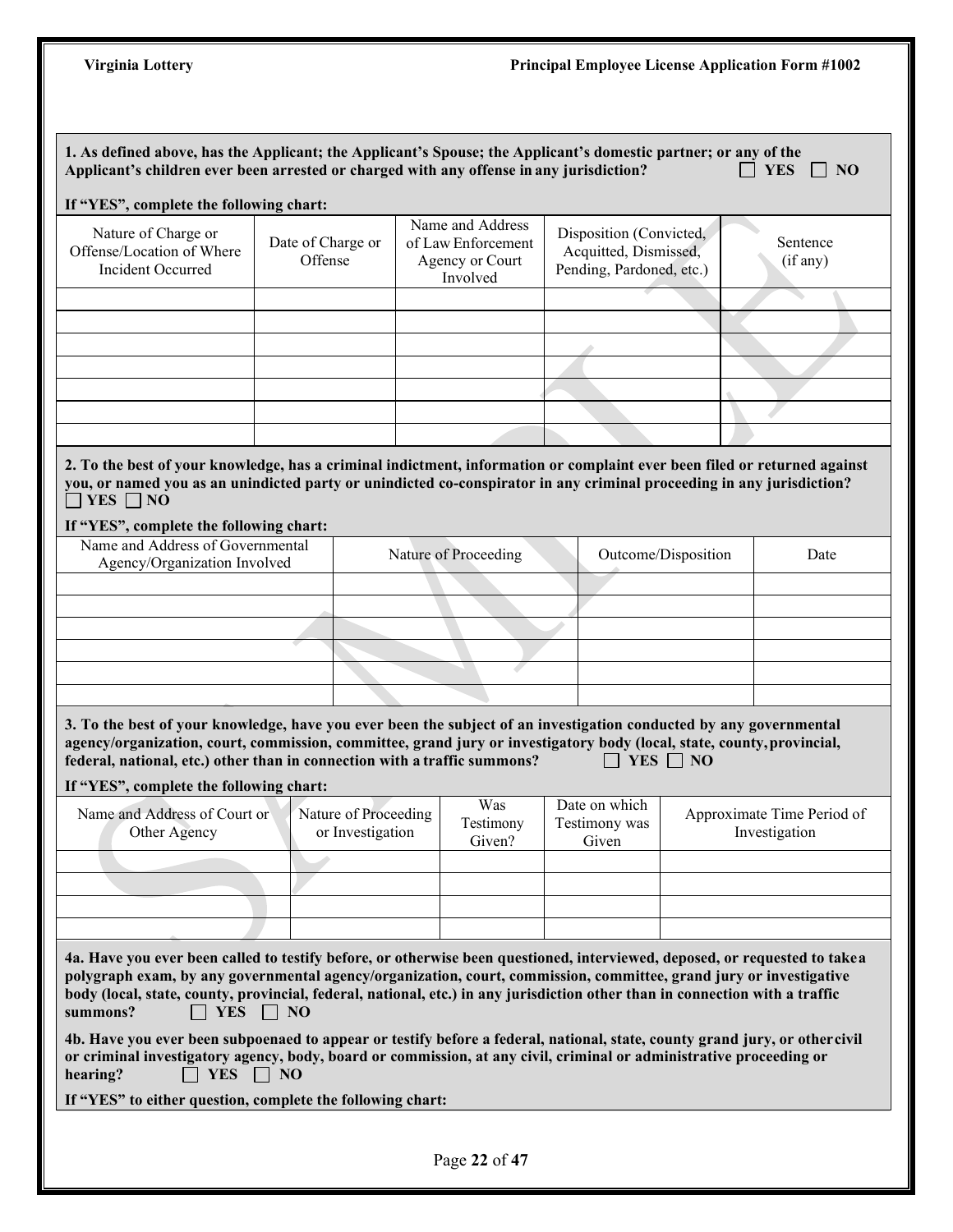**1. As defined above, has the Applicant; the Applicant's Spouse; the Applicant's domestic partner; or any of the Applicant's children ever been arrested or charged with any offense in any jurisdiction?** ☐ **YES** ☐ **NO**

**If "YES", complete the following chart:**

| Nature of Charge or Offense/Location of Where Incident Occurred | Date of Charge or Offense | Name and Address of Law Enforcement Agency or Court Involved | Disposition (Convicted, Acquitted, Dismissed, Pending, Pardoned, etc.) | Sentence (if any) |
|---|---|---|---|---|
| | | | | |
| | | | | |
| | | | | |
| | | | | |
| | | | | |
| | | | | |
| | | | | |

**2. To the best of your knowledge, has a criminal indictment, information or complaint ever been filed or returned against you, or named you as an unindicted party or unindicted co-conspirator in any criminal proceeding in any jurisdiction?** ☐ **YES** ☐ **NO**

**If "YES", complete the following chart:**

| Name and Address of Governmental Agency/Organization Involved | Nature of Proceeding | Outcome/Disposition | Date |
|---|---|---|---|
| | | | |
| | | | |
| | | | |
| | | | |
| | | | |
| | | | |

**3. To the best of your knowledge, have you ever been the subject of an investigation conducted by any governmental agency/organization, court, commission, committee, grand jury or investigatory body (local, state, county, provincial, federal, national, etc.) other than in connection with a traffic summons?** ☐ **YES** ☐ **NO**

**If "YES", complete the following chart:**

| Name and Address of Court or Other Agency | Nature of Proceeding or Investigation | Was Testimony Given? | Date on which Testimony was Given | Approximate Time Period of Investigation |
|---|---|---|---|---|
| | | | | |
| | | | | |
| | | | | |
| | | | | |

**4a. Have you ever been called to testify before, or otherwise been questioned, interviewed, deposed, or requested to take a polygraph exam, by any governmental agency/organization, court, commission, committee, grand jury or investigative body (local, state, county, provincial, federal, national, etc.) in any jurisdiction other than in connection with a traffic summons?** ☐ **YES** ☐ **NO**

**4b. Have you ever been subpoenaed to appear or testify before a federal, national, state, county grand jury, or other civil or criminal investigatory agency, body, board or commission, at any civil, criminal or administrative proceeding or hearing?** ☐ **YES** ☐ **NO**

**If "YES" to either question, complete the following chart:**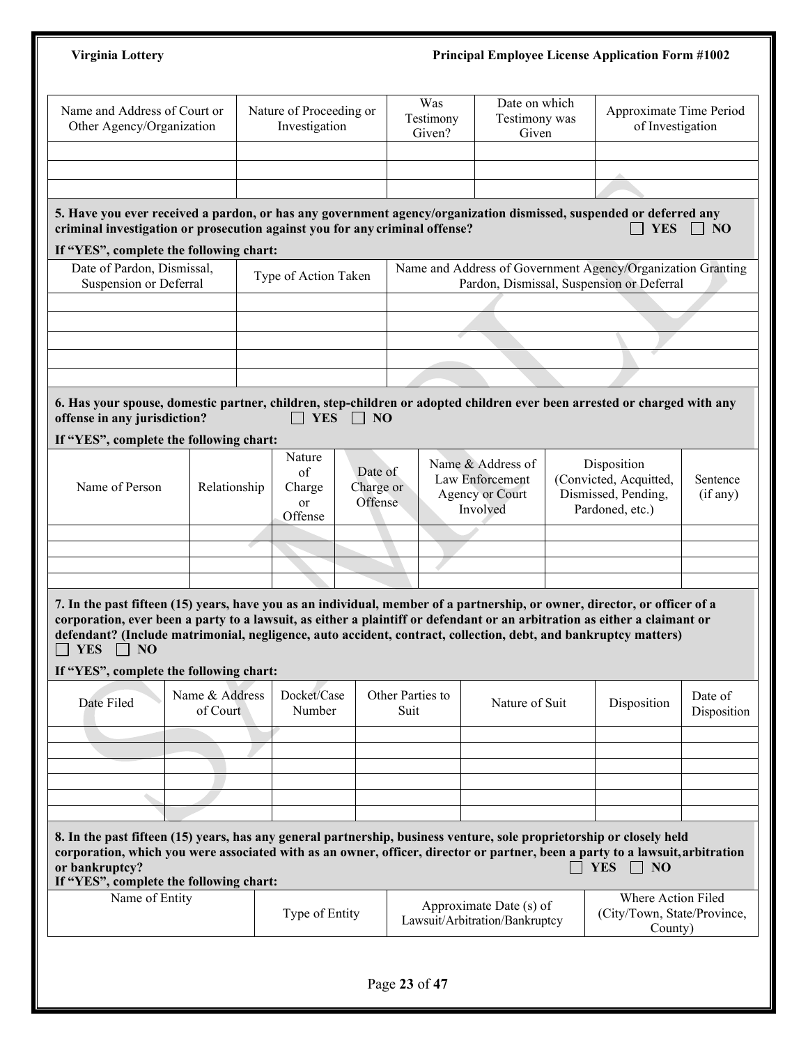| Name and Address of Court or Other Agency/Organization | Nature of Proceeding or Investigation | Was Testimony Given? | Date on which Testimony was Given | Approximate Time Period of Investigation |
|---|---|---|---|---|
| | | | | |
| | | | | |
| | | | | |

**5. Have you ever received a pardon, or has any government agency/organization dismissed, suspended or deferred any criminal investigation or prosecution against you for any criminal offense?** ☐ **YES** ☐ **NO**

**If "YES", complete the following chart:**

| Date of Pardon, Dismissal, Suspension or Deferral | Type of Action Taken | Name and Address of Government Agency/Organization Granting Pardon, Dismissal, Suspension or Deferral |
|---|---|---|
| | | |
| | | |
| | | |
| | | |
| | | |

**6. Has your spouse, domestic partner, children, step-children or adopted children ever been arrested or charged with any offense in any jurisdiction?** ☐ **YES** ☐ **NO**

**If "YES", complete the following chart:**

| Name of Person | Relationship | Nature of Charge or Offense | Date of Charge or Offense | Name & Address of Law Enforcement Agency or Court Involved | Disposition (Convicted, Acquitted, Dismissed, Pending, Pardoned, etc.) | Sentence (if any) |
|---|---|---|---|---|---|---|
| | | | | | | |
| | | | | | | |
| | | | | | | |
| | | | | | | |

**7. In the past fifteen (15) years, have you as an individual, member of a partnership, or owner, director, or officer of a corporation, ever been a party to a lawsuit, as either a plaintiff or defendant or an arbitration as either a claimant or defendant? (Include matrimonial, negligence, auto accident, contract, collection, debt, and bankruptcy matters)**
☐ **YES** ☐ **NO**

**If "YES", complete the following chart:**

| Date Filed | Name & Address of Court | Docket/Case Number | Other Parties to Suit | Nature of Suit | Disposition | Date of Disposition |
|---|---|---|---|---|---|---|
| | | | | | | |
| | | | | | | |
| | | | | | | |
| | | | | | | |
| | | | | | | |
| | | | | | | |

**8. In the past fifteen (15) years, has any general partnership, business venture, sole proprietorship or closely held corporation, which you were associated with as an owner, officer, director or partner, been a party to a lawsuit, arbitration or bankruptcy?** ☐ **YES** ☐ **NO**

**If "YES", complete the following chart:**

| Name of Entity | Type of Entity | Approximate Date (s) of Lawsuit/Arbitration/Bankruptcy | Where Action Filed (City/Town, State/Province, County) |
|---|---|---|---|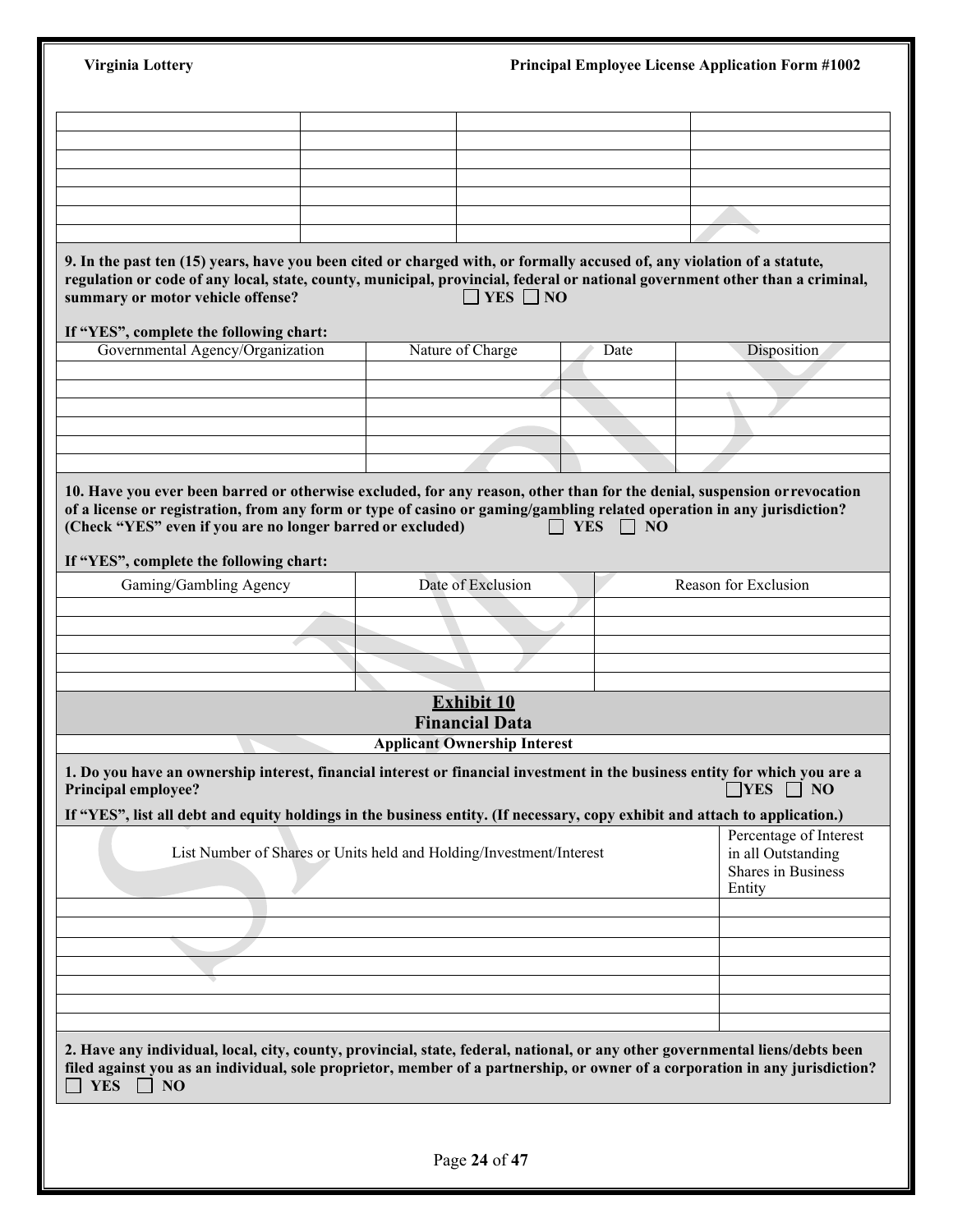| | | | |
|---|---|---|---|
| | | | |
| | | | |
| | | | |
| | | | |
| | | | |
| | | | |
| | | | |

**9. In the past ten (15) years, have you been cited or charged with, or formally accused of, any violation of a statute, regulation or code of any local, state, county, municipal, provincial, federal or national government other than a criminal, summary or motor vehicle offense?** ☐ **YES** ☐ **NO**

**If "YES", complete the following chart:**

| Governmental Agency/Organization | Nature of Charge | Date | Disposition |
|---|---|---|---|
| | | | |
| | | | |
| | | | |
| | | | |
| | | | |
| | | | |

**10. Have you ever been barred or otherwise excluded, for any reason, other than for the denial, suspension or revocation of a license or registration, from any form or type of casino or gaming/gambling related operation in any jurisdiction? (Check "YES" even if you are no longer barred or excluded)** ☐ **YES** ☐ **NO**

**If "YES", complete the following chart:**

| Gaming/Gambling Agency | Date of Exclusion | Reason for Exclusion |
|---|---|---|
| | | |
| | | |
| | | |
| | | |
| | | |

## Exhibit 10
## Financial Data

**Applicant Ownership Interest**

**1. Do you have an ownership interest, financial interest or financial investment in the business entity for which you are a Principal employee?** ☐ **YES** ☐ **NO**

**If "YES", list all debt and equity holdings in the business entity. (If necessary, copy exhibit and attach to application.)**

| List Number of Shares or Units held and Holding/Investment/Interest | Percentage of Interest in all Outstanding Shares in Business Entity |
|---|---|
| | |
| | |
| | |
| | |
| | |
| | |
| | |

**2. Have any individual, local, city, county, provincial, state, federal, national, or any other governmental liens/debts been filed against you as an individual, sole proprietor, member of a partnership, or owner of a corporation in any jurisdiction?**
☐ **YES** ☐ **NO**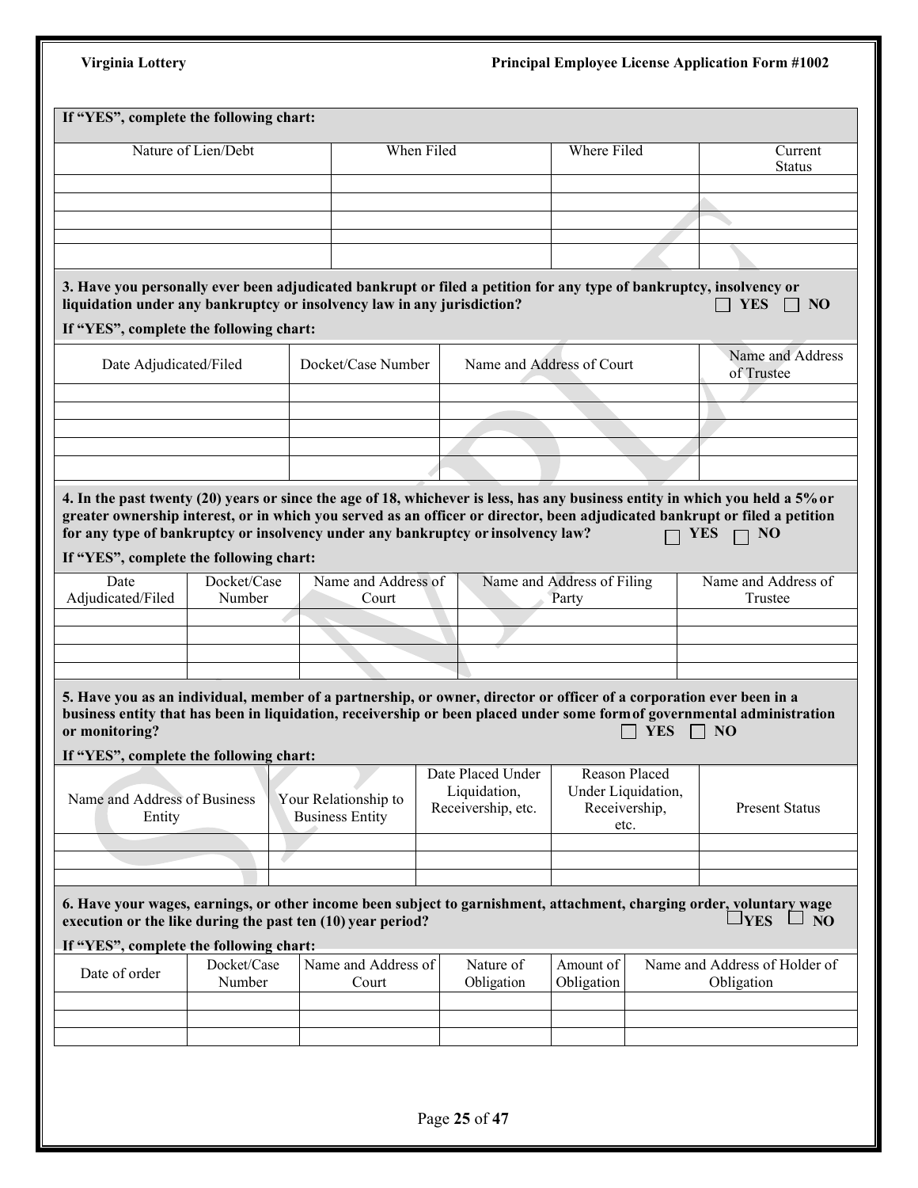**If "YES", complete the following chart:**

| Nature of Lien/Debt | When Filed | Where Filed | Current Status |
|---|---|---|---|
| | | | |
| | | | |
| | | | |
| | | | |
| | | | |

**3. Have you personally ever been adjudicated bankrupt or filed a petition for any type of bankruptcy, insolvency or liquidation under any bankruptcy or insolvency law in any jurisdiction?** ☐ **YES** ☐ **NO**

**If "YES", complete the following chart:**

| Date Adjudicated/Filed | Docket/Case Number | Name and Address of Court | Name and Address of Trustee |
|---|---|---|---|
| | | | |
| | | | |
| | | | |
| | | | |
| | | | |

**4. In the past twenty (20) years or since the age of 18, whichever is less, has any business entity in which you held a 5% or greater ownership interest, or in which you served as an officer or director, been adjudicated bankrupt or filed a petition for any type of bankruptcy or insolvency under any bankruptcy or insolvency law?** ☐ **YES** ☐ **NO**

**If "YES", complete the following chart:**

| Date Adjudicated/Filed | Docket/Case Number | Name and Address of Court | Name and Address of Filing Party | Name and Address of Trustee |
|---|---|---|---|---|
| | | | | |
| | | | | |
| | | | | |
| | | | | |

**5. Have you as an individual, member of a partnership, or owner, director or officer of a corporation ever been in a business entity that has been in liquidation, receivership or been placed under some form of governmental administration or monitoring?** ☐ **YES** ☐ **NO**

**If "YES", complete the following chart:**

| Name and Address of Business Entity | Your Relationship to Business Entity | Date Placed Under Liquidation, Receivership, etc. | Reason Placed Under Liquidation, Receivership, etc. | Present Status |
|---|---|---|---|---|
| | | | | |
| | | | | |
| | | | | |

**6. Have your wages, earnings, or other income been subject to garnishment, attachment, charging order, voluntary wage execution or the like during the past ten (10) year period?** ☐**YES** ☐ **NO**

**If "YES", complete the following chart:**

| Date of order | Docket/Case Number | Name and Address of Court | Nature of Obligation | Amount of Obligation | Name and Address of Holder of Obligation |
|---|---|---|---|---|---|
| | | | | | |
| | | | | | |
| | | | | | |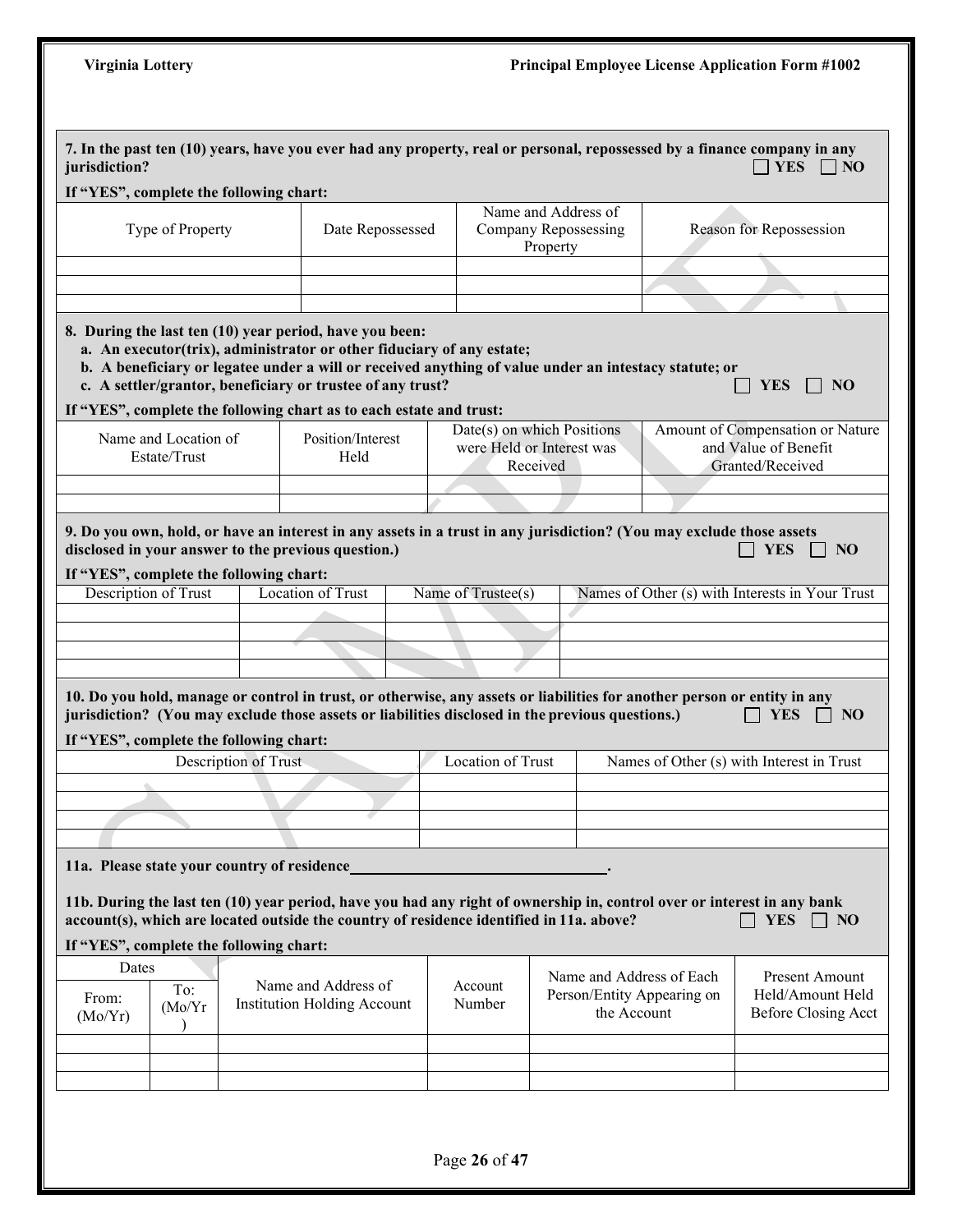**7. In the past ten (10) years, have you ever had any property, real or personal, repossessed by a finance company in any jurisdiction?** ☐ **YES** ☐ **NO**

**If "YES", complete the following chart:**

| Type of Property | Date Repossessed | Name and Address of Company Repossessing Property | Reason for Repossession |
|---|---|---|---|
| | | | |
| | | | |
| | | | |

**8. During the last ten (10) year period, have you been:**

**a. An executor(trix), administrator or other fiduciary of any estate;**

**b. A beneficiary or legatee under a will or received anything of value under an intestacy statute; or**

**c. A settler/grantor, beneficiary or trustee of any trust?** ☐ **YES** ☐ **NO**

**If "YES", complete the following chart as to each estate and trust:**

| Name and Location of Estate/Trust | Position/Interest Held | Date(s) on which Positions were Held or Interest was Received | Amount of Compensation or Nature and Value of Benefit Granted/Received |
|---|---|---|---|
| | | | |
| | | | |

**9. Do you own, hold, or have an interest in any assets in a trust in any jurisdiction? (You may exclude those assets disclosed in your answer to the previous question.)** ☐ **YES** ☐ **NO**

**If "YES", complete the following chart:**

| Description of Trust | Location of Trust | Name of Trustee(s) | Names of Other (s) with Interests in Your Trust |
|---|---|---|---|
| | | | |
| | | | |
| | | | |
| | | | |

**10. Do you hold, manage or control in trust, or otherwise, any assets or liabilities for another person or entity in any jurisdiction? (You may exclude those assets or liabilities disclosed in the previous questions.)** ☐ **YES** ☐ **NO**

**If "YES", complete the following chart:**

| Description of Trust | Location of Trust | Names of Other (s) with Interest in Trust |
|---|---|---|
| | | |
| | | |
| | | |
| | | |

**11a. Please state your country of residence\_\_\_\_\_\_\_\_\_\_\_\_\_\_\_\_\_\_\_\_\_\_\_\_\_\_\_\_\_\_\_\_.**

**11b. During the last ten (10) year period, have you had any right of ownership in, control over or interest in any bank account(s), which are located outside the country of residence identified in 11a. above?** ☐ **YES** ☐ **NO**

**If "YES", complete the following chart:**

| Dates | | Name and Address of Institution Holding Account | Account Number | Name and Address of Each Person/Entity Appearing on the Account | Present Amount Held/Amount Held Before Closing Acct |
|---|---|---|---|---|---|
| From: (Mo/Yr) | To: (Mo/Yr) | | | | |
| | | | | | |
| | | | | | |
| | | | | | |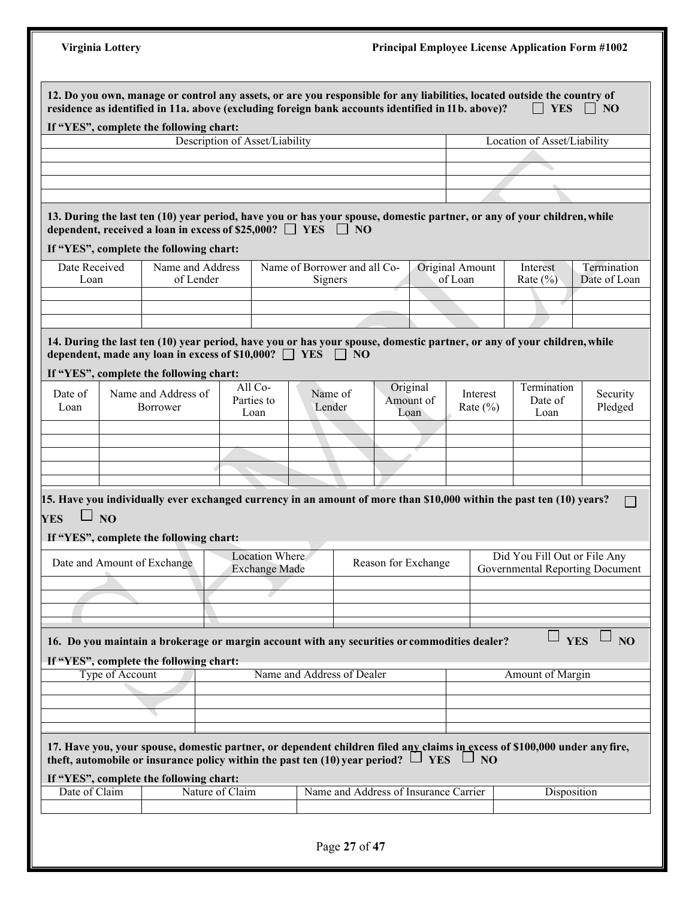**12. Do you own, manage or control any assets, or are you responsible for any liabilities, located outside the country of residence as identified in 11a. above (excluding foreign bank accounts identified in 11b. above)?** ☐ **YES** ☐ **NO**

**If "YES", complete the following chart:**

| Description of Asset/Liability | Location of Asset/Liability |
|---|---|
| | |
| | |
| | |
| | |

**13. During the last ten (10) year period, have you or has your spouse, domestic partner, or any of your children, while dependent, received a loan in excess of $25,000?** ☐ **YES** ☐ **NO**

**If "YES", complete the following chart:**

| Date Received Loan | Name and Address of Lender | Name of Borrower and all Co-Signers | Original Amount of Loan | Interest Rate (%) | Termination Date of Loan |
|---|---|---|---|---|---|
| | | | | | |
| | | | | | |
| | | | | | |

**14. During the last ten (10) year period, have you or has your spouse, domestic partner, or any of your children, while dependent, made any loan in excess of $10,000?** ☐ **YES** ☐ **NO**

**If "YES", complete the following chart:**

| Date of Loan | Name and Address of Borrower | All Co-Parties to Loan | Name of Lender | Original Amount of Loan | Interest Rate (%) | Termination Date of Loan | Security Pledged |
|---|---|---|---|---|---|---|---|
| | | | | | | | |
| | | | | | | | |
| | | | | | | | |
| | | | | | | | |
| | | | | | | | |

**15. Have you individually ever exchanged currency in an amount of more than $10,000 within the past ten (10) years?** ☐ **YES** ☐ **NO**

**If "YES", complete the following chart:**

| Date and Amount of Exchange | Location Where Exchange Made | Reason for Exchange | Did You Fill Out or File Any Governmental Reporting Document |
|---|---|---|---|
| | | | |
| | | | |
| | | | |
| | | | |

**16. Do you maintain a brokerage or margin account with any securities or commodities dealer?** ☐ **YES** ☐ **NO**

**If "YES", complete the following chart:**

| Type of Account | Name and Address of Dealer | Amount of Margin |
|---|---|---|
| | | |
| | | |
| | | |
| | | |

**17. Have you, your spouse, domestic partner, or dependent children filed any claims in excess of $100,000 under any fire, theft, automobile or insurance policy within the past ten (10) year period?** ☐ **YES** ☐ **NO**

**If "YES", complete the following chart:**

| Date of Claim | Nature of Claim | Name and Address of Insurance Carrier | Disposition |
|---|---|---|---|
| | | | |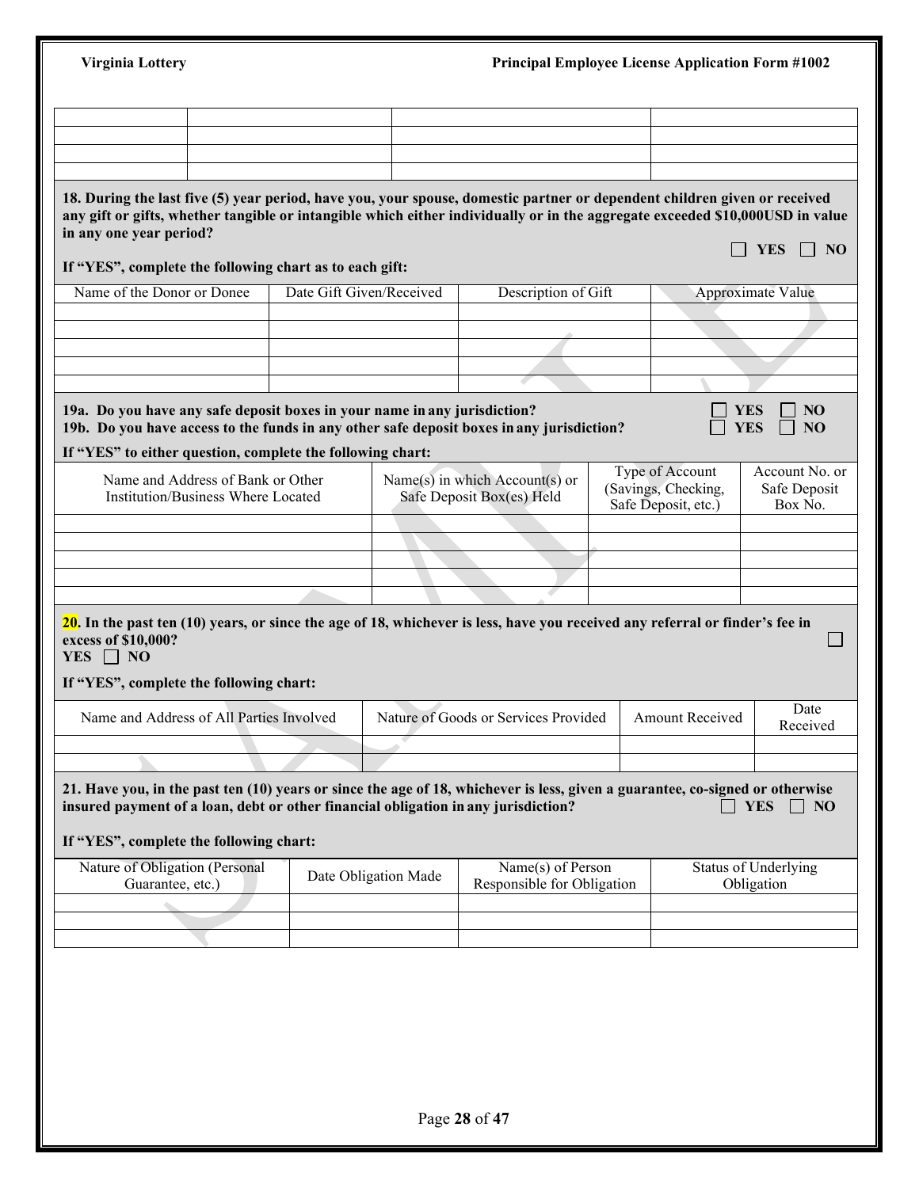| | | | |
|---|---|---|---|
| | | | |
| | | | |
| | | | |
| | | | |

**18. During the last five (5) year period, have you, your spouse, domestic partner or dependent children given or received any gift or gifts, whether tangible or intangible which either individually or in the aggregate exceeded $10,000USD in value in any one year period?**

☐ **YES** ☐ **NO**

**If "YES", complete the following chart as to each gift:**

| Name of the Donor or Donee | Date Gift Given/Received | Description of Gift | Approximate Value |
|---|---|---|---|
| | | | |
| | | | |
| | | | |
| | | | |
| | | | |

**19a. Do you have any safe deposit boxes in your name in any jurisdiction?** ☐ **YES** ☐ **NO**

**19b. Do you have access to the funds in any other safe deposit boxes in any jurisdiction?** ☐ **YES** ☐ **NO**

**If "YES" to either question, complete the following chart:**

| Name and Address of Bank or Other Institution/Business Where Located | Name(s) in which Account(s) or Safe Deposit Box(es) Held | Type of Account (Savings, Checking, Safe Deposit, etc.) | Account No. or Safe Deposit Box No. |
|---|---|---|---|
| | | | |
| | | | |
| | | | |
| | | | |
| | | | |

**20. In the past ten (10) years, or since the age of 18, whichever is less, have you received any referral or finder's fee in excess of $10,000?** ☐

**YES** ☐ **NO**

**If "YES", complete the following chart:**

| Name and Address of All Parties Involved | Nature of Goods or Services Provided | Amount Received | Date Received |
|---|---|---|---|
| | | | |
| | | | |

**21. Have you, in the past ten (10) years or since the age of 18, whichever is less, given a guarantee, co-signed or otherwise insured payment of a loan, debt or other financial obligation in any jurisdiction?** ☐ **YES** ☐ **NO**

**If "YES", complete the following chart:**

| Nature of Obligation (Personal Guarantee, etc.) | Date Obligation Made | Name(s) of Person Responsible for Obligation | Status of Underlying Obligation |
|---|---|---|---|
| | | | |
| | | | |
| | | | |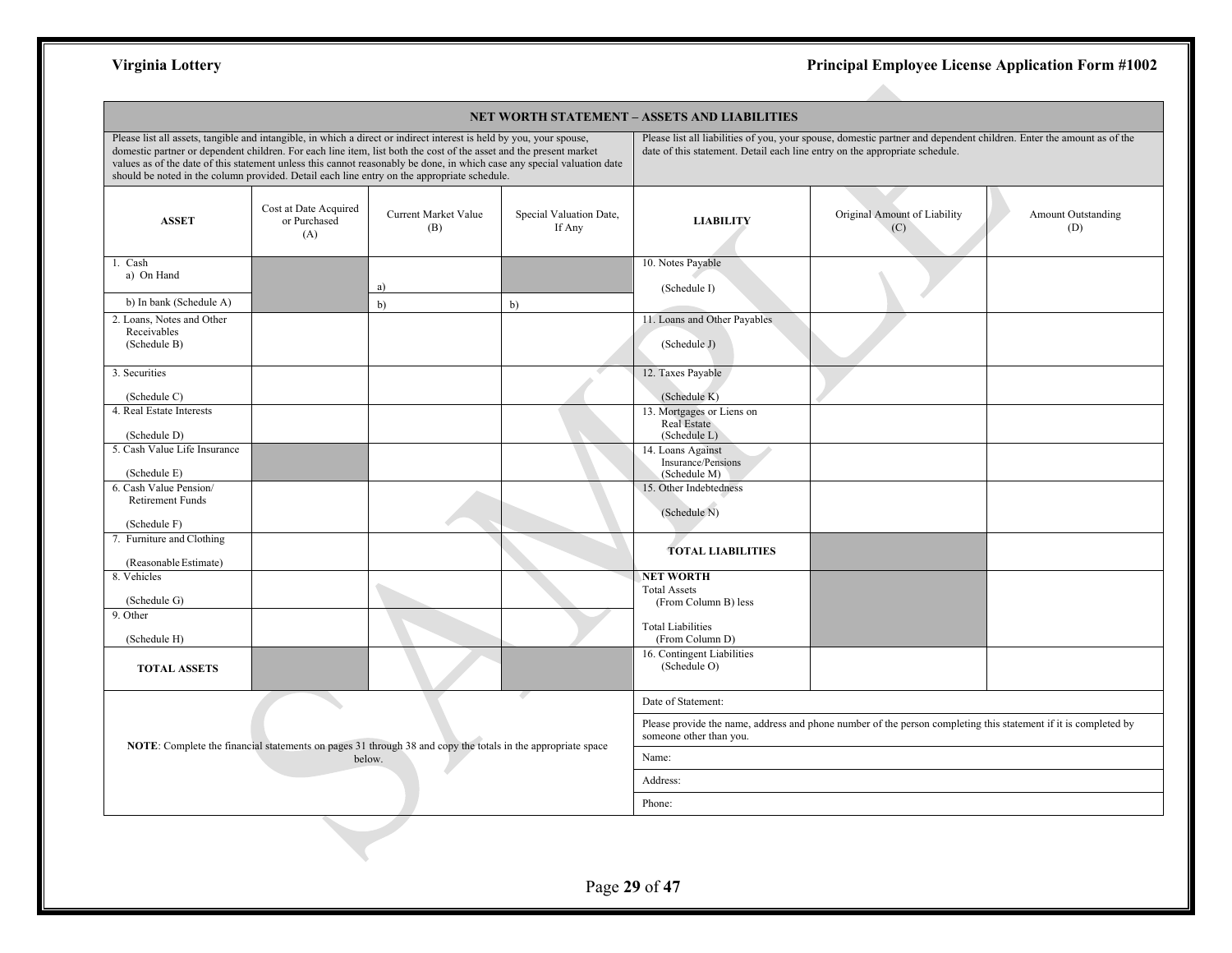## NET WORTH STATEMENT – ASSETS AND LIABILITIES

Please list all assets, tangible and intangible, in which a direct or indirect interest is held by you, your spouse, domestic partner or dependent children. For each line item, list both the cost of the asset and the present market values as of the date of this statement unless this cannot reasonably be done, in which case any special valuation date should be noted in the column provided. Detail each line entry on the appropriate schedule.

Please list all liabilities of you, your spouse, domestic partner and dependent children. Enter the amount as of the date of this statement. Detail each line entry on the appropriate schedule.

| ASSET | Cost at Date Acquired or Purchased (A) | Current Market Value (B) | Special Valuation Date, If Any | LIABILITY | Original Amount of Liability (C) | Amount Outstanding (D) |
|---|---|---|---|---|---|---|
| 1. Cash a) On Hand | | a) | | 10. Notes Payable (Schedule I) | | |
| b) In bank (Schedule A) | | b) | b) | | | |
| 2. Loans, Notes and Other Receivables (Schedule B) | | | | 11. Loans and Other Payables (Schedule J) | | |
| 3. Securities (Schedule C) | | | | 12. Taxes Payable (Schedule K) | | |
| 4. Real Estate Interests (Schedule D) | | | | 13. Mortgages or Liens on Real Estate (Schedule L) | | |
| 5. Cash Value Life Insurance (Schedule E) | | | | 14. Loans Against Insurance/Pensions (Schedule M) | | |
| 6. Cash Value Pension/ Retirement Funds (Schedule F) | | | | 15. Other Indebtedness (Schedule N) | | |
| 7. Furniture and Clothing (Reasonable Estimate) | | | | **TOTAL LIABILITIES** | | |
| 8. Vehicles (Schedule G) | | | | **NET WORTH** Total Assets (From Column B) less Total Liabilities (From Column D) | | |
| 9. Other (Schedule H) | | | | | | |
| **TOTAL ASSETS** | | | | 16. Contingent Liabilities (Schedule O) | | |

**NOTE**: Complete the financial statements on pages 31 through 38 and copy the totals in the appropriate space below.

Date of Statement:

Please provide the name, address and phone number of the person completing this statement if it is completed by someone other than you.

Name:

Address:

Phone: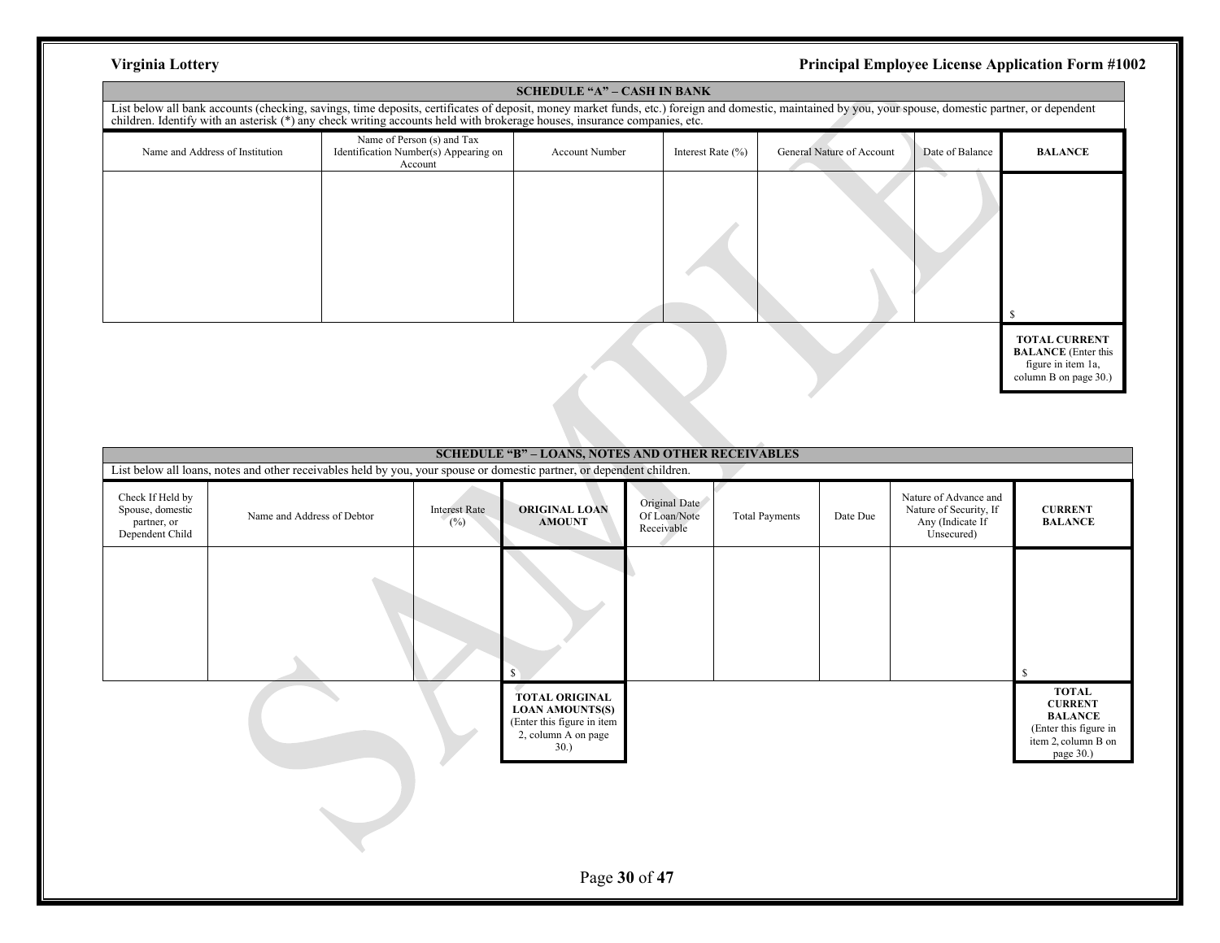## SCHEDULE "A" – CASH IN BANK

List below all bank accounts (checking, savings, time deposits, certificates of deposit, money market funds, etc.) foreign and domestic, maintained by you, your spouse, domestic partner, or dependent children. Identify with an asterisk (*) any check writing accounts held with brokerage houses, insurance companies, etc.

| Name and Address of Institution | Name of Person (s) and Tax Identification Number(s) Appearing on Account | Account Number | Interest Rate (%) | General Nature of Account | Date of Balance | **BALANCE** |
|---|---|---|---|---|---|---|
| | | | | | | $ |
| | | | | | | **TOTAL CURRENT BALANCE** (Enter this figure in item 1a, column B on page 30.) |

## SCHEDULE "B" – LOANS, NOTES AND OTHER RECEIVABLES

List below all loans, notes and other receivables held by you, your spouse or domestic partner, or dependent children.

| Check If Held by Spouse, domestic partner, or Dependent Child | Name and Address of Debtor | Interest Rate (%) | **ORIGINAL LOAN AMOUNT** | Original Date Of Loan/Note Receivable | Total Payments | Date Due | Nature of Advance and Nature of Security, If Any (Indicate If Unsecured) | **CURRENT BALANCE** |
|---|---|---|---|---|---|---|---|---|
| | | | $ | | | | | $ |
| | | | **TOTAL ORIGINAL LOAN AMOUNTS(S)** (Enter this figure in item 2, column A on page 30.) | | | | | **TOTAL CURRENT BALANCE** (Enter this figure in item 2, column B on page 30.) |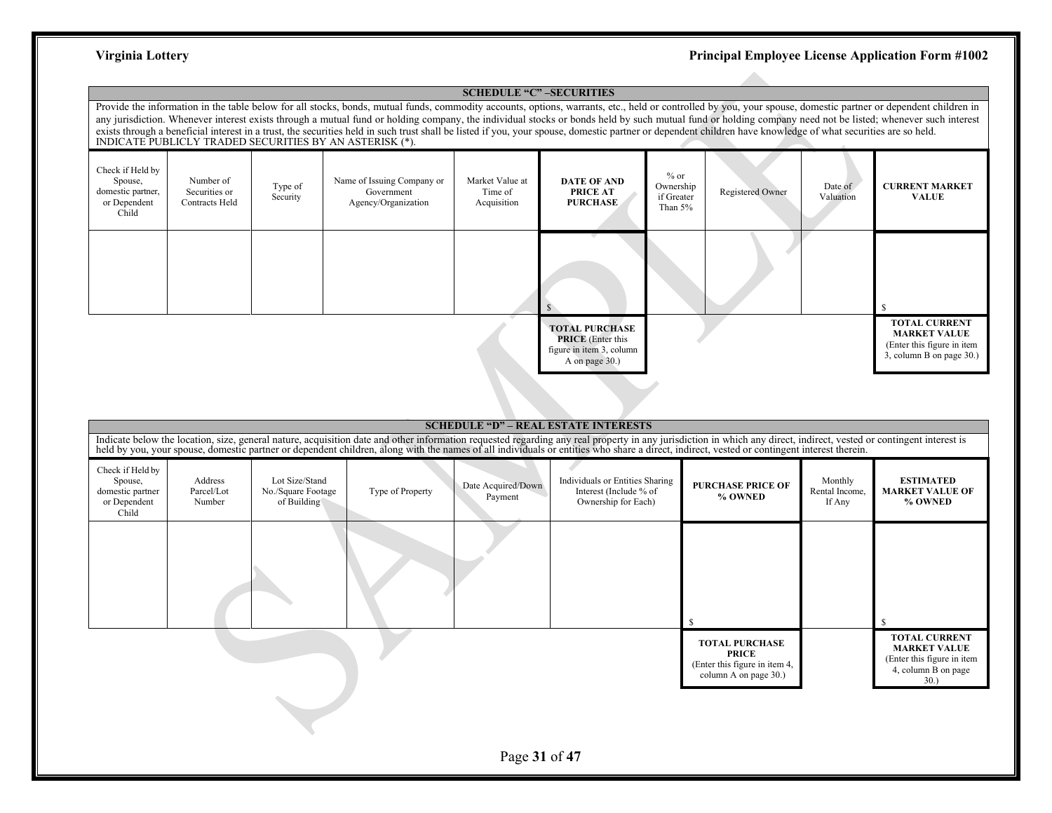## SCHEDULE "C" –SECURITIES

Provide the information in the table below for all stocks, bonds, mutual funds, commodity accounts, options, warrants, etc., held or controlled by you, your spouse, domestic partner or dependent children in any jurisdiction. Whenever interest exists through a mutual fund or holding company, the individual stocks or bonds held by such mutual fund or holding company need not be listed; whenever such interest exists through a beneficial interest in a trust, the securities held in such trust shall be listed if you, your spouse, domestic partner or dependent children have knowledge of what securities are so held. INDICATE PUBLICLY TRADED SECURITIES BY AN ASTERISK (*).

| Check if Held by Spouse, domestic partner, or Dependent Child | Number of Securities or Contracts Held | Type of Security | Name of Issuing Company or Government Agency/Organization | Market Value at Time of Acquisition | **DATE OF AND PRICE AT PURCHASE** | % or Ownership if Greater Than 5% | Registered Owner | Date of Valuation | **CURRENT MARKET VALUE** |
|---|---|---|---|---|---|---|---|---|---|
| | | | | | $ | | | | $ |
| | | | | | **TOTAL PURCHASE PRICE** (Enter this figure in item 3, column A on page 30.) | | | | **TOTAL CURRENT MARKET VALUE** (Enter this figure in item 3, column B on page 30.) |

## SCHEDULE "D" – REAL ESTATE INTERESTS

Indicate below the location, size, general nature, acquisition date and other information requested regarding any real property in any jurisdiction in which any direct, indirect, vested or contingent interest is held by you, your spouse, domestic partner or dependent children, along with the names of all individuals or entities who share a direct, indirect, vested or contingent interest therein.

| Check if Held by Spouse, domestic partner or Dependent Child | Address Parcel/Lot Number | Lot Size/Stand No./Square Footage of Building | Type of Property | Date Acquired/Down Payment | Individuals or Entities Sharing Interest (Include % of Ownership for Each) | **PURCHASE PRICE OF % OWNED** | Monthly Rental Income, If Any | **ESTIMATED MARKET VALUE OF % OWNED** |
|---|---|---|---|---|---|---|---|---|
| | | | | | | $ | | $ |
| | | | | | | **TOTAL PURCHASE PRICE** (Enter this figure in item 4, column A on page 30.) | | **TOTAL CURRENT MARKET VALUE** (Enter this figure in item 4, column B on page 30.) |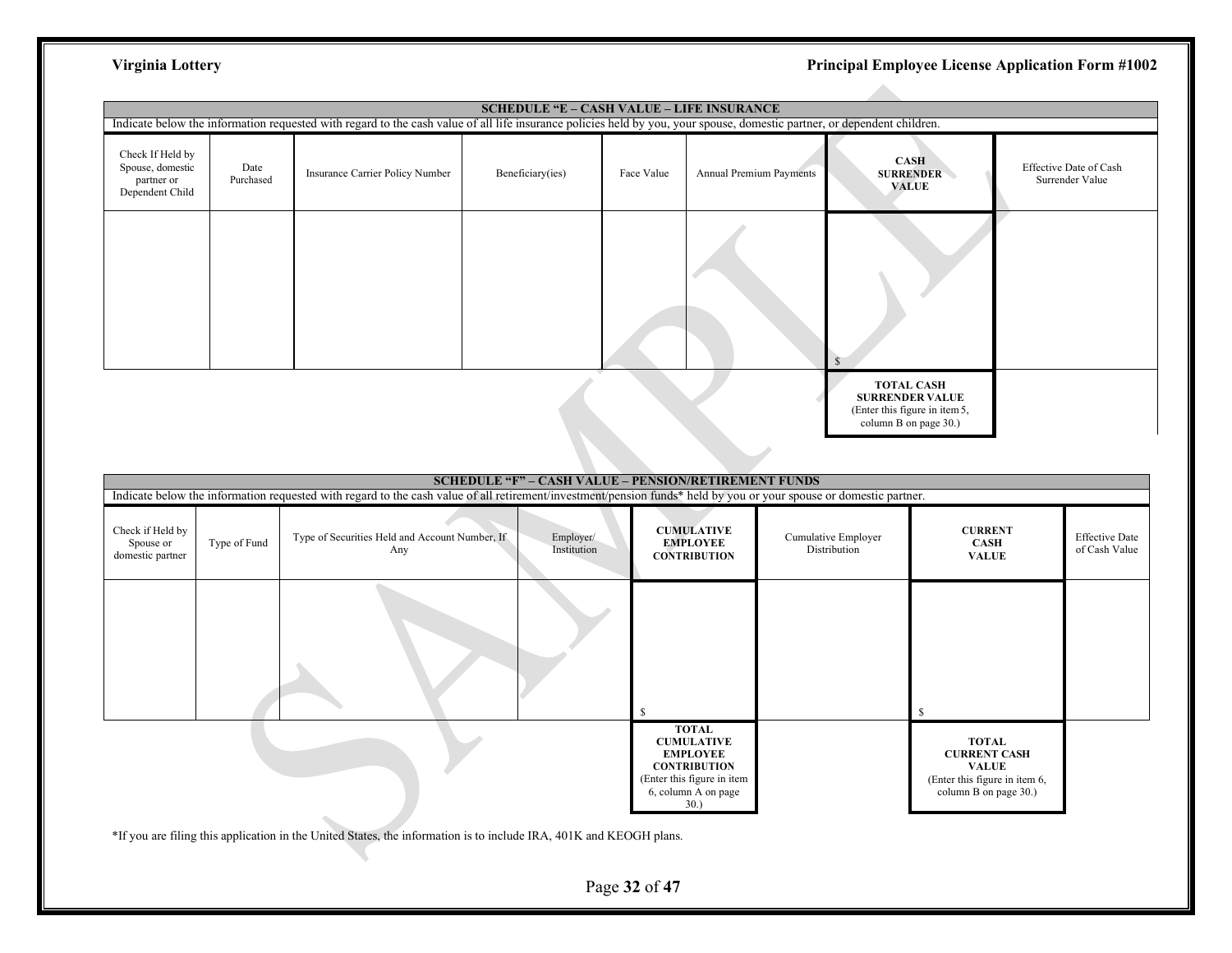## SCHEDULE "E – CASH VALUE – LIFE INSURANCE

Indicate below the information requested with regard to the cash value of all life insurance policies held by you, your spouse, domestic partner, or dependent children.

| Check If Held by Spouse, domestic partner or Dependent Child | Date Purchased | Insurance Carrier Policy Number | Beneficiary(ies) | Face Value | Annual Premium Payments | **CASH SURRENDER VALUE** | Effective Date of Cash Surrender Value |
|---|---|---|---|---|---|---|---|
| | | | | | | $ | |
| | | | | | | **TOTAL CASH SURRENDER VALUE** (Enter this figure in item 5, column B on page 30.) | |

## SCHEDULE "F" – CASH VALUE – PENSION/RETIREMENT FUNDS

Indicate below the information requested with regard to the cash value of all retirement/investment/pension funds* held by you or your spouse or domestic partner.

| Check if Held by Spouse or domestic partner | Type of Fund | Type of Securities Held and Account Number, If Any | Employer/ Institution | **CUMULATIVE EMPLOYEE CONTRIBUTION** | Cumulative Employer Distribution | **CURRENT CASH VALUE** | Effective Date of Cash Value |
|---|---|---|---|---|---|---|---|
| | | | | $ | | $ | |
| | | | | **TOTAL CUMULATIVE EMPLOYEE CONTRIBUTION** (Enter this figure in item 6, column A on page 30.) | | **TOTAL CURRENT CASH VALUE** (Enter this figure in item 6, column B on page 30.) | |

*If you are filing this application in the United States, the information is to include IRA, 401K and KEOGH plans.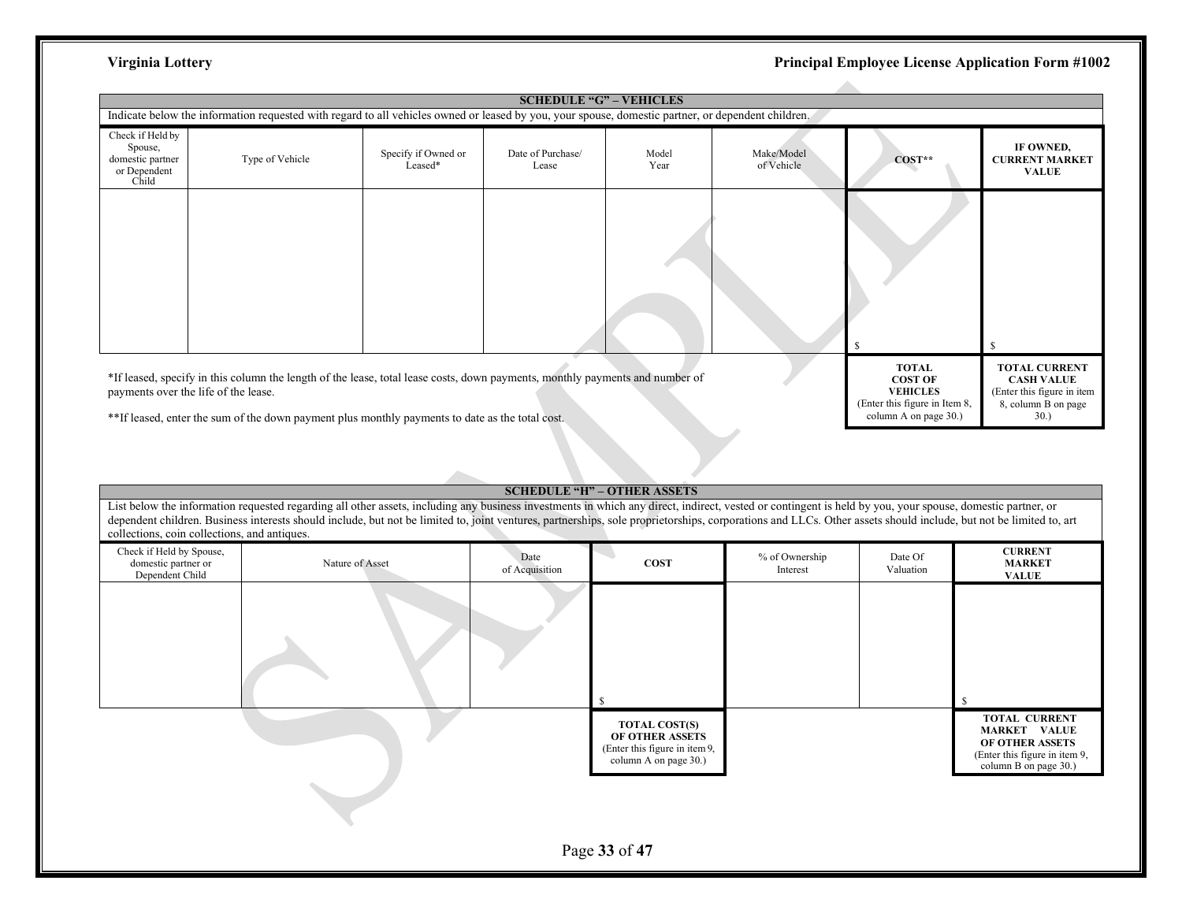## SCHEDULE "G" – VEHICLES

Indicate below the information requested with regard to all vehicles owned or leased by you, your spouse, domestic partner, or dependent children.

| Check if Held by Spouse, domestic partner or Dependent Child | Type of Vehicle | Specify if Owned or Leased* | Date of Purchase/ Lease | Model Year | Make/Model of Vehicle | **COST**** | **IF OWNED, CURRENT MARKET VALUE** |
|---|---|---|---|---|---|---|---|
| | | | | | | $ | $ |
| | | | | | | **TOTAL COST OF VEHICLES** (Enter this figure in Item 8, column A on page 30.) | **TOTAL CURRENT CASH VALUE** (Enter this figure in item 8, column B on page 30.) |

*If leased, specify in this column the length of the lease, total lease costs, down payments, monthly payments and number of payments over the life of the lease.

**If leased, enter the sum of the down payment plus monthly payments to date as the total cost.

## SCHEDULE "H" – OTHER ASSETS

List below the information requested regarding all other assets, including any business investments in which any direct, indirect, vested or contingent is held by you, your spouse, domestic partner, or dependent children. Business interests should include, but not be limited to, joint ventures, partnerships, sole proprietorships, corporations and LLCs. Other assets should include, but not be limited to, art collections, coin collections, and antiques.

| Check if Held by Spouse, domestic partner or Dependent Child | Nature of Asset | Date of Acquisition | **COST** | % of Ownership Interest | Date Of Valuation | **CURRENT MARKET VALUE** |
|---|---|---|---|---|---|---|
| | | | $ | | | $ |
| | | | **TOTAL COST(S) OF OTHER ASSETS** (Enter this figure in item 9, column A on page 30.) | | | **TOTAL CURRENT MARKET VALUE OF OTHER ASSETS** (Enter this figure in item 9, column B on page 30.) |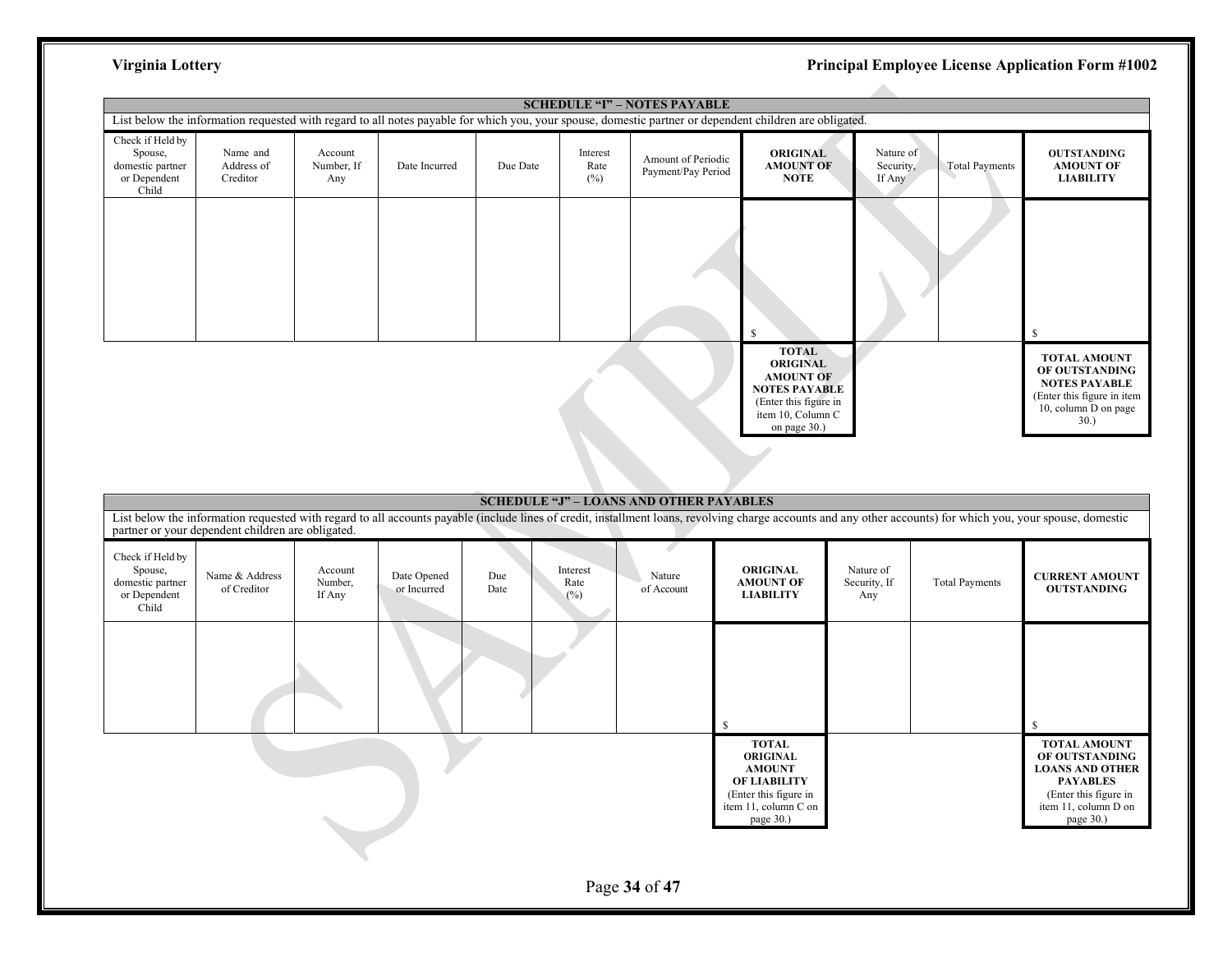## SCHEDULE "I" – NOTES PAYABLE

List below the information requested with regard to all notes payable for which you, your spouse, domestic partner or dependent children are obligated.

| Check if Held by Spouse, domestic partner or Dependent Child | Name and Address of Creditor | Account Number, If Any | Date Incurred | Due Date | Interest Rate (%) | Amount of Periodic Payment/Pay Period | **ORIGINAL AMOUNT OF NOTE** | Nature of Security, If Any | Total Payments | **OUTSTANDING AMOUNT OF LIABILITY** |
|---|---|---|---|---|---|---|---|---|---|---|
| | | | | | | | $ | | | $ |
| | | | | | | | **TOTAL ORIGINAL AMOUNT OF NOTES PAYABLE** (Enter this figure in item 10, Column C on page 30.) | | | **TOTAL AMOUNT OF OUTSTANDING NOTES PAYABLE** (Enter this figure in item 10, column D on page 30.) |

## SCHEDULE "J" – LOANS AND OTHER PAYABLES

List below the information requested with regard to all accounts payable (include lines of credit, installment loans, revolving charge accounts and any other accounts) for which you, your spouse, domestic partner or your dependent children are obligated.

| Check if Held by Spouse, domestic partner or Dependent Child | Name & Address of Creditor | Account Number, If Any | Date Opened or Incurred | Due Date | Interest Rate (%) | Nature of Account | **ORIGINAL AMOUNT OF LIABILITY** | Nature of Security, If Any | Total Payments | **CURRENT AMOUNT OUTSTANDING** |
|---|---|---|---|---|---|---|---|---|---|---|
| | | | | | | | $ | | | $ |
| | | | | | | | **TOTAL ORIGINAL AMOUNT OF LIABILITY** (Enter this figure in item 11, column C on page 30.) | | | **TOTAL AMOUNT OF OUTSTANDING LOANS AND OTHER PAYABLES** (Enter this figure in item 11, column D on page 30.) |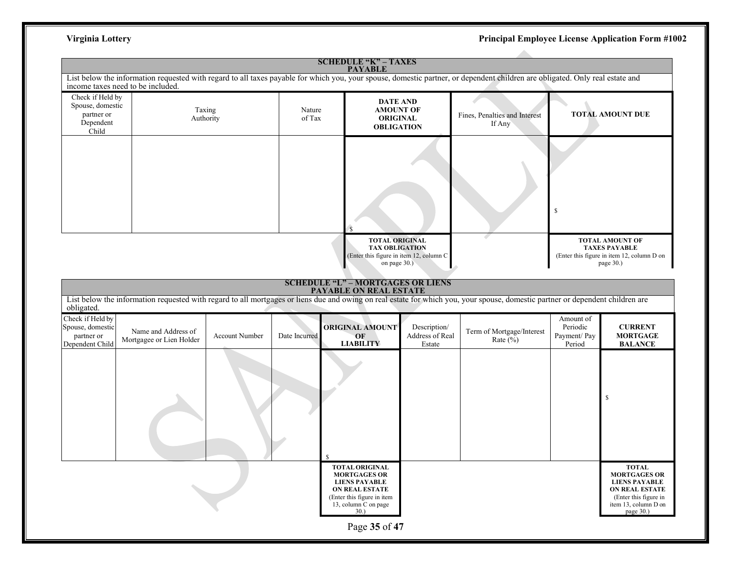## SCHEDULE "K" – TAXES PAYABLE

List below the information requested with regard to all taxes payable for which you, your spouse, domestic partner, or dependent children are obligated. Only real estate and income taxes need to be included.

| Check if Held by Spouse, domestic partner or Dependent Child | Taxing Authority | Nature of Tax | DATE AND AMOUNT OF ORIGINAL OBLIGATION | Fines, Penalties and Interest If Any | TOTAL AMOUNT DUE |
|---|---|---|---|---|---|
| | | | $ | | $ |
| | | | **TOTAL ORIGINAL TAX OBLIGATION** (Enter this figure in item 12, column C on page 30.) | | **TOTAL AMOUNT OF TAXES PAYABLE** (Enter this figure in item 12, column D on page 30.) |

## SCHEDULE "L" – MORTGAGES OR LIENS PAYABLE ON REAL ESTATE

List below the information requested with regard to all mortgages or liens due and owing on real estate for which you, your spouse, domestic partner or dependent children are obligated.

| Check if Held by Spouse, domestic partner or Dependent Child | Name and Address of Mortgagee or Lien Holder | Account Number | Date Incurred | ORIGINAL AMOUNT OF LIABILITY | Description/ Address of Real Estate | Term of Mortgage/Interest Rate (%) | Amount of Periodic Payment/ Pay Period | CURRENT MORTGAGE BALANCE |
|---|---|---|---|---|---|---|---|---|
| | | | | $ | | | | $ |
| | | | | **TOTAL ORIGINAL MORTGAGES OR LIENS PAYABLE ON REAL ESTATE** (Enter this figure in item 13, column C on page 30.) | | | | **TOTAL MORTGAGES OR LIENS PAYABLE ON REAL ESTATE** (Enter this figure in item 13, column D on page 30.) |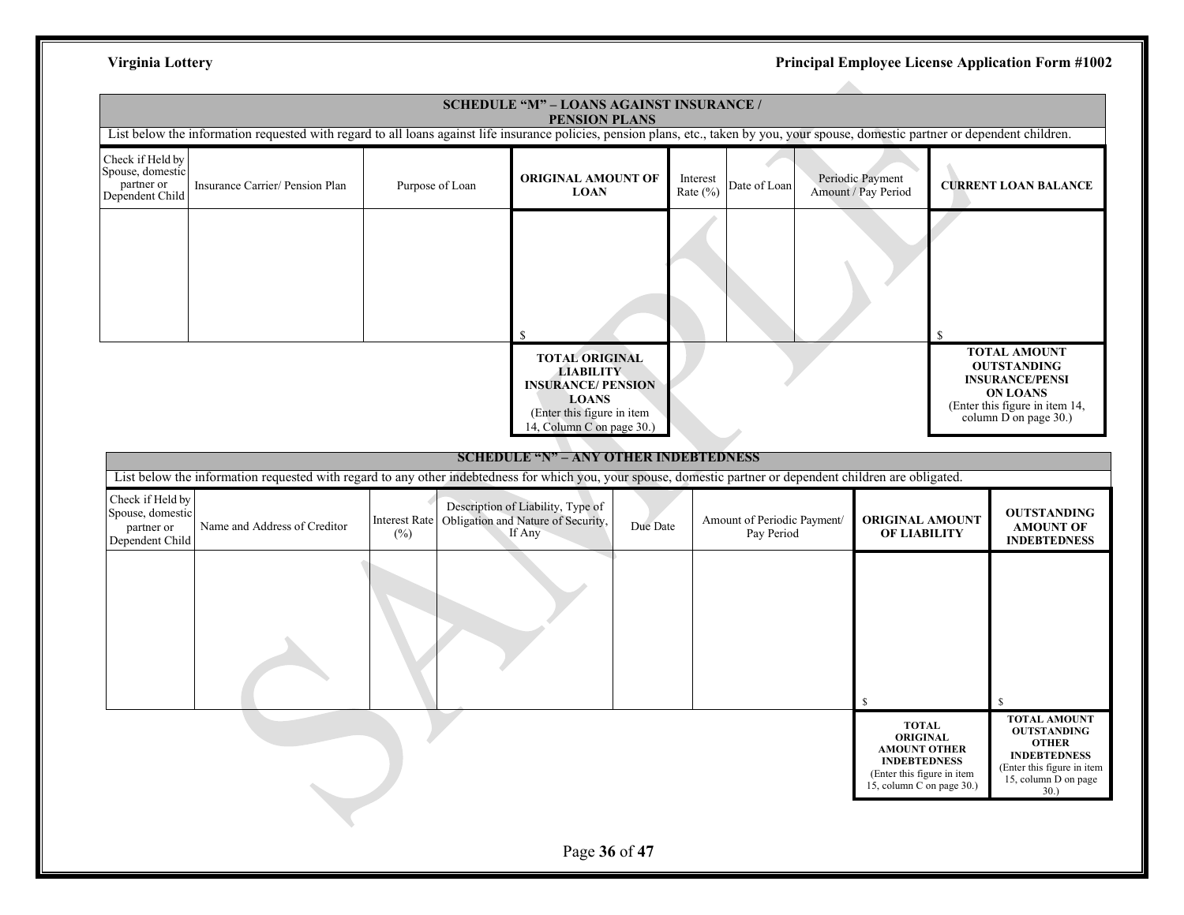## SCHEDULE "M" – LOANS AGAINST INSURANCE / PENSION PLANS

List below the information requested with regard to all loans against life insurance policies, pension plans, etc., taken by you, your spouse, domestic partner or dependent children.

| Check if Held by Spouse, domestic partner or Dependent Child | Insurance Carrier/ Pension Plan | Purpose of Loan | **ORIGINAL AMOUNT OF LOAN** | Interest Rate (%) | Date of Loan | Periodic Payment Amount / Pay Period | **CURRENT LOAN BALANCE** |
|---|---|---|---|---|---|---|---|
| | | | $ | | | | $ |
| | | | **TOTAL ORIGINAL LIABILITY INSURANCE/ PENSION LOANS** (Enter this figure in item 14, Column C on page 30.) | | | | **TOTAL AMOUNT OUTSTANDING INSURANCE/PENSION LOANS** (Enter this figure in item 14, column D on page 30.) |

## SCHEDULE "N" – ANY OTHER INDEBTEDNESS

List below the information requested with regard to any other indebtedness for which you, your spouse, domestic partner or dependent children are obligated.

| Check if Held by Spouse, domestic partner or Dependent Child | Name and Address of Creditor | Interest Rate (%) | Description of Liability, Type of Obligation and Nature of Security, If Any | Due Date | Amount of Periodic Payment/ Pay Period | **ORIGINAL AMOUNT OF LIABILITY** | **OUTSTANDING AMOUNT OF INDEBTEDNESS** |
|---|---|---|---|---|---|---|---|
| | | | | | | $ | $ |
| | | | | | | **TOTAL ORIGINAL AMOUNT OTHER INDEBTEDNESS** (Enter this figure in item 15, column C on page 30.) | **TOTAL AMOUNT OUTSTANDING OTHER INDEBTEDNESS** (Enter this figure in item 15, column D on page 30.) |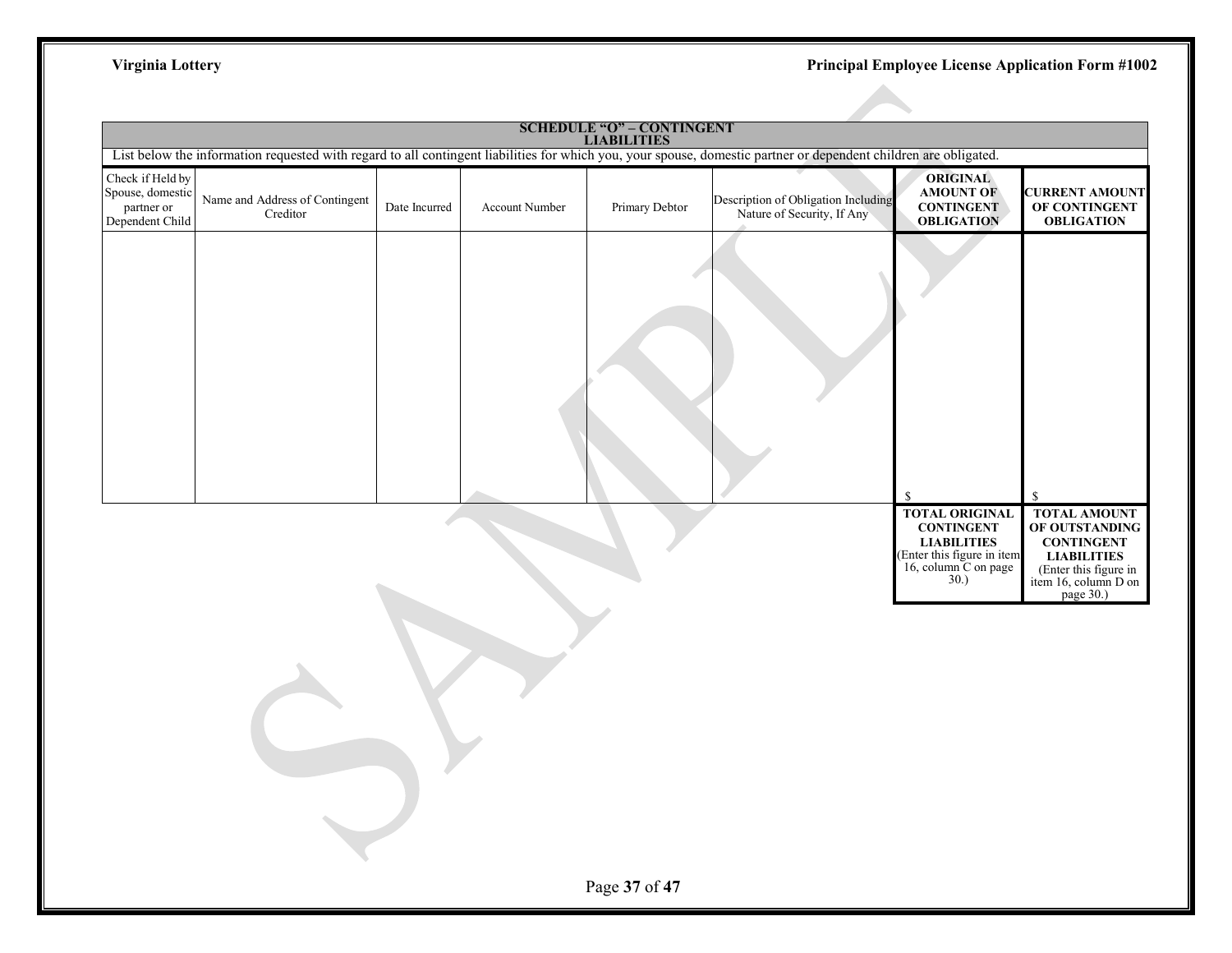## SCHEDULE "O" – CONTINGENT LIABILITIES

List below the information requested with regard to all contingent liabilities for which you, your spouse, domestic partner or dependent children are obligated.

| Check if Held by Spouse, domestic partner or Dependent Child | Name and Address of Contingent Creditor | Date Incurred | Account Number | Primary Debtor | Description of Obligation Including Nature of Security, If Any | **ORIGINAL AMOUNT OF CONTINGENT OBLIGATION** | **CURRENT AMOUNT OF CONTINGENT OBLIGATION** |
|---|---|---|---|---|---|---|---|
| | | | | | | | |
| | | | | | | $ | $ |
| | | | | | | **TOTAL ORIGINAL CONTINGENT LIABILITIES** (Enter this figure in item 16, column C on page 30.) | **TOTAL AMOUNT OF OUTSTANDING CONTINGENT LIABILITIES** (Enter this figure in item 16, column D on page 30.) |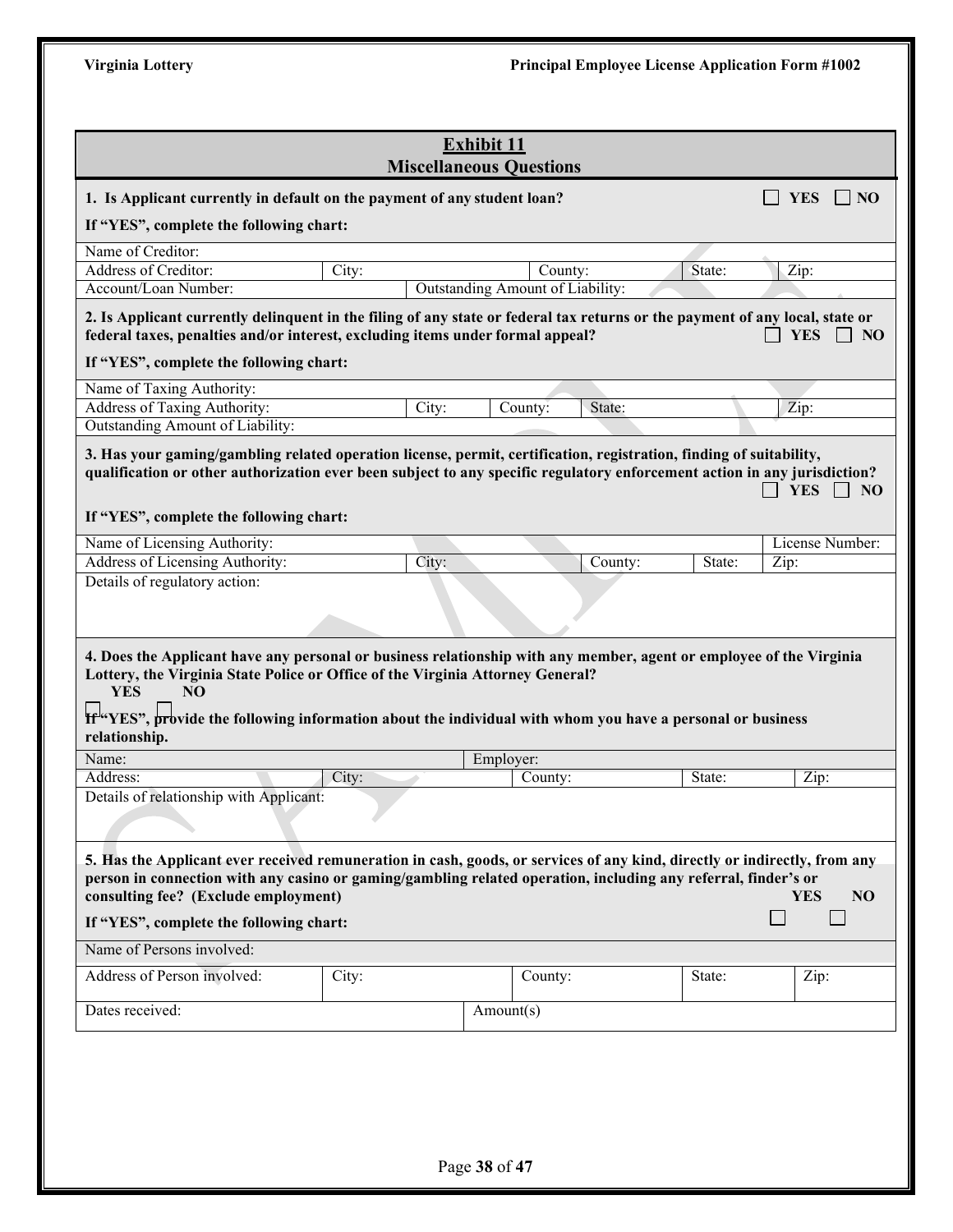## Exhibit 11
## Miscellaneous Questions

**1. Is Applicant currently in default on the payment of any student loan?** ☐ **YES** ☐ **NO**

**If "YES", complete the following chart:**

| Name of Creditor: | | | | |
|---|---|---|---|---|
| Address of Creditor: | City: | County: | State: | Zip: |
| Account/Loan Number: | Outstanding Amount of Liability: | | | |

**2. Is Applicant currently delinquent in the filing of any state or federal tax returns or the payment of any local, state or federal taxes, penalties and/or interest, excluding items under formal appeal?** ☐ **YES** ☐ **NO**

**If "YES", complete the following chart:**

| Name of Taxing Authority: | | | | |
|---|---|---|---|---|
| Address of Taxing Authority: | City: | County: | State: | Zip: |
| Outstanding Amount of Liability: | | | | |

**3. Has your gaming/gambling related operation license, permit, certification, registration, finding of suitability, qualification or other authorization ever been subject to any specific regulatory enforcement action in any jurisdiction?** ☐ **YES** ☐ **NO**

**If "YES", complete the following chart:**

| Name of Licensing Authority: | | | | License Number: |
|---|---|---|---|---|
| Address of Licensing Authority: | City: | County: | State: | Zip: |
| Details of regulatory action: | | | | |

**4. Does the Applicant have any personal or business relationship with any member, agent or employee of the Virginia Lottery, the Virginia State Police or Office of the Virginia Attorney General?**
**YES** ☐ **NO** ☐

**If "YES", provide the following information about the individual with whom you have a personal or business relationship.**

| Name: | | Employer: | | |
|---|---|---|---|---|
| Address: | City: | County: | State: | Zip: |
| Details of relationship with Applicant: | | | | |

**5. Has the Applicant ever received remuneration in cash, goods, or services of any kind, directly or indirectly, from any person in connection with any casino or gaming/gambling related operation, including any referral, finder's or consulting fee? (Exclude employment)** **YES** ☐ **NO** ☐

**If "YES", complete the following chart:**

| Name of Persons involved: | | | | |
|---|---|---|---|---|
| Address of Person involved: | City: | County: | State: | Zip: |
| Dates received: | Amount(s) | | | |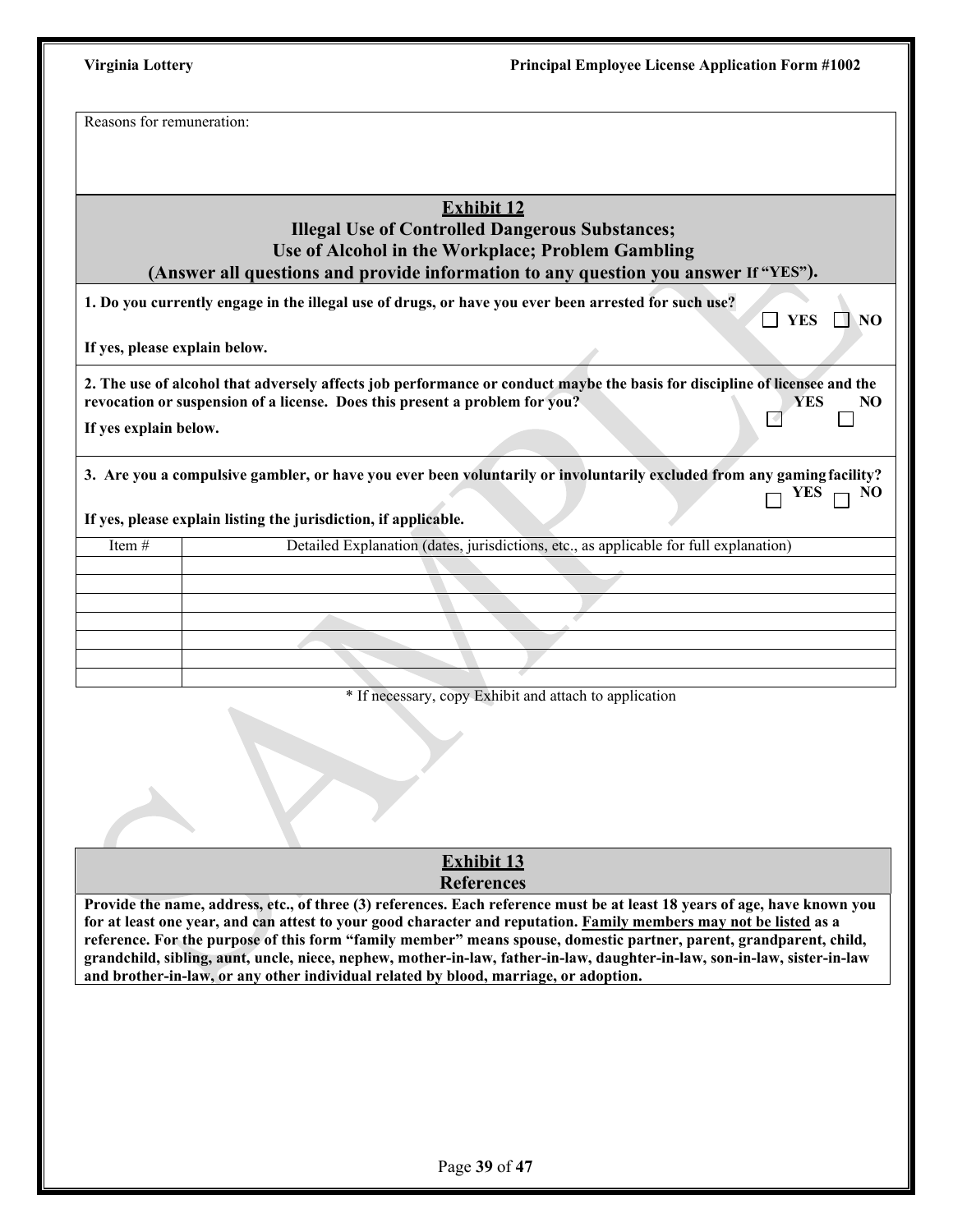Reasons for remuneration:

## Exhibit 12

### Illegal Use of Controlled Dangerous Substances; Use of Alcohol in the Workplace; Problem Gambling

**(Answer all questions and provide information to any question you answer If "YES").**

**1. Do you currently engage in the illegal use of drugs, or have you ever been arrested for such use?** ☐ YES ☐ NO

**If yes, please explain below.**

**2. The use of alcohol that adversely affects job performance or conduct maybe the basis for discipline of licensee and the revocation or suspension of a license. Does this present a problem for you?** ☐ YES ☐ NO

**If yes explain below.**

**3. Are you a compulsive gambler, or have you ever been voluntarily or involuntarily excluded from any gaming facility?** ☐ YES ☐ NO

**If yes, please explain listing the jurisdiction, if applicable.**

| Item # | Detailed Explanation (dates, jurisdictions, etc., as applicable for full explanation) |
|---|---|
| | |
| | |
| | |
| | |
| | |
| | |
| | |

\* If necessary, copy Exhibit and attach to application

## Exhibit 13

### References

**Provide the name, address, etc., of three (3) references. Each reference must be at least 18 years of age, have known you for at least one year, and can attest to your good character and reputation. Family members may not be listed as a reference. For the purpose of this form "family member" means spouse, domestic partner, parent, grandparent, child, grandchild, sibling, aunt, uncle, niece, nephew, mother-in-law, father-in-law, daughter-in-law, son-in-law, sister-in-law and brother-in-law, or any other individual related by blood, marriage, or adoption.**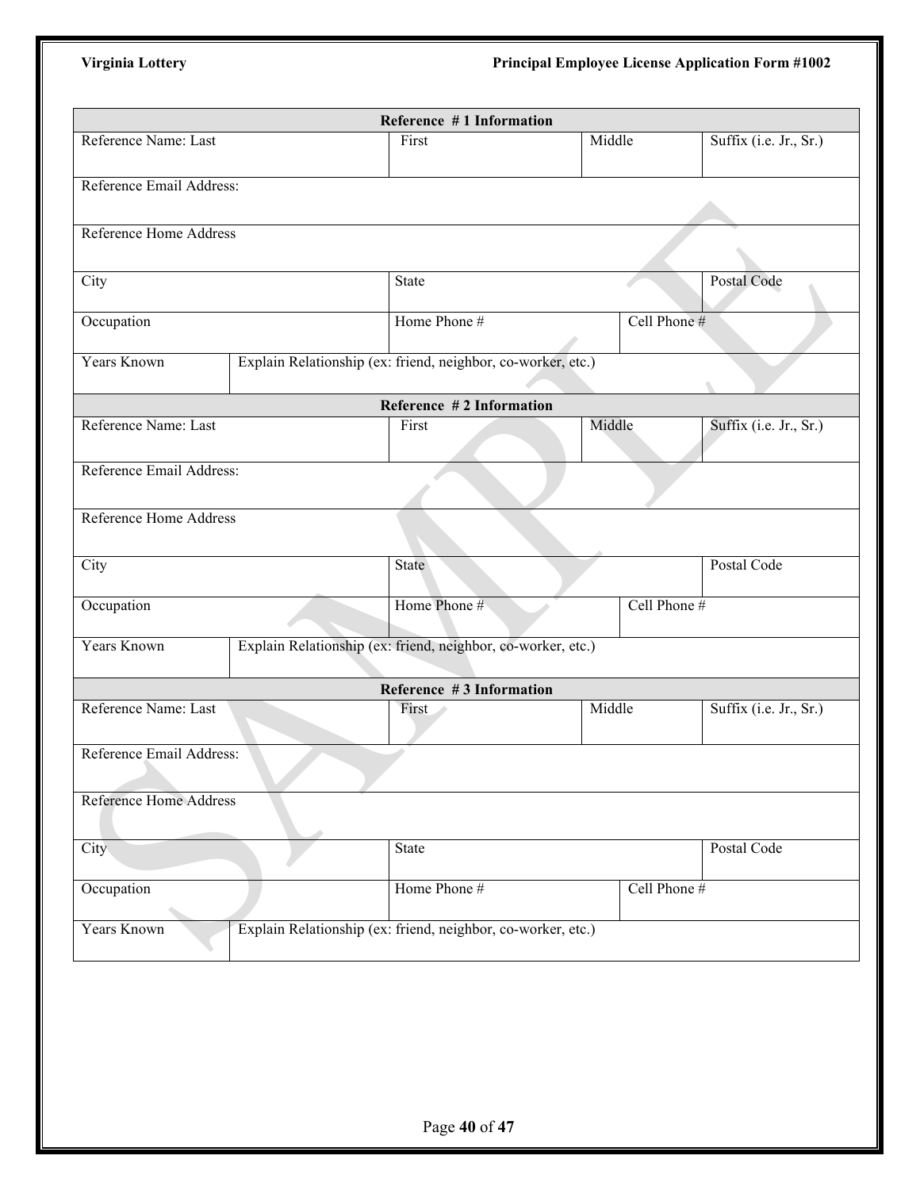| Reference #1 Information | | | | |
|---|---|---|---|---|
| Reference Name: Last | | First | Middle | Suffix (i.e. Jr., Sr.) |
| Reference Email Address: | | | | |
| Reference Home Address | | | | |
| City | | State | | Postal Code |
| Occupation | | Home Phone # | Cell Phone # | |
| Years Known | Explain Relationship (ex: friend, neighbor, co-worker, etc.) | | | |

| Reference #2 Information | | | | |
|---|---|---|---|---|
| Reference Name: Last | | First | Middle | Suffix (i.e. Jr., Sr.) |
| Reference Email Address: | | | | |
| Reference Home Address | | | | |
| City | | State | | Postal Code |
| Occupation | | Home Phone # | Cell Phone # | |
| Years Known | Explain Relationship (ex: friend, neighbor, co-worker, etc.) | | | |

| Reference #3 Information | | | | |
|---|---|---|---|---|
| Reference Name: Last | | First | Middle | Suffix (i.e. Jr., Sr.) |
| Reference Email Address: | | | | |
| Reference Home Address | | | | |
| City | | State | | Postal Code |
| Occupation | | Home Phone # | Cell Phone # | |
| Years Known | Explain Relationship (ex: friend, neighbor, co-worker, etc.) | | | |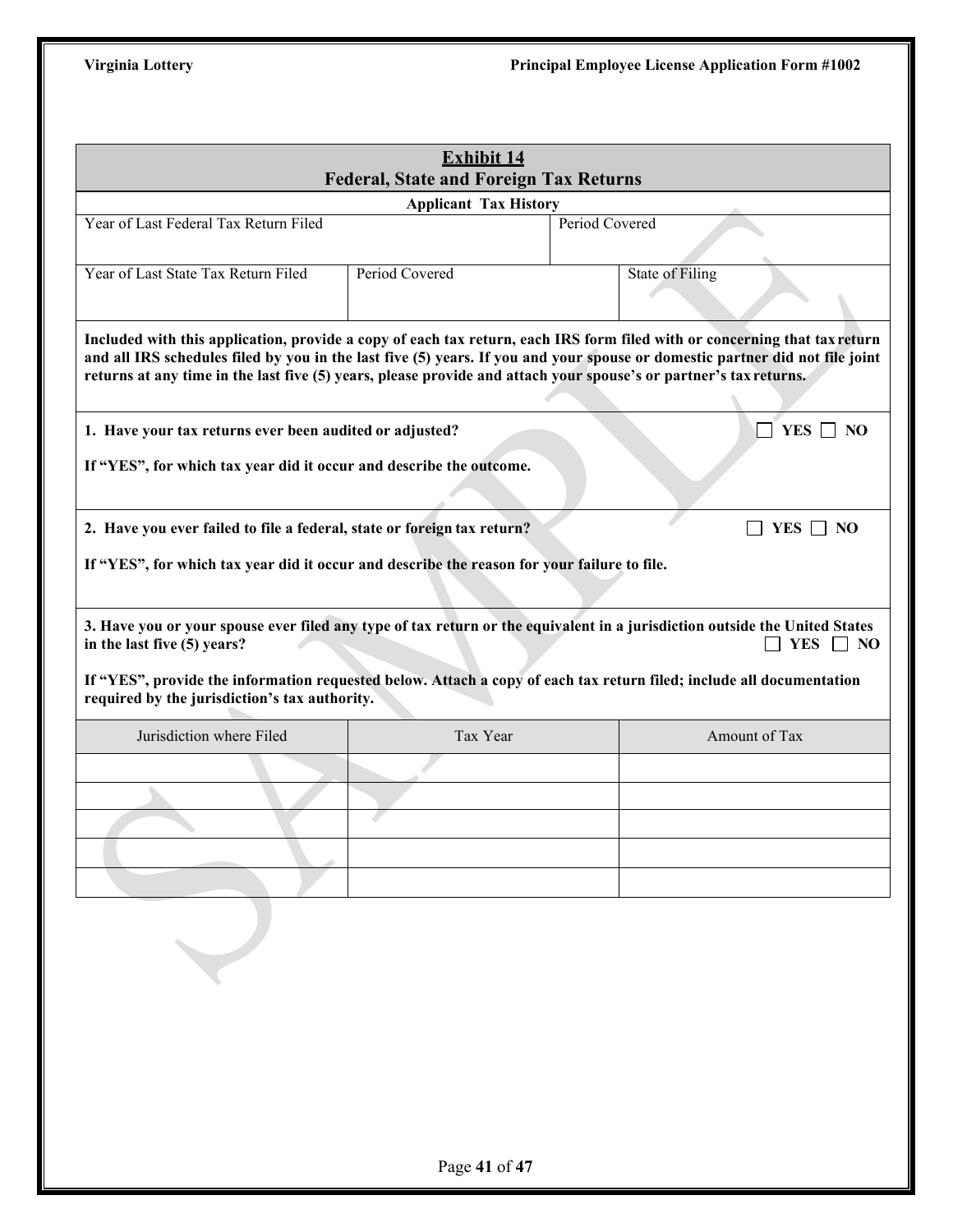## Exhibit 14
## Federal, State and Foreign Tax Returns

**Applicant Tax History**

| Year of Last Federal Tax Return Filed | | Period Covered |
|---|---|---|
| | | |

| Year of Last State Tax Return Filed | Period Covered | State of Filing |
|---|---|---|
| | | |

**Included with this application, provide a copy of each tax return, each IRS form filed with or concerning that tax return and all IRS schedules filed by you in the last five (5) years. If you and your spouse or domestic partner did not file joint returns at any time in the last five (5) years, please provide and attach your spouse's or partner's tax returns.**

**1. Have your tax returns ever been audited or adjusted?** ☐ **YES** ☐ **NO**

**If "YES", for which tax year did it occur and describe the outcome.**

**2. Have you ever failed to file a federal, state or foreign tax return?** ☐ **YES** ☐ **NO**

**If "YES", for which tax year did it occur and describe the reason for your failure to file.**

**3. Have you or your spouse ever filed any type of tax return or the equivalent in a jurisdiction outside the United States in the last five (5) years?** ☐ **YES** ☐ **NO**

**If "YES", provide the information requested below. Attach a copy of each tax return filed; include all documentation required by the jurisdiction's tax authority.**

| Jurisdiction where Filed | Tax Year | Amount of Tax |
|---|---|---|
| | | |
| | | |
| | | |
| | | |
| | | |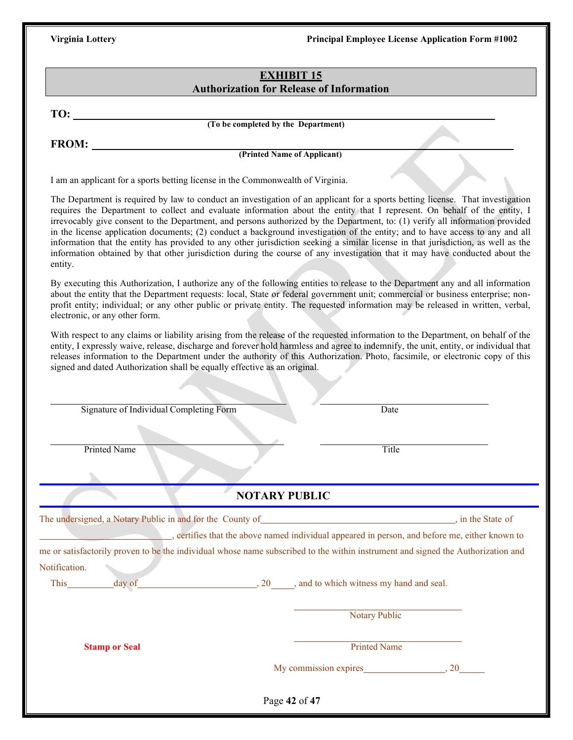## EXHIBIT 15
## Authorization for Release of Information

**TO:** ______________________________________________
**(To be completed by the Department)**

**FROM:** ______________________________________________
**(Printed Name of Applicant)**

I am an applicant for a sports betting license in the Commonwealth of Virginia.

The Department is required by law to conduct an investigation of an applicant for a sports betting license. That investigation requires the Department to collect and evaluate information about the entity that I represent. On behalf of the entity, I irrevocably give consent to the Department, and persons authorized by the Department, to: (1) verify all information provided in the license application documents; (2) conduct a background investigation of the entity; and to have access to any and all information that the entity has provided to any other jurisdiction seeking a similar license in that jurisdiction, as well as the information obtained by that other jurisdiction during the course of any investigation that it may have conducted about the entity.

By executing this Authorization, I authorize any of the following entities to release to the Department any and all information about the entity that the Department requests: local, State or federal government unit; commercial or business enterprise; non-profit entity; individual; or any other public or private entity. The requested information may be released in written, verbal, electronic, or any other form.

With respect to any claims or liability arising from the release of the requested information to the Department, on behalf of the entity, I expressly waive, release, discharge and forever hold harmless and agree to indemnify, the unit, entity, or individual that releases information to the Department under the authority of this Authorization. Photo, facsimile, or electronic copy of this signed and dated Authorization shall be equally effective as an original.

______________________________ ______________________________
Signature of Individual Completing Form Date

______________________________ ______________________________
Printed Name Title

## NOTARY PUBLIC

The undersigned, a Notary Public in and for the County of ______________________________, in the State of ______________________, certifies that the above named individual appeared in person, and before me, either known to me or satisfactorily proven to be the individual whose name subscribed to the within instrument and signed the Authorization and Notification.

This________day of______________________, 20_____, and to which witness my hand and seal.

______________________________
Notary Public

**Stamp or Seal**

______________________________
Printed Name

My commission expires________________, 20_____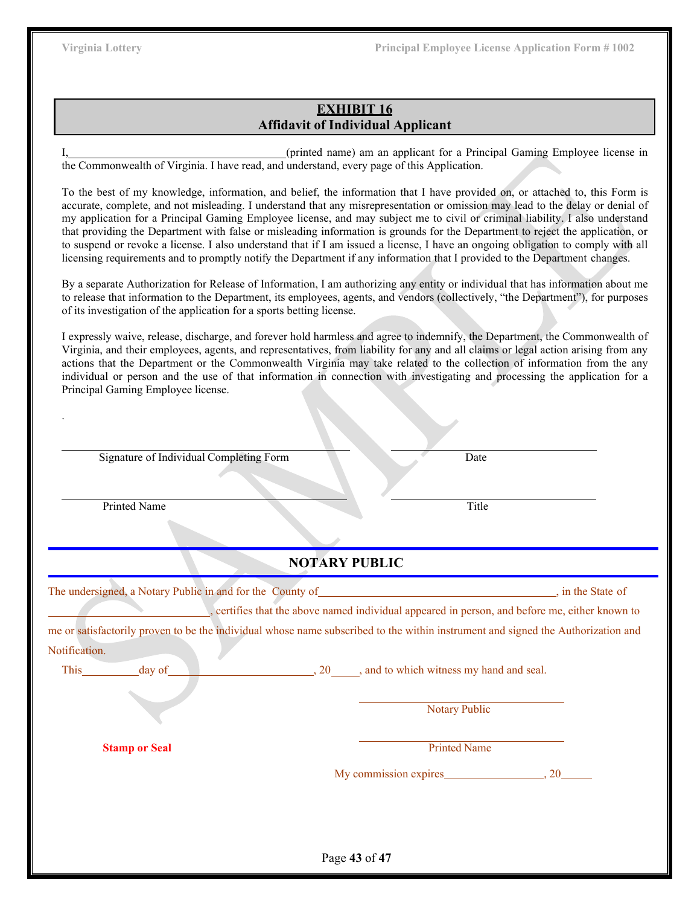## EXHIBIT 16
## Affidavit of Individual Applicant

I,______________________________________(printed name) am an applicant for a Principal Gaming Employee license in the Commonwealth of Virginia. I have read, and understand, every page of this Application.

To the best of my knowledge, information, and belief, the information that I have provided on, or attached to, this Form is accurate, complete, and not misleading. I understand that any misrepresentation or omission may lead to the delay or denial of my application for a Principal Gaming Employee license, and may subject me to civil or criminal liability. I also understand that providing the Department with false or misleading information is grounds for the Department to reject the application, or to suspend or revoke a license. I also understand that if I am issued a license, I have an ongoing obligation to comply with all licensing requirements and to promptly notify the Department if any information that I provided to the Department changes.

By a separate Authorization for Release of Information, I am authorizing any entity or individual that has information about me to release that information to the Department, its employees, agents, and vendors (collectively, "the Department"), for purposes of its investigation of the application for a sports betting license.

I expressly waive, release, discharge, and forever hold harmless and agree to indemnify, the Department, the Commonwealth of Virginia, and their employees, agents, and representatives, from liability for any and all claims or legal action arising from any actions that the Department or the Commonwealth Virginia may take related to the collection of information from the any individual or person and the use of that information in connection with investigating and processing the application for a Principal Gaming Employee license.

.

______________________________________ ______________________________
Signature of Individual Completing Form Date

______________________________________ ______________________________
Printed Name Title

## NOTARY PUBLIC

The undersigned, a Notary Public in and for the County of________________________________________, in the State of ___________________________, certifies that the above named individual appeared in person, and before me, either known to me or satisfactorily proven to be the individual whose name subscribed to the within instrument and signed the Authorization and Notification.

This__________day of_________________________, 20_____, and to which witness my hand and seal.

______________________________
Notary Public

**Stamp or Seal**

______________________________
Printed Name

My commission expires_________________, 20______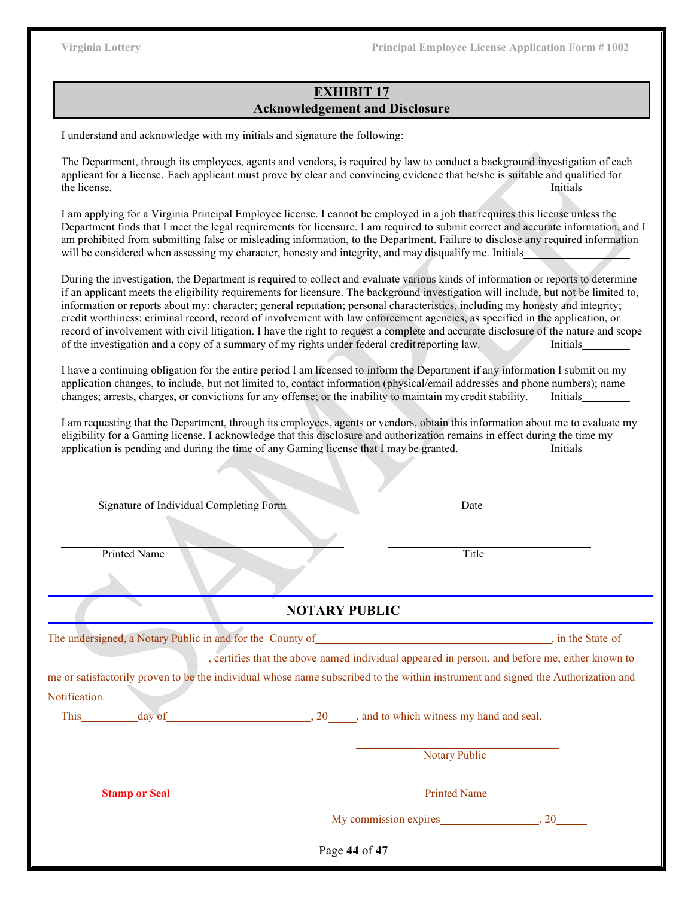## EXHIBIT 17
## Acknowledgement and Disclosure

I understand and acknowledge with my initials and signature the following:

The Department, through its employees, agents and vendors, is required by law to conduct a background investigation of each applicant for a license. Each applicant must prove by clear and convincing evidence that he/she is suitable and qualified for the license. Initials________

I am applying for a Virginia Principal Employee license. I cannot be employed in a job that requires this license unless the Department finds that I meet the legal requirements for licensure. I am required to submit correct and accurate information, and I am prohibited from submitting false or misleading information, to the Department. Failure to disclose any required information will be considered when assessing my character, honesty and integrity, and may disqualify me. Initials_________________

During the investigation, the Department is required to collect and evaluate various kinds of information or reports to determine if an applicant meets the eligibility requirements for licensure. The background investigation will include, but not be limited to, information or reports about my: character; general reputation; personal characteristics, including my honesty and integrity; credit worthiness; criminal record, record of involvement with law enforcement agencies, as specified in the application, or record of involvement with civil litigation. I have the right to request a complete and accurate disclosure of the nature and scope of the investigation and a copy of a summary of my rights under federal credit reporting law. Initials________

I have a continuing obligation for the entire period I am licensed to inform the Department if any information I submit on my application changes, to include, but not limited to, contact information (physical/email addresses and phone numbers); name changes; arrests, charges, or convictions for any offense; or the inability to maintain my credit stability. Initials________

I am requesting that the Department, through its employees, agents or vendors, obtain this information about me to evaluate my eligibility for a Gaming license. I acknowledge that this disclosure and authorization remains in effect during the time my application is pending and during the time of any Gaming license that I may be granted. Initials________

______________________________ Signature of Individual Completing Form

______________________________ Date

______________________________ Printed Name

______________________________ Title

## NOTARY PUBLIC

The undersigned, a Notary Public in and for the County of________________________________, in the State of ________________________, certifies that the above named individual appeared in person, and before me, either known to me or satisfactorily proven to be the individual whose name subscribed to the within instrument and signed the Authorization and Notification.

This_________day of________________________, 20_____, and to which witness my hand and seal.

______________________________ Notary Public

**Stamp or Seal**

______________________________ Printed Name

My commission expires_________________, 20______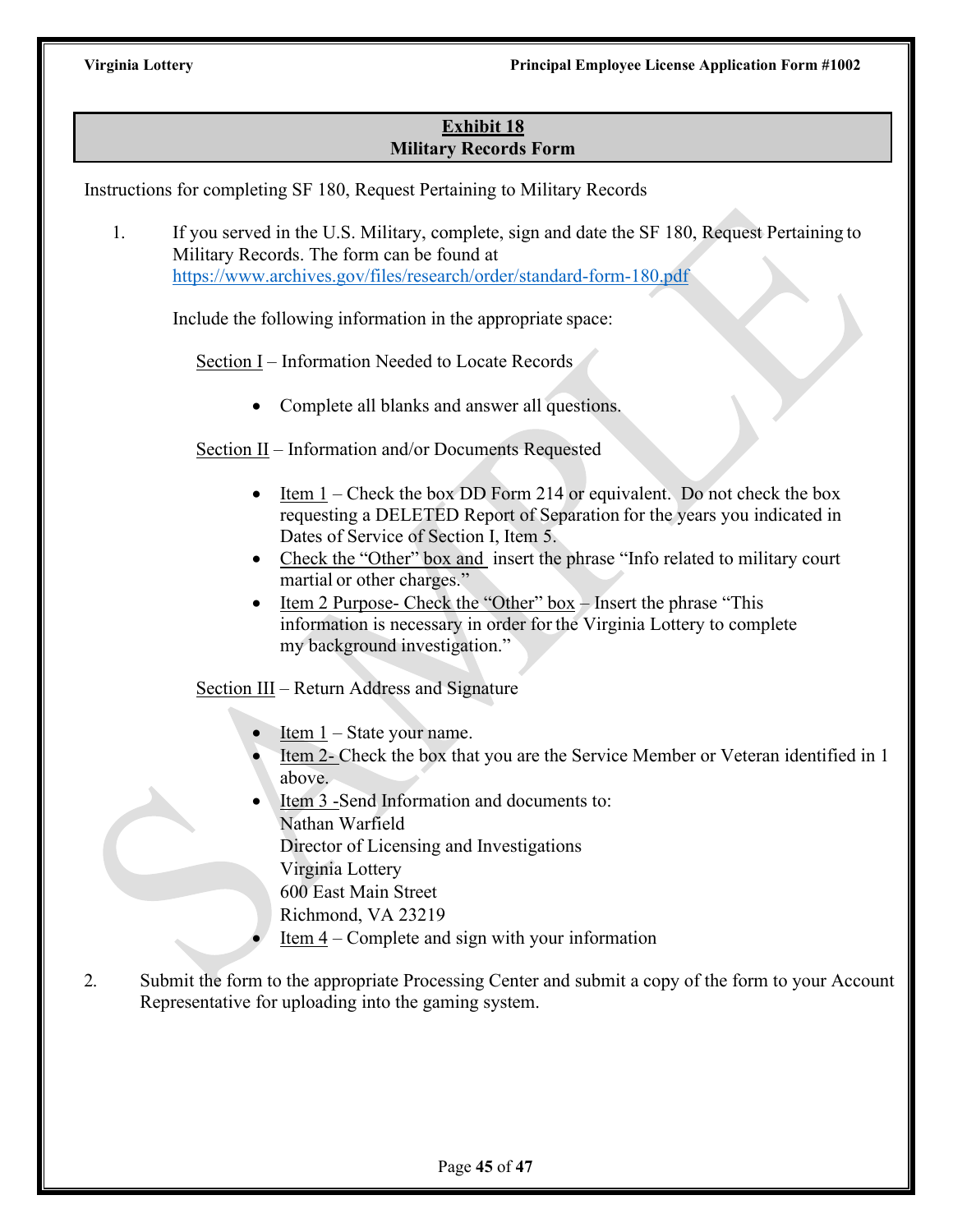**Exhibit 18**
**Military Records Form**

Instructions for completing SF 180, Request Pertaining to Military Records

1. If you served in the U.S. Military, complete, sign and date the SF 180, Request Pertaining to Military Records. The form can be found at https://www.archives.gov/files/research/order/standard-form-180.pdf

   Include the following information in the appropriate space:

   Section I – Information Needed to Locate Records

   - Complete all blanks and answer all questions.

   Section II – Information and/or Documents Requested

   - Item 1 – Check the box DD Form 214 or equivalent. Do not check the box requesting a DELETED Report of Separation for the years you indicated in Dates of Service of Section I, Item 5.
   - Check the "Other" box and insert the phrase "Info related to military court martial or other charges."
   - Item 2 Purpose- Check the "Other" box – Insert the phrase "This information is necessary in order for the Virginia Lottery to complete my background investigation."

   Section III – Return Address and Signature

   - Item 1 – State your name.
   - Item 2- Check the box that you are the Service Member or Veteran identified in 1 above.
   - Item 3 -Send Information and documents to:
     Nathan Warfield
     Director of Licensing and Investigations
     Virginia Lottery
     600 East Main Street
     Richmond, VA 23219
   - Item 4 – Complete and sign with your information

2. Submit the form to the appropriate Processing Center and submit a copy of the form to your Account Representative for uploading into the gaming system.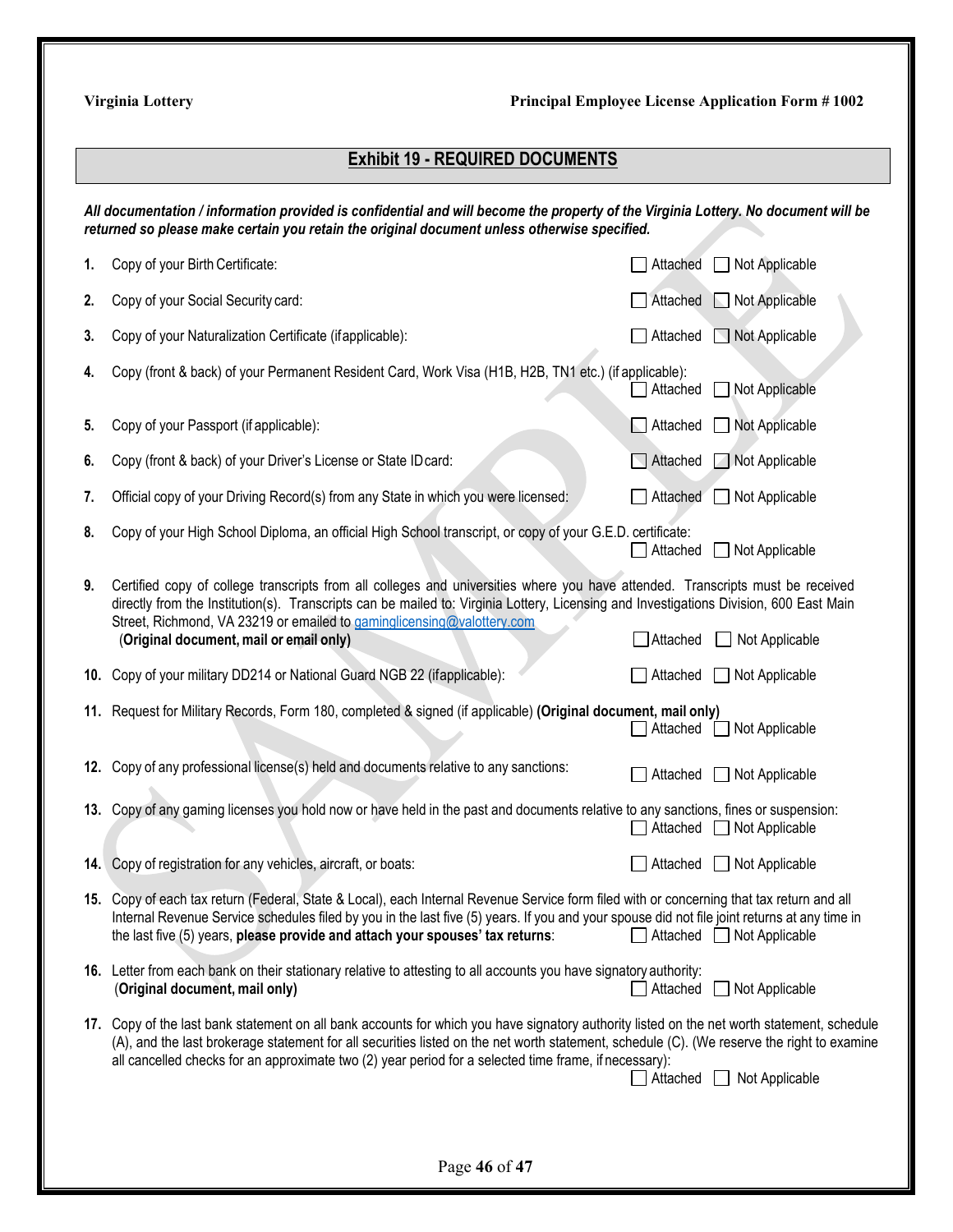## Exhibit 19 - REQUIRED DOCUMENTS

***All documentation / information provided is confidential and will become the property of the Virginia Lottery. No document will be returned so please make certain you retain the original document unless otherwise specified.***

1. Copy of your Birth Certificate: ☐ Attached ☐ Not Applicable

2. Copy of your Social Security card: ☐ Attached ☐ Not Applicable

3. Copy of your Naturalization Certificate (if applicable): ☐ Attached ☐ Not Applicable

4. Copy (front & back) of your Permanent Resident Card, Work Visa (H1B, H2B, TN1 etc.) (if applicable): ☐ Attached ☐ Not Applicable

5. Copy of your Passport (if applicable): ☐ Attached ☐ Not Applicable

6. Copy (front & back) of your Driver's License or State ID card: ☐ Attached ☐ Not Applicable

7. Official copy of your Driving Record(s) from any State in which you were licensed: ☐ Attached ☐ Not Applicable

8. Copy of your High School Diploma, an official High School transcript, or copy of your G.E.D. certificate: ☐ Attached ☐ Not Applicable

9. Certified copy of college transcripts from all colleges and universities where you have attended. Transcripts must be received directly from the Institution(s). Transcripts can be mailed to: Virginia Lottery, Licensing and Investigations Division, 600 East Main Street, Richmond, VA 23219 or emailed to gaminglicensing@valottery.com
   (**Original document, mail or email only**) ☐ Attached ☐ Not Applicable

10. Copy of your military DD214 or National Guard NGB 22 (if applicable): ☐ Attached ☐ Not Applicable

11. Request for Military Records, Form 180, completed & signed (if applicable) **(Original document, mail only)** ☐ Attached ☐ Not Applicable

12. Copy of any professional license(s) held and documents relative to any sanctions: ☐ Attached ☐ Not Applicable

13. Copy of any gaming licenses you hold now or have held in the past and documents relative to any sanctions, fines or suspension: ☐ Attached ☐ Not Applicable

14. Copy of registration for any vehicles, aircraft, or boats: ☐ Attached ☐ Not Applicable

15. Copy of each tax return (Federal, State & Local), each Internal Revenue Service form filed with or concerning that tax return and all Internal Revenue Service schedules filed by you in the last five (5) years. If you and your spouse did not file joint returns at any time in the last five (5) years, **please provide and attach your spouses' tax returns**: ☐ Attached ☐ Not Applicable

16. Letter from each bank on their stationary relative to attesting to all accounts you have signatory authority:
   (**Original document, mail only**) ☐ Attached ☐ Not Applicable

17. Copy of the last bank statement on all bank accounts for which you have signatory authority listed on the net worth statement, schedule (A), and the last brokerage statement for all securities listed on the net worth statement, schedule (C). (We reserve the right to examine all cancelled checks for an approximate two (2) year period for a selected time frame, if necessary): ☐ Attached ☐ Not Applicable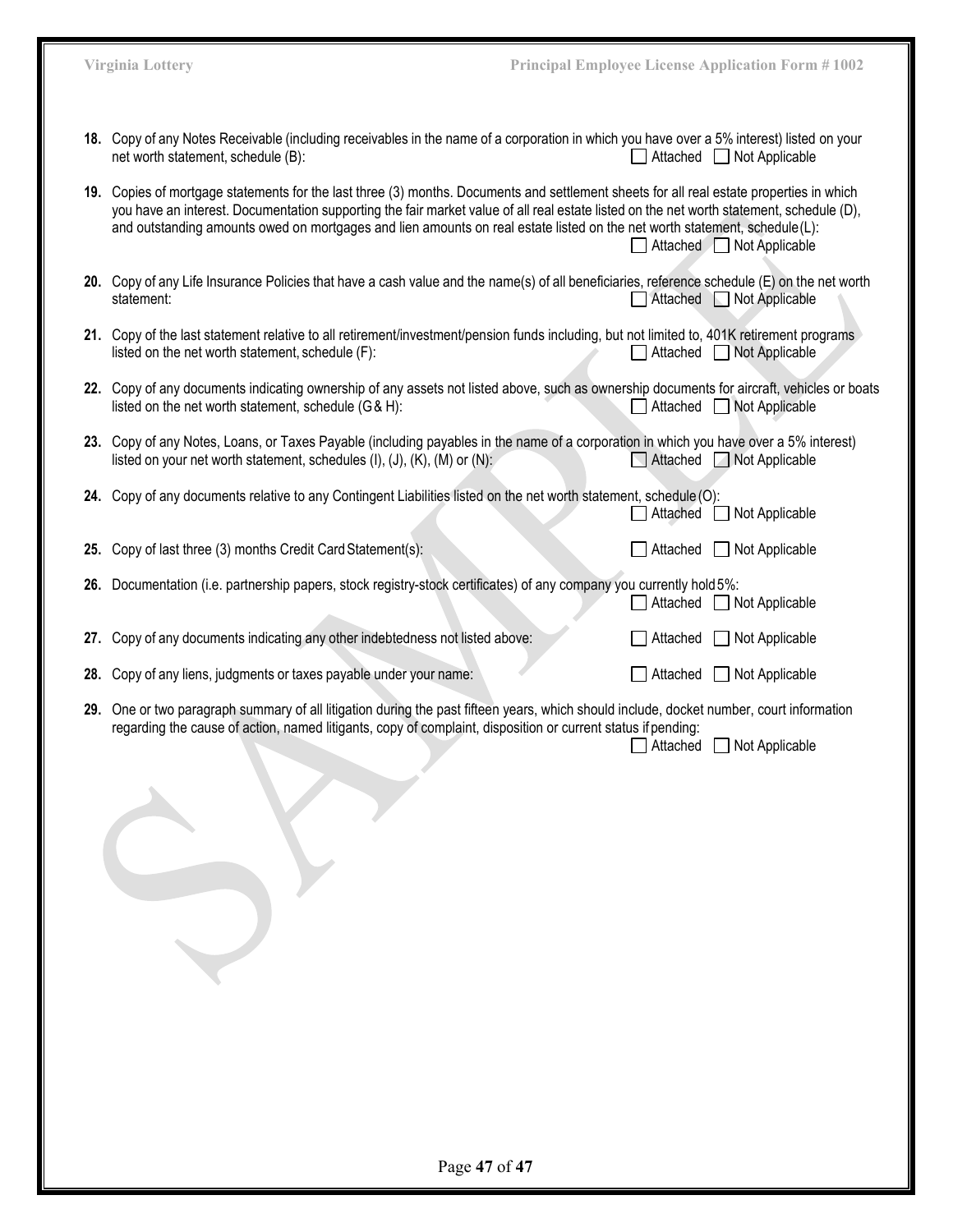18. Copy of any Notes Receivable (including receivables in the name of a corporation in which you have over a 5% interest) listed on your net worth statement, schedule (B): ☐ Attached ☐ Not Applicable

19. Copies of mortgage statements for the last three (3) months. Documents and settlement sheets for all real estate properties in which you have an interest. Documentation supporting the fair market value of all real estate listed on the net worth statement, schedule (D), and outstanding amounts owed on mortgages and lien amounts on real estate listed on the net worth statement, schedule (L): ☐ Attached ☐ Not Applicable

20. Copy of any Life Insurance Policies that have a cash value and the name(s) of all beneficiaries, reference schedule (E) on the net worth statement: ☐ Attached ☐ Not Applicable

21. Copy of the last statement relative to all retirement/investment/pension funds including, but not limited to, 401K retirement programs listed on the net worth statement, schedule (F): ☐ Attached ☐ Not Applicable

22. Copy of any documents indicating ownership of any assets not listed above, such as ownership documents for aircraft, vehicles or boats listed on the net worth statement, schedule (G & H): ☐ Attached ☐ Not Applicable

23. Copy of any Notes, Loans, or Taxes Payable (including payables in the name of a corporation in which you have over a 5% interest) listed on your net worth statement, schedules (I), (J), (K), (M) or (N): ☐ Attached ☐ Not Applicable

24. Copy of any documents relative to any Contingent Liabilities listed on the net worth statement, schedule (O): ☐ Attached ☐ Not Applicable

25. Copy of last three (3) months Credit Card Statement(s): ☐ Attached ☐ Not Applicable

26. Documentation (i.e. partnership papers, stock registry-stock certificates) of any company you currently hold 5%: ☐ Attached ☐ Not Applicable

27. Copy of any documents indicating any other indebtedness not listed above: ☐ Attached ☐ Not Applicable

28. Copy of any liens, judgments or taxes payable under your name: ☐ Attached ☐ Not Applicable

29. One or two paragraph summary of all litigation during the past fifteen years, which should include, docket number, court information regarding the cause of action, named litigants, copy of complaint, disposition or current status if pending: ☐ Attached ☐ Not Applicable